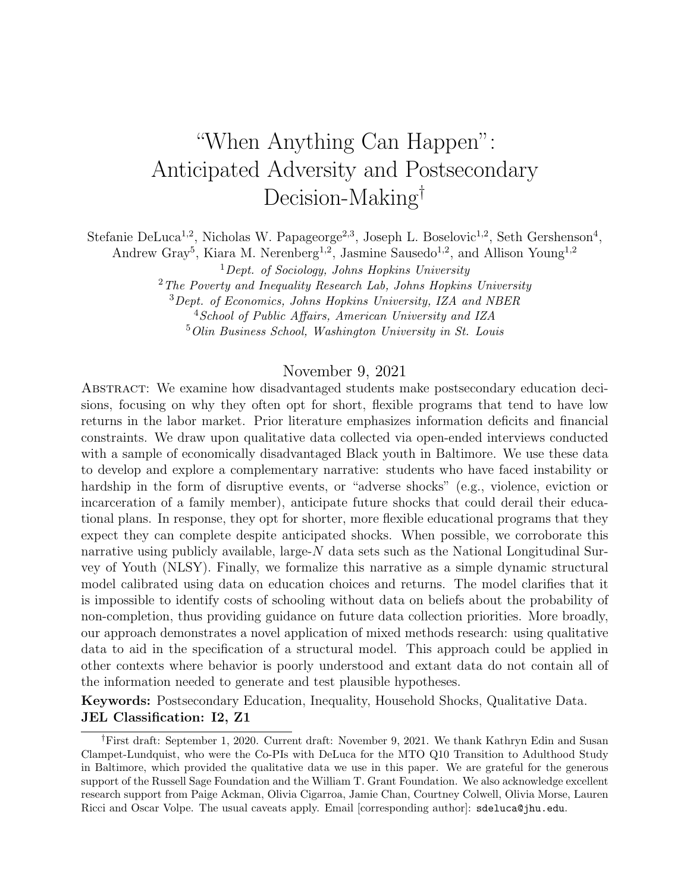# "When Anything Can Happen": Anticipated Adversity and Postsecondary Decision-Making[†]

Stefanie DeLuca[1,2], Nicholas W. Papageorge[2,3], Joseph L. Boselovic[1,2], Seth Gershenson[4], Andrew Gray[5], Kiara M. Nerenberg[1,2], Jasmine Sausedo[1,2], and Allison Young[1,2]

[1] *Dept. of Sociology, Johns Hopkins University*
[2] *The Poverty and Inequality Research Lab, Johns Hopkins University*
[3] *Dept. of Economics, Johns Hopkins University, IZA and NBER*
[4] *School of Public Affairs, American University and IZA*
[5] *Olin Business School, Washington University in St. Louis*

November 9, 2021

Abstract: We examine how disadvantaged students make postsecondary education decisions, focusing on why they often opt for short, flexible programs that tend to have low returns in the labor market. Prior literature emphasizes information deficits and financial constraints. We draw upon qualitative data collected via open-ended interviews conducted with a sample of economically disadvantaged Black youth in Baltimore. We use these data to develop and explore a complementary narrative: students who have faced instability or hardship in the form of disruptive events, or "adverse shocks" (e.g., violence, eviction or incarceration of a family member), anticipate future shocks that could derail their educational plans. In response, they opt for shorter, more flexible educational programs that they expect they can complete despite anticipated shocks. When possible, we corroborate this narrative using publicly available, large-$N$ data sets such as the National Longitudinal Survey of Youth (NLSY). Finally, we formalize this narrative as a simple dynamic structural model calibrated using data on education choices and returns. The model clarifies that it is impossible to identify costs of schooling without data on beliefs about the probability of non-completion, thus providing guidance on future data collection priorities. More broadly, our approach demonstrates a novel application of mixed methods research: using qualitative data to aid in the specification of a structural model. This approach could be applied in other contexts where behavior is poorly understood and extant data do not contain all of the information needed to generate and test plausible hypotheses.

**Keywords:** Postsecondary Education, Inequality, Household Shocks, Qualitative Data.
**JEL Classification: I2, Z1**

[†] First draft: September 1, 2020. Current draft: November 9, 2021. We thank Kathryn Edin and Susan Clampet-Lundquist, who were the Co-PIs with DeLuca for the MTO Q10 Transition to Adulthood Study in Baltimore, which provided the qualitative data we use in this paper. We are grateful for the generous support of the Russell Sage Foundation and the William T. Grant Foundation. We also acknowledge excellent research support from Paige Ackman, Olivia Cigarroa, Jamie Chan, Courtney Colwell, Olivia Morse, Lauren Ricci and Oscar Volpe. The usual caveats apply. Email [corresponding author]: sdeluca@jhu.edu.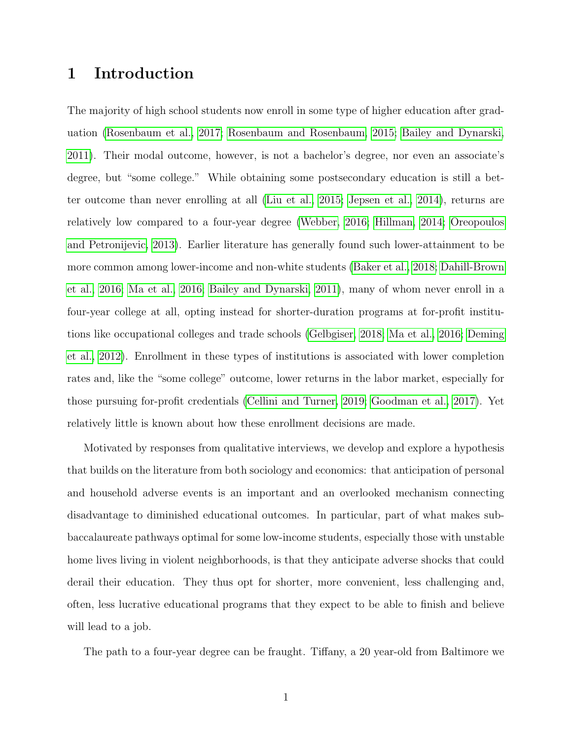# 1 Introduction

The majority of high school students now enroll in some type of higher education after graduation (Rosenbaum et al., 2017; Rosenbaum and Rosenbaum, 2015; Bailey and Dynarski, 2011). Their modal outcome, however, is not a bachelor's degree, nor even an associate's degree, but "some college." While obtaining some postsecondary education is still a better outcome than never enrolling at all (Liu et al., 2015; Jepsen et al., 2014), returns are relatively low compared to a four-year degree (Webber, 2016; Hillman, 2014; Oreopoulos and Petronijevic, 2013). Earlier literature has generally found such lower-attainment to be more common among lower-income and non-white students (Baker et al., 2018; Dahill-Brown et al., 2016; Ma et al., 2016; Bailey and Dynarski, 2011), many of whom never enroll in a four-year college at all, opting instead for shorter-duration programs at for-profit institutions like occupational colleges and trade schools (Gelbgiser, 2018; Ma et al., 2016; Deming et al., 2012). Enrollment in these types of institutions is associated with lower completion rates and, like the "some college" outcome, lower returns in the labor market, especially for those pursuing for-profit credentials (Cellini and Turner, 2019; Goodman et al., 2017). Yet relatively little is known about how these enrollment decisions are made.

Motivated by responses from qualitative interviews, we develop and explore a hypothesis that builds on the literature from both sociology and economics: that anticipation of personal and household adverse events is an important and an overlooked mechanism connecting disadvantage to diminished educational outcomes. In particular, part of what makes sub-baccalaureate pathways optimal for some low-income students, especially those with unstable home lives living in violent neighborhoods, is that they anticipate adverse shocks that could derail their education. They thus opt for shorter, more convenient, less challenging and, often, less lucrative educational programs that they expect to be able to finish and believe will lead to a job.

The path to a four-year degree can be fraught. Tiffany, a 20 year-old from Baltimore we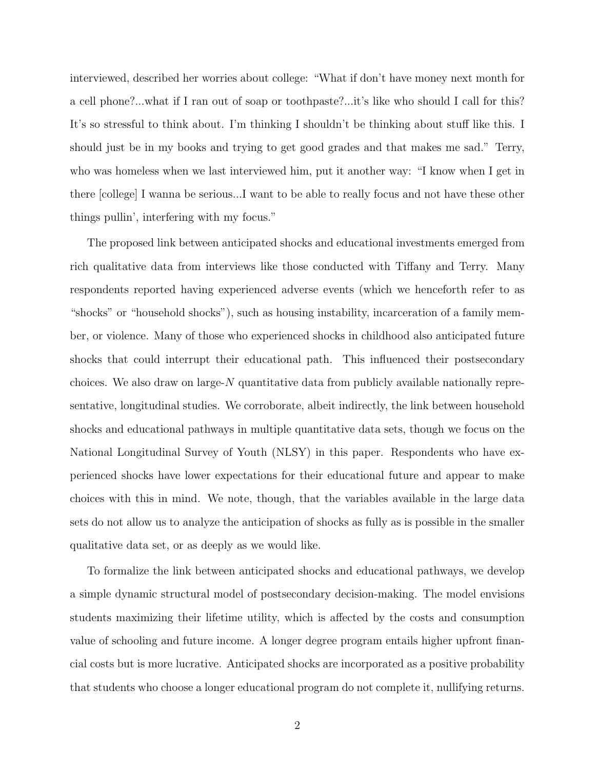interviewed, described her worries about college: "What if don't have money next month for a cell phone?...what if I ran out of soap or toothpaste?...it's like who should I call for this? It's so stressful to think about. I'm thinking I shouldn't be thinking about stuff like this. I should just be in my books and trying to get good grades and that makes me sad." Terry, who was homeless when we last interviewed him, put it another way: "I know when I get in there [college] I wanna be serious...I want to be able to really focus and not have these other things pullin', interfering with my focus."

The proposed link between anticipated shocks and educational investments emerged from rich qualitative data from interviews like those conducted with Tiffany and Terry. Many respondents reported having experienced adverse events (which we henceforth refer to as "shocks" or "household shocks"), such as housing instability, incarceration of a family member, or violence. Many of those who experienced shocks in childhood also anticipated future shocks that could interrupt their educational path. This influenced their postsecondary choices. We also draw on large-$N$ quantitative data from publicly available nationally representative, longitudinal studies. We corroborate, albeit indirectly, the link between household shocks and educational pathways in multiple quantitative data sets, though we focus on the National Longitudinal Survey of Youth (NLSY) in this paper. Respondents who have experienced shocks have lower expectations for their educational future and appear to make choices with this in mind. We note, though, that the variables available in the large data sets do not allow us to analyze the anticipation of shocks as fully as is possible in the smaller qualitative data set, or as deeply as we would like.

To formalize the link between anticipated shocks and educational pathways, we develop a simple dynamic structural model of postsecondary decision-making. The model envisions students maximizing their lifetime utility, which is affected by the costs and consumption value of schooling and future income. A longer degree program entails higher upfront financial costs but is more lucrative. Anticipated shocks are incorporated as a positive probability that students who choose a longer educational program do not complete it, nullifying returns.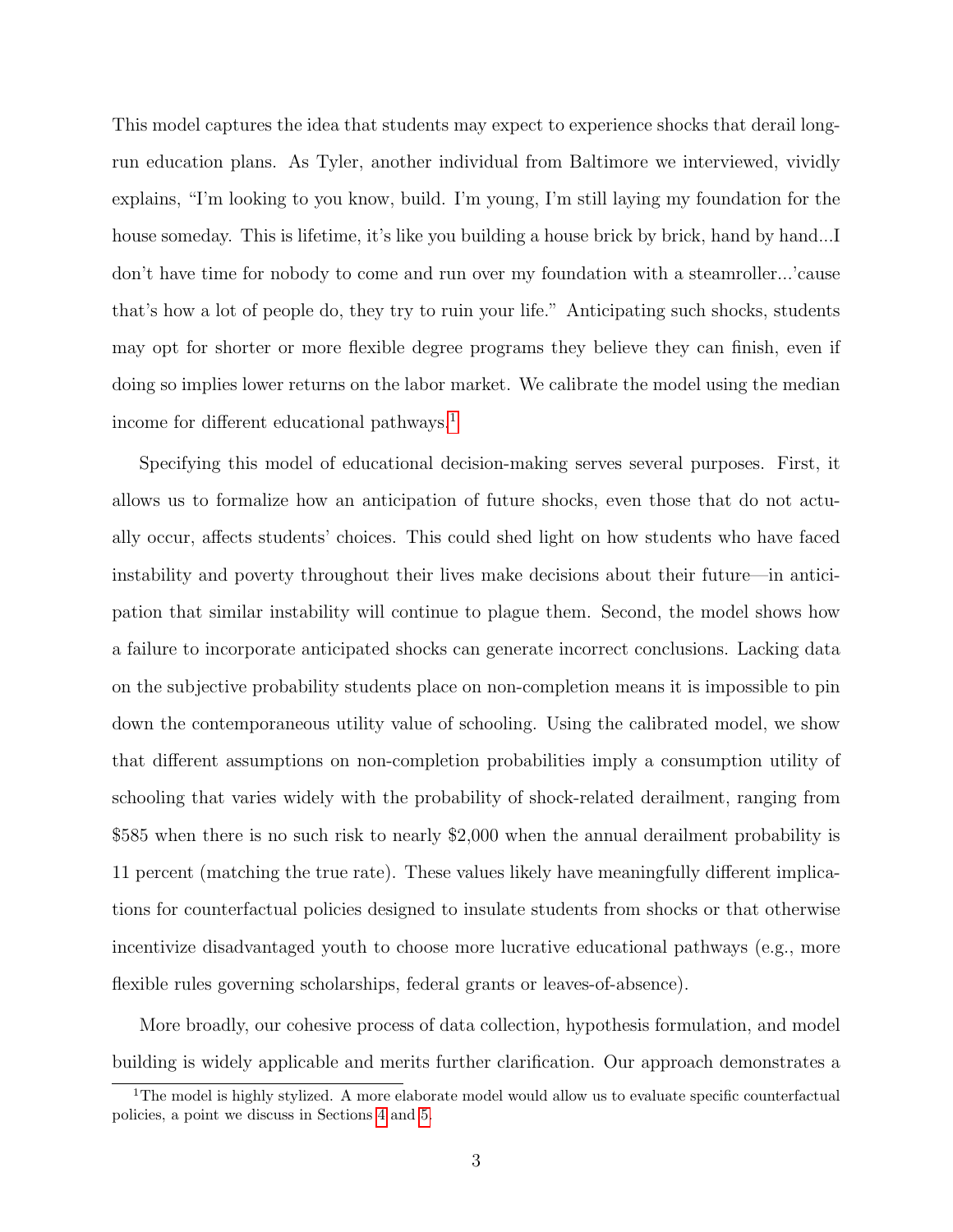This model captures the idea that students may expect to experience shocks that derail long-run education plans. As Tyler, another individual from Baltimore we interviewed, vividly explains, "I'm looking to you know, build. I'm young, I'm still laying my foundation for the house someday. This is lifetime, it's like you building a house brick by brick, hand by hand...I don't have time for nobody to come and run over my foundation with a steamroller...'cause that's how a lot of people do, they try to ruin your life." Anticipating such shocks, students may opt for shorter or more flexible degree programs they believe they can finish, even if doing so implies lower returns on the labor market. We calibrate the model using the median income for different educational pathways.[1]

Specifying this model of educational decision-making serves several purposes. First, it allows us to formalize how an anticipation of future shocks, even those that do not actually occur, affects students' choices. This could shed light on how students who have faced instability and poverty throughout their lives make decisions about their future—in anticipation that similar instability will continue to plague them. Second, the model shows how a failure to incorporate anticipated shocks can generate incorrect conclusions. Lacking data on the subjective probability students place on non-completion means it is impossible to pin down the contemporaneous utility value of schooling. Using the calibrated model, we show that different assumptions on non-completion probabilities imply a consumption utility of schooling that varies widely with the probability of shock-related derailment, ranging from $585 when there is no such risk to nearly $2,000 when the annual derailment probability is 11 percent (matching the true rate). These values likely have meaningfully different implications for counterfactual policies designed to insulate students from shocks or that otherwise incentivize disadvantaged youth to choose more lucrative educational pathways (e.g., more flexible rules governing scholarships, federal grants or leaves-of-absence).

More broadly, our cohesive process of data collection, hypothesis formulation, and model building is widely applicable and merits further clarification. Our approach demonstrates a

[1] The model is highly stylized. A more elaborate model would allow us to evaluate specific counterfactual policies, a point we discuss in Sections 4 and 5.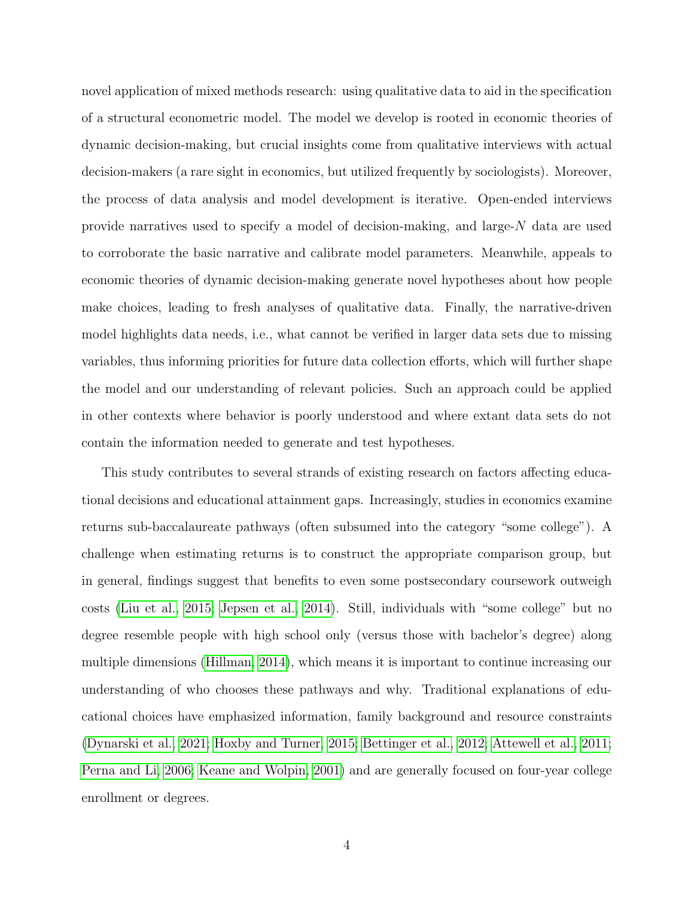novel application of mixed methods research: using qualitative data to aid in the specification of a structural econometric model. The model we develop is rooted in economic theories of dynamic decision-making, but crucial insights come from qualitative interviews with actual decision-makers (a rare sight in economics, but utilized frequently by sociologists). Moreover, the process of data analysis and model development is iterative. Open-ended interviews provide narratives used to specify a model of decision-making, and large-$N$ data are used to corroborate the basic narrative and calibrate model parameters. Meanwhile, appeals to economic theories of dynamic decision-making generate novel hypotheses about how people make choices, leading to fresh analyses of qualitative data. Finally, the narrative-driven model highlights data needs, i.e., what cannot be verified in larger data sets due to missing variables, thus informing priorities for future data collection efforts, which will further shape the model and our understanding of relevant policies. Such an approach could be applied in other contexts where behavior is poorly understood and where extant data sets do not contain the information needed to generate and test hypotheses.

This study contributes to several strands of existing research on factors affecting educational decisions and educational attainment gaps. Increasingly, studies in economics examine returns sub-baccalaureate pathways (often subsumed into the category "some college"). A challenge when estimating returns is to construct the appropriate comparison group, but in general, findings suggest that benefits to even some postsecondary coursework outweigh costs (Liu et al., 2015; Jepsen et al., 2014). Still, individuals with "some college" but no degree resemble people with high school only (versus those with bachelor's degree) along multiple dimensions (Hillman, 2014), which means it is important to continue increasing our understanding of who chooses these pathways and why. Traditional explanations of educational choices have emphasized information, family background and resource constraints (Dynarski et al., 2021; Hoxby and Turner, 2015; Bettinger et al., 2012; Attewell et al., 2011; Perna and Li, 2006; Keane and Wolpin, 2001) and are generally focused on four-year college enrollment or degrees.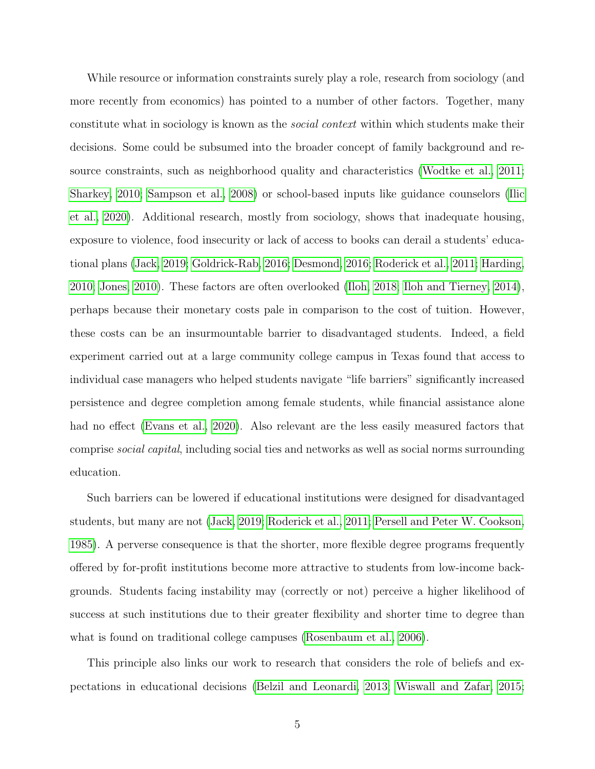While resource or information constraints surely play a role, research from sociology (and more recently from economics) has pointed to a number of other factors. Together, many constitute what in sociology is known as the *social context* within which students make their decisions. Some could be subsumed into the broader concept of family background and resource constraints, such as neighborhood quality and characteristics (Wodtke et al., 2011; Sharkey, 2010; Sampson et al., 2008) or school-based inputs like guidance counselors (Ilic et al., 2020). Additional research, mostly from sociology, shows that inadequate housing, exposure to violence, food insecurity or lack of access to books can derail a students' educational plans (Jack, 2019; Goldrick-Rab, 2016; Desmond, 2016; Roderick et al., 2011; Harding, 2010; Jones, 2010). These factors are often overlooked (Iloh, 2018; Iloh and Tierney, 2014), perhaps because their monetary costs pale in comparison to the cost of tuition. However, these costs can be an insurmountable barrier to disadvantaged students. Indeed, a field experiment carried out at a large community college campus in Texas found that access to individual case managers who helped students navigate "life barriers" significantly increased persistence and degree completion among female students, while financial assistance alone had no effect (Evans et al., 2020). Also relevant are the less easily measured factors that comprise *social capital*, including social ties and networks as well as social norms surrounding education.

Such barriers can be lowered if educational institutions were designed for disadvantaged students, but many are not (Jack, 2019; Roderick et al., 2011; Persell and Peter W. Cookson, 1985). A perverse consequence is that the shorter, more flexible degree programs frequently offered by for-profit institutions become more attractive to students from low-income backgrounds. Students facing instability may (correctly or not) perceive a higher likelihood of success at such institutions due to their greater flexibility and shorter time to degree than what is found on traditional college campuses (Rosenbaum et al., 2006).

This principle also links our work to research that considers the role of beliefs and expectations in educational decisions (Belzil and Leonardi, 2013; Wiswall and Zafar, 2015;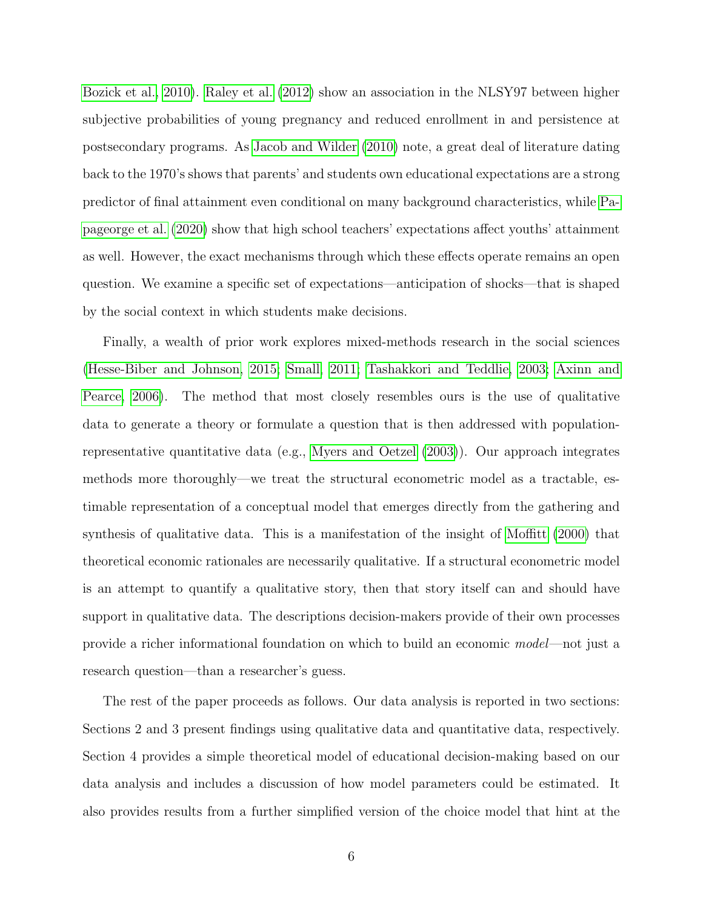Bozick et al., 2010). Raley et al. (2012) show an association in the NLSY97 between higher subjective probabilities of young pregnancy and reduced enrollment in and persistence at postsecondary programs. As Jacob and Wilder (2010) note, a great deal of literature dating back to the 1970's shows that parents' and students own educational expectations are a strong predictor of final attainment even conditional on many background characteristics, while Papageorge et al. (2020) show that high school teachers' expectations affect youths' attainment as well. However, the exact mechanisms through which these effects operate remains an open question. We examine a specific set of expectations—anticipation of shocks—that is shaped by the social context in which students make decisions.

Finally, a wealth of prior work explores mixed-methods research in the social sciences (Hesse-Biber and Johnson, 2015; Small, 2011; Tashakkori and Teddlie, 2003; Axinn and Pearce, 2006). The method that most closely resembles ours is the use of qualitative data to generate a theory or formulate a question that is then addressed with population-representative quantitative data (e.g., Myers and Oetzel (2003)). Our approach integrates methods more thoroughly—we treat the structural econometric model as a tractable, estimable representation of a conceptual model that emerges directly from the gathering and synthesis of qualitative data. This is a manifestation of the insight of Moffitt (2000) that theoretical economic rationales are necessarily qualitative. If a structural econometric model is an attempt to quantify a qualitative story, then that story itself can and should have support in qualitative data. The descriptions decision-makers provide of their own processes provide a richer informational foundation on which to build an economic *model*—not just a research question—than a researcher's guess.

The rest of the paper proceeds as follows. Our data analysis is reported in two sections: Sections 2 and 3 present findings using qualitative data and quantitative data, respectively. Section 4 provides a simple theoretical model of educational decision-making based on our data analysis and includes a discussion of how model parameters could be estimated. It also provides results from a further simplified version of the choice model that hint at the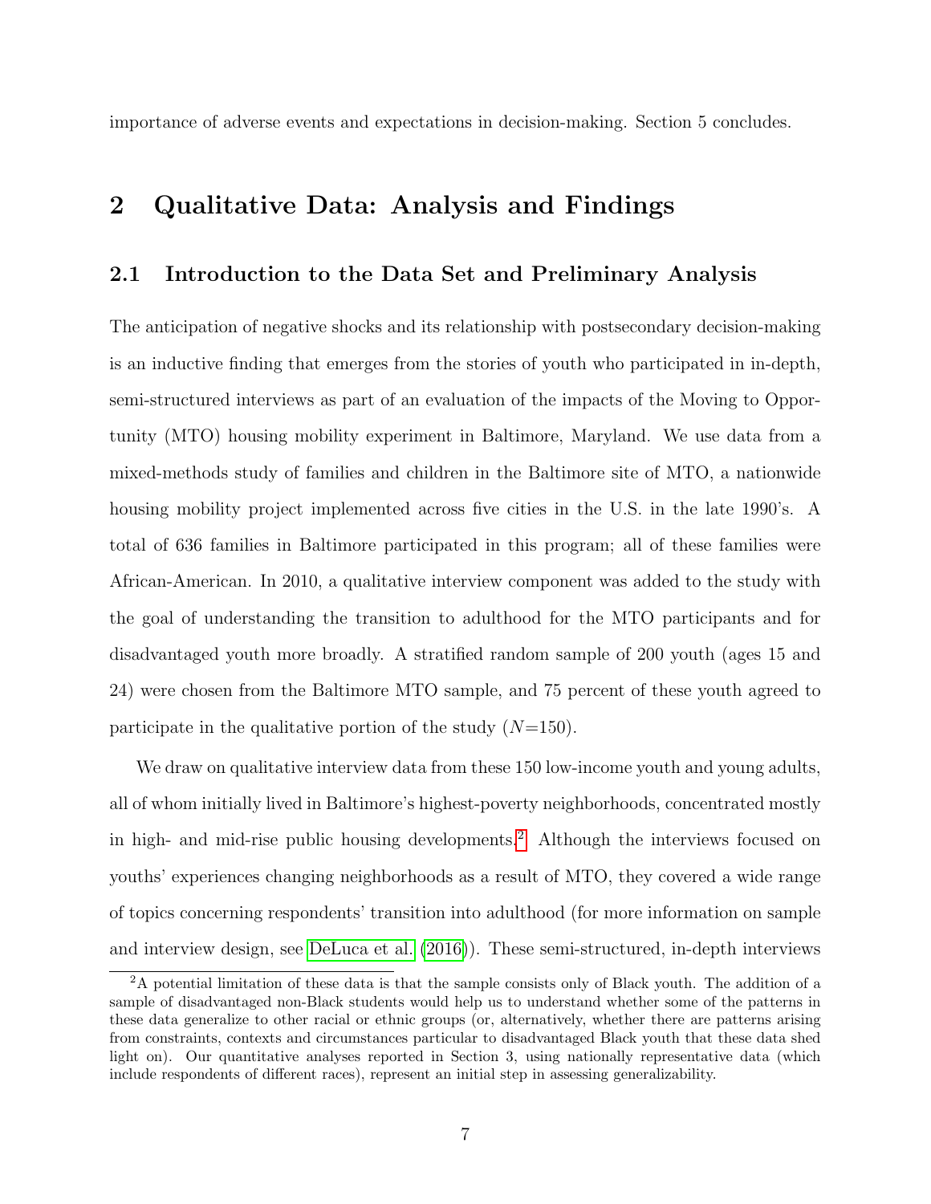importance of adverse events and expectations in decision-making. Section 5 concludes.

# 2 Qualitative Data: Analysis and Findings

## 2.1 Introduction to the Data Set and Preliminary Analysis

The anticipation of negative shocks and its relationship with postsecondary decision-making is an inductive finding that emerges from the stories of youth who participated in in-depth, semi-structured interviews as part of an evaluation of the impacts of the Moving to Opportunity (MTO) housing mobility experiment in Baltimore, Maryland. We use data from a mixed-methods study of families and children in the Baltimore site of MTO, a nationwide housing mobility project implemented across five cities in the U.S. in the late 1990's. A total of 636 families in Baltimore participated in this program; all of these families were African-American. In 2010, a qualitative interview component was added to the study with the goal of understanding the transition to adulthood for the MTO participants and for disadvantaged youth more broadly. A stratified random sample of 200 youth (ages 15 and 24) were chosen from the Baltimore MTO sample, and 75 percent of these youth agreed to participate in the qualitative portion of the study ($N$=150).

We draw on qualitative interview data from these 150 low-income youth and young adults, all of whom initially lived in Baltimore's highest-poverty neighborhoods, concentrated mostly in high- and mid-rise public housing developments.[2] Although the interviews focused on youths' experiences changing neighborhoods as a result of MTO, they covered a wide range of topics concerning respondents' transition into adulthood (for more information on sample and interview design, see DeLuca et al. (2016)). These semi-structured, in-depth interviews

[2]A potential limitation of these data is that the sample consists only of Black youth. The addition of a sample of disadvantaged non-Black students would help us to understand whether some of the patterns in these data generalize to other racial or ethnic groups (or, alternatively, whether there are patterns arising from constraints, contexts and circumstances particular to disadvantaged Black youth that these data shed light on). Our quantitative analyses reported in Section 3, using nationally representative data (which include respondents of different races), represent an initial step in assessing generalizability.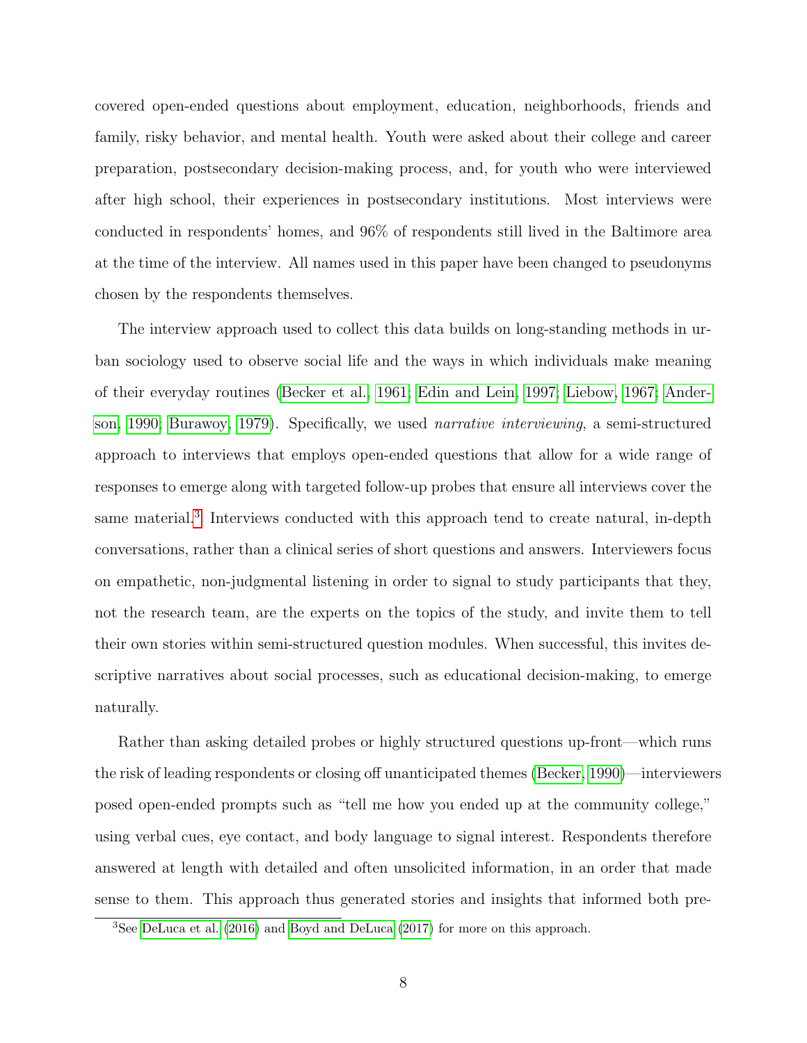covered open-ended questions about employment, education, neighborhoods, friends and family, risky behavior, and mental health. Youth were asked about their college and career preparation, postsecondary decision-making process, and, for youth who were interviewed after high school, their experiences in postsecondary institutions. Most interviews were conducted in respondents' homes, and 96% of respondents still lived in the Baltimore area at the time of the interview. All names used in this paper have been changed to pseudonyms chosen by the respondents themselves.

The interview approach used to collect this data builds on long-standing methods in urban sociology used to observe social life and the ways in which individuals make meaning of their everyday routines (Becker et al., 1961; Edin and Lein, 1997; Liebow, 1967; Anderson, 1990; Burawoy, 1979). Specifically, we used *narrative interviewing*, a semi-structured approach to interviews that employs open-ended questions that allow for a wide range of responses to emerge along with targeted follow-up probes that ensure all interviews cover the same material.[3] Interviews conducted with this approach tend to create natural, in-depth conversations, rather than a clinical series of short questions and answers. Interviewers focus on empathetic, non-judgmental listening in order to signal to study participants that they, not the research team, are the experts on the topics of the study, and invite them to tell their own stories within semi-structured question modules. When successful, this invites descriptive narratives about social processes, such as educational decision-making, to emerge naturally.

Rather than asking detailed probes or highly structured questions up-front—which runs the risk of leading respondents or closing off unanticipated themes (Becker, 1990)—interviewers posed open-ended prompts such as "tell me how you ended up at the community college," using verbal cues, eye contact, and body language to signal interest. Respondents therefore answered at length with detailed and often unsolicited information, in an order that made sense to them. This approach thus generated stories and insights that informed both pre-

[3] See DeLuca et al. (2016) and Boyd and DeLuca (2017) for more on this approach.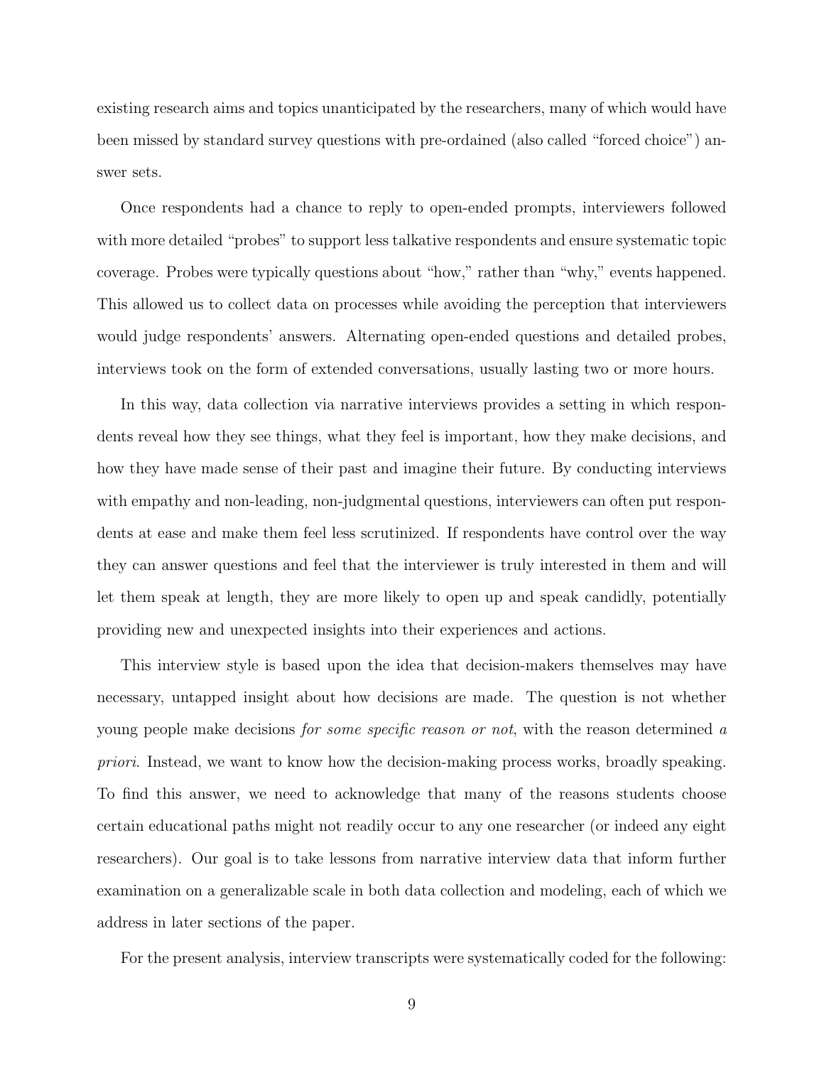existing research aims and topics unanticipated by the researchers, many of which would have been missed by standard survey questions with pre-ordained (also called "forced choice") answer sets.

Once respondents had a chance to reply to open-ended prompts, interviewers followed with more detailed "probes" to support less talkative respondents and ensure systematic topic coverage. Probes were typically questions about "how," rather than "why," events happened. This allowed us to collect data on processes while avoiding the perception that interviewers would judge respondents' answers. Alternating open-ended questions and detailed probes, interviews took on the form of extended conversations, usually lasting two or more hours.

In this way, data collection via narrative interviews provides a setting in which respondents reveal how they see things, what they feel is important, how they make decisions, and how they have made sense of their past and imagine their future. By conducting interviews with empathy and non-leading, non-judgmental questions, interviewers can often put respondents at ease and make them feel less scrutinized. If respondents have control over the way they can answer questions and feel that the interviewer is truly interested in them and will let them speak at length, they are more likely to open up and speak candidly, potentially providing new and unexpected insights into their experiences and actions.

This interview style is based upon the idea that decision-makers themselves may have necessary, untapped insight about how decisions are made. The question is not whether young people make decisions *for some specific reason or not*, with the reason determined *a priori*. Instead, we want to know how the decision-making process works, broadly speaking. To find this answer, we need to acknowledge that many of the reasons students choose certain educational paths might not readily occur to any one researcher (or indeed any eight researchers). Our goal is to take lessons from narrative interview data that inform further examination on a generalizable scale in both data collection and modeling, each of which we address in later sections of the paper.

For the present analysis, interview transcripts were systematically coded for the following: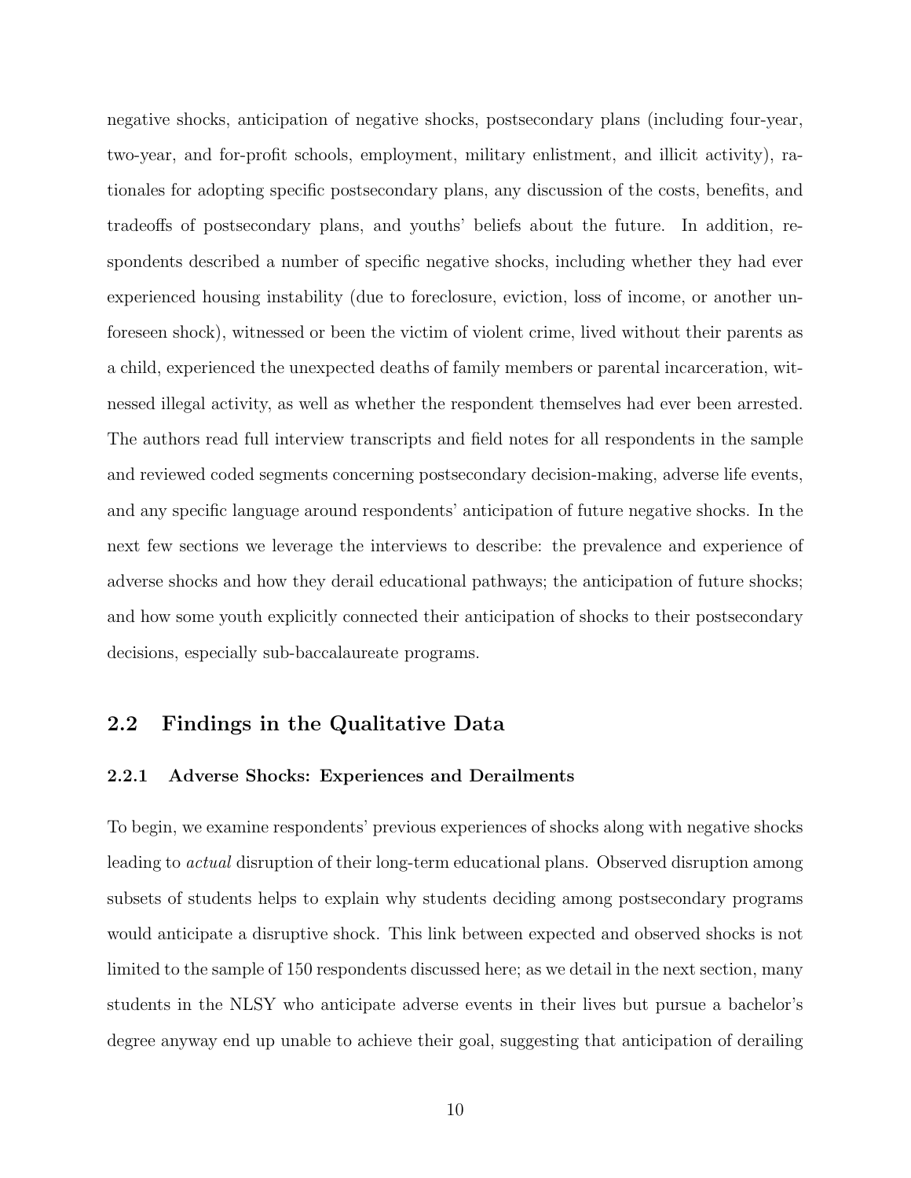negative shocks, anticipation of negative shocks, postsecondary plans (including four-year, two-year, and for-profit schools, employment, military enlistment, and illicit activity), rationales for adopting specific postsecondary plans, any discussion of the costs, benefits, and tradeoffs of postsecondary plans, and youths' beliefs about the future. In addition, respondents described a number of specific negative shocks, including whether they had ever experienced housing instability (due to foreclosure, eviction, loss of income, or another unforeseen shock), witnessed or been the victim of violent crime, lived without their parents as a child, experienced the unexpected deaths of family members or parental incarceration, witnessed illegal activity, as well as whether the respondent themselves had ever been arrested. The authors read full interview transcripts and field notes for all respondents in the sample and reviewed coded segments concerning postsecondary decision-making, adverse life events, and any specific language around respondents' anticipation of future negative shocks. In the next few sections we leverage the interviews to describe: the prevalence and experience of adverse shocks and how they derail educational pathways; the anticipation of future shocks; and how some youth explicitly connected their anticipation of shocks to their postsecondary decisions, especially sub-baccalaureate programs.

## 2.2 Findings in the Qualitative Data

### 2.2.1 Adverse Shocks: Experiences and Derailments

To begin, we examine respondents' previous experiences of shocks along with negative shocks leading to *actual* disruption of their long-term educational plans. Observed disruption among subsets of students helps to explain why students deciding among postsecondary programs would anticipate a disruptive shock. This link between expected and observed shocks is not limited to the sample of 150 respondents discussed here; as we detail in the next section, many students in the NLSY who anticipate adverse events in their lives but pursue a bachelor's degree anyway end up unable to achieve their goal, suggesting that anticipation of derailing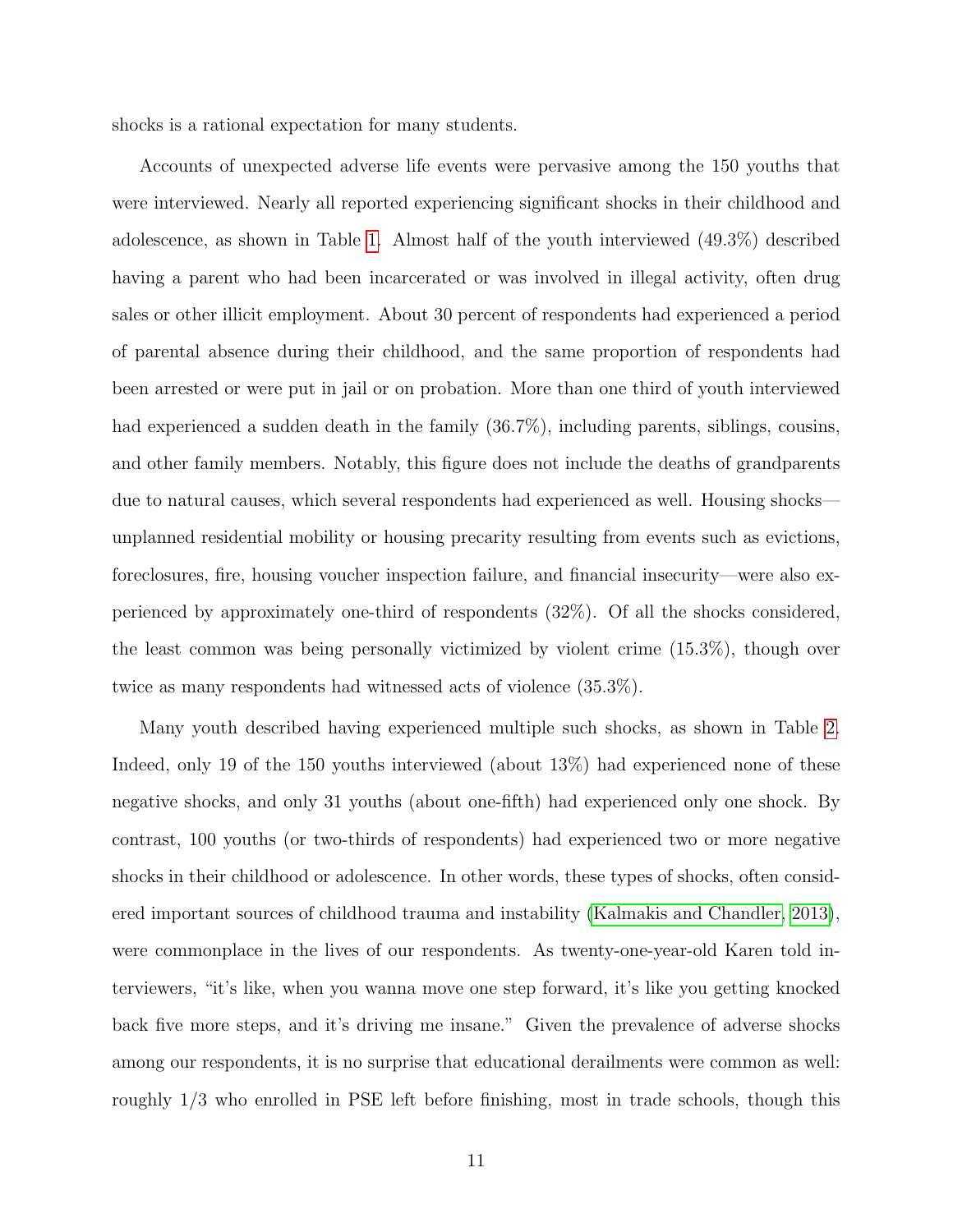shocks is a rational expectation for many students.

Accounts of unexpected adverse life events were pervasive among the 150 youths that were interviewed. Nearly all reported experiencing significant shocks in their childhood and adolescence, as shown in Table 1. Almost half of the youth interviewed (49.3%) described having a parent who had been incarcerated or was involved in illegal activity, often drug sales or other illicit employment. About 30 percent of respondents had experienced a period of parental absence during their childhood, and the same proportion of respondents had been arrested or were put in jail or on probation. More than one third of youth interviewed had experienced a sudden death in the family (36.7%), including parents, siblings, cousins, and other family members. Notably, this figure does not include the deaths of grandparents due to natural causes, which several respondents had experienced as well. Housing shocks—unplanned residential mobility or housing precarity resulting from events such as evictions, foreclosures, fire, housing voucher inspection failure, and financial insecurity—were also experienced by approximately one-third of respondents (32%). Of all the shocks considered, the least common was being personally victimized by violent crime (15.3%), though over twice as many respondents had witnessed acts of violence (35.3%).

Many youth described having experienced multiple such shocks, as shown in Table 2. Indeed, only 19 of the 150 youths interviewed (about 13%) had experienced none of these negative shocks, and only 31 youths (about one-fifth) had experienced only one shock. By contrast, 100 youths (or two-thirds of respondents) had experienced two or more negative shocks in their childhood or adolescence. In other words, these types of shocks, often considered important sources of childhood trauma and instability (Kalmakis and Chandler, 2013), were commonplace in the lives of our respondents. As twenty-one-year-old Karen told interviewers, "it's like, when you wanna move one step forward, it's like you getting knocked back five more steps, and it's driving me insane." Given the prevalence of adverse shocks among our respondents, it is no surprise that educational derailments were common as well: roughly 1/3 who enrolled in PSE left before finishing, most in trade schools, though this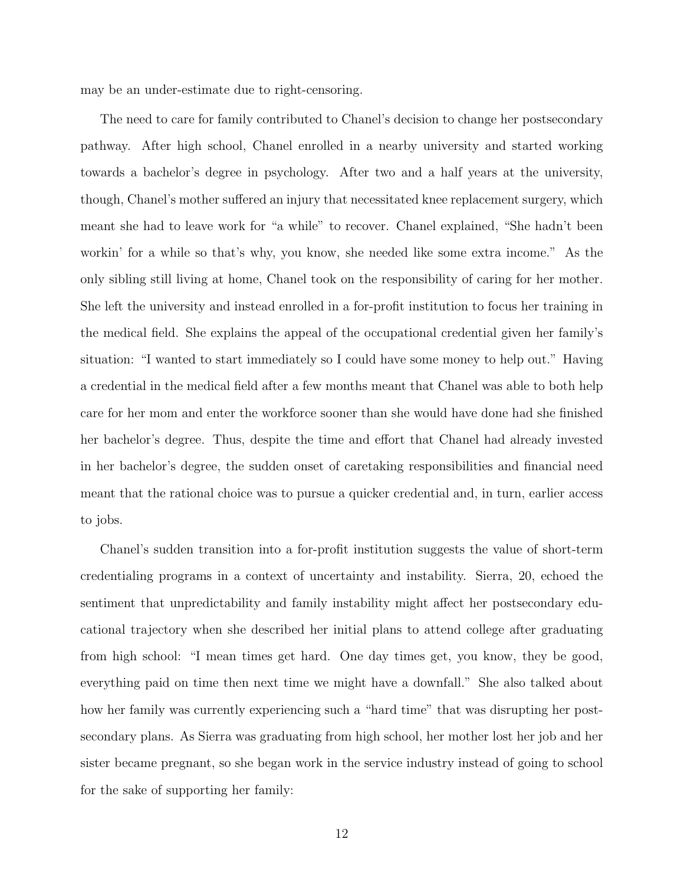may be an under-estimate due to right-censoring.

The need to care for family contributed to Chanel's decision to change her postsecondary pathway. After high school, Chanel enrolled in a nearby university and started working towards a bachelor's degree in psychology. After two and a half years at the university, though, Chanel's mother suffered an injury that necessitated knee replacement surgery, which meant she had to leave work for "a while" to recover. Chanel explained, "She hadn't been workin' for a while so that's why, you know, she needed like some extra income." As the only sibling still living at home, Chanel took on the responsibility of caring for her mother. She left the university and instead enrolled in a for-profit institution to focus her training in the medical field. She explains the appeal of the occupational credential given her family's situation: "I wanted to start immediately so I could have some money to help out." Having a credential in the medical field after a few months meant that Chanel was able to both help care for her mom and enter the workforce sooner than she would have done had she finished her bachelor's degree. Thus, despite the time and effort that Chanel had already invested in her bachelor's degree, the sudden onset of caretaking responsibilities and financial need meant that the rational choice was to pursue a quicker credential and, in turn, earlier access to jobs.

Chanel's sudden transition into a for-profit institution suggests the value of short-term credentialing programs in a context of uncertainty and instability. Sierra, 20, echoed the sentiment that unpredictability and family instability might affect her postsecondary educational trajectory when she described her initial plans to attend college after graduating from high school: "I mean times get hard. One day times get, you know, they be good, everything paid on time then next time we might have a downfall." She also talked about how her family was currently experiencing such a "hard time" that was disrupting her postsecondary plans. As Sierra was graduating from high school, her mother lost her job and her sister became pregnant, so she began work in the service industry instead of going to school for the sake of supporting her family: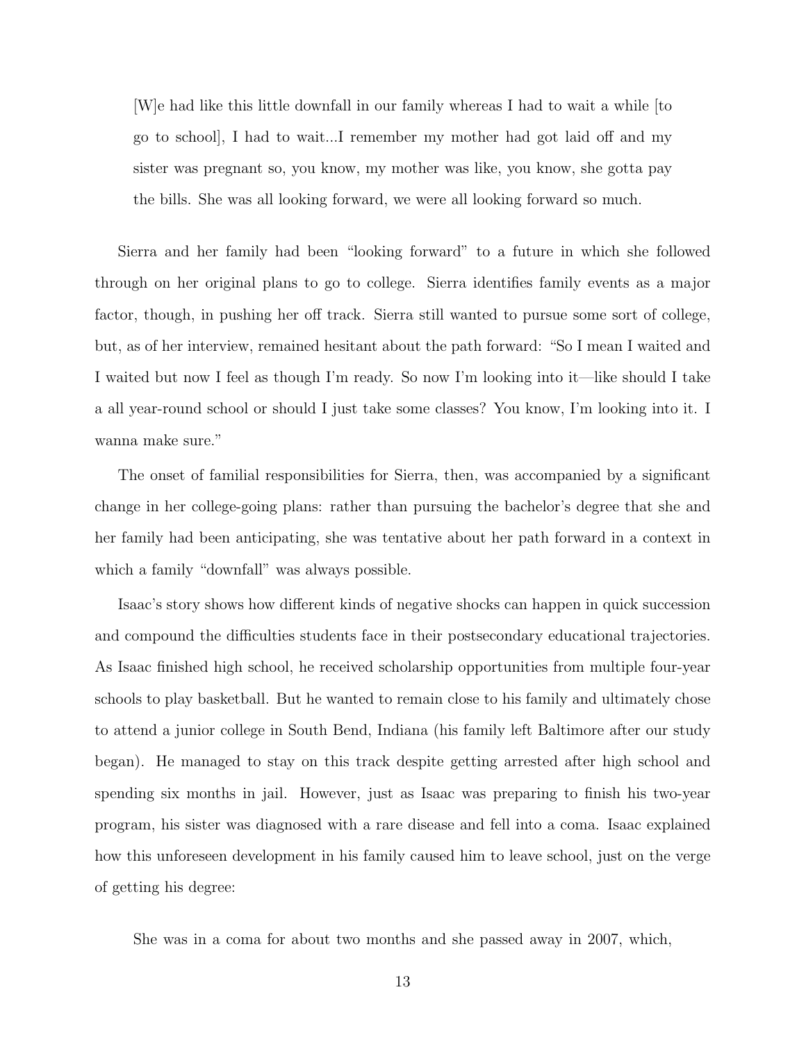> [W]e had like this little downfall in our family whereas I had to wait a while [to go to school], I had to wait...I remember my mother had got laid off and my sister was pregnant so, you know, my mother was like, you know, she gotta pay the bills. She was all looking forward, we were all looking forward so much.

Sierra and her family had been "looking forward" to a future in which she followed through on her original plans to go to college. Sierra identifies family events as a major factor, though, in pushing her off track. Sierra still wanted to pursue some sort of college, but, as of her interview, remained hesitant about the path forward: "So I mean I waited and I waited but now I feel as though I'm ready. So now I'm looking into it—like should I take a all year-round school or should I just take some classes? You know, I'm looking into it. I wanna make sure."

The onset of familial responsibilities for Sierra, then, was accompanied by a significant change in her college-going plans: rather than pursuing the bachelor's degree that she and her family had been anticipating, she was tentative about her path forward in a context in which a family "downfall" was always possible.

Isaac's story shows how different kinds of negative shocks can happen in quick succession and compound the difficulties students face in their postsecondary educational trajectories. As Isaac finished high school, he received scholarship opportunities from multiple four-year schools to play basketball. But he wanted to remain close to his family and ultimately chose to attend a junior college in South Bend, Indiana (his family left Baltimore after our study began). He managed to stay on this track despite getting arrested after high school and spending six months in jail. However, just as Isaac was preparing to finish his two-year program, his sister was diagnosed with a rare disease and fell into a coma. Isaac explained how this unforeseen development in his family caused him to leave school, just on the verge of getting his degree:

> She was in a coma for about two months and she passed away in 2007, which,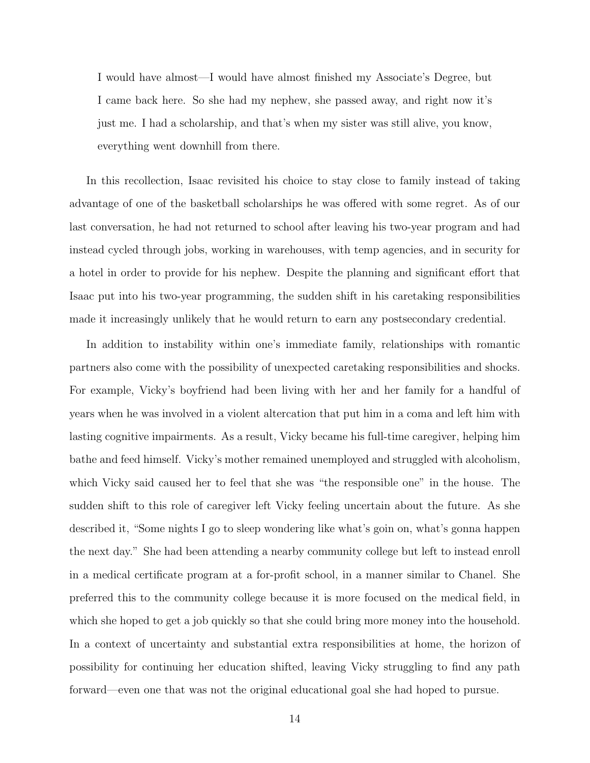> I would have almost—I would have almost finished my Associate's Degree, but I came back here. So she had my nephew, she passed away, and right now it's just me. I had a scholarship, and that's when my sister was still alive, you know, everything went downhill from there.

In this recollection, Isaac revisited his choice to stay close to family instead of taking advantage of one of the basketball scholarships he was offered with some regret. As of our last conversation, he had not returned to school after leaving his two-year program and had instead cycled through jobs, working in warehouses, with temp agencies, and in security for a hotel in order to provide for his nephew. Despite the planning and significant effort that Isaac put into his two-year programming, the sudden shift in his caretaking responsibilities made it increasingly unlikely that he would return to earn any postsecondary credential.

In addition to instability within one's immediate family, relationships with romantic partners also come with the possibility of unexpected caretaking responsibilities and shocks. For example, Vicky's boyfriend had been living with her and her family for a handful of years when he was involved in a violent altercation that put him in a coma and left him with lasting cognitive impairments. As a result, Vicky became his full-time caregiver, helping him bathe and feed himself. Vicky's mother remained unemployed and struggled with alcoholism, which Vicky said caused her to feel that she was "the responsible one" in the house. The sudden shift to this role of caregiver left Vicky feeling uncertain about the future. As she described it, "Some nights I go to sleep wondering like what's goin on, what's gonna happen the next day." She had been attending a nearby community college but left to instead enroll in a medical certificate program at a for-profit school, in a manner similar to Chanel. She preferred this to the community college because it is more focused on the medical field, in which she hoped to get a job quickly so that she could bring more money into the household. In a context of uncertainty and substantial extra responsibilities at home, the horizon of possibility for continuing her education shifted, leaving Vicky struggling to find any path forward—even one that was not the original educational goal she had hoped to pursue.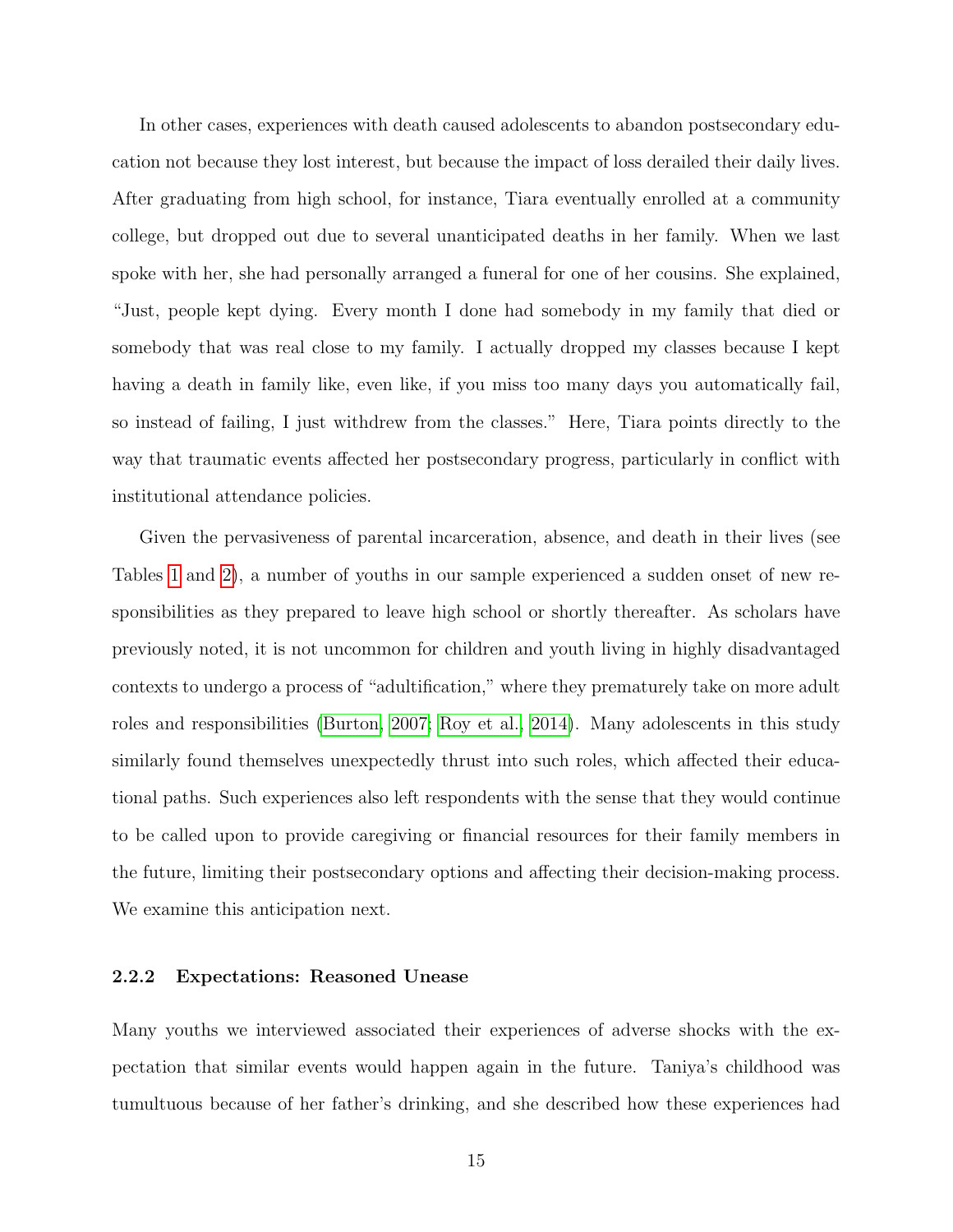In other cases, experiences with death caused adolescents to abandon postsecondary education not because they lost interest, but because the impact of loss derailed their daily lives. After graduating from high school, for instance, Tiara eventually enrolled at a community college, but dropped out due to several unanticipated deaths in her family. When we last spoke with her, she had personally arranged a funeral for one of her cousins. She explained, "Just, people kept dying. Every month I done had somebody in my family that died or somebody that was real close to my family. I actually dropped my classes because I kept having a death in family like, even like, if you miss too many days you automatically fail, so instead of failing, I just withdrew from the classes." Here, Tiara points directly to the way that traumatic events affected her postsecondary progress, particularly in conflict with institutional attendance policies.

Given the pervasiveness of parental incarceration, absence, and death in their lives (see Tables 1 and 2), a number of youths in our sample experienced a sudden onset of new responsibilities as they prepared to leave high school or shortly thereafter. As scholars have previously noted, it is not uncommon for children and youth living in highly disadvantaged contexts to undergo a process of "adultification," where they prematurely take on more adult roles and responsibilities (Burton, 2007; Roy et al., 2014). Many adolescents in this study similarly found themselves unexpectedly thrust into such roles, which affected their educational paths. Such experiences also left respondents with the sense that they would continue to be called upon to provide caregiving or financial resources for their family members in the future, limiting their postsecondary options and affecting their decision-making process. We examine this anticipation next.

#### 2.2.2 Expectations: Reasoned Unease

Many youths we interviewed associated their experiences of adverse shocks with the expectation that similar events would happen again in the future. Taniya's childhood was tumultuous because of her father's drinking, and she described how these experiences had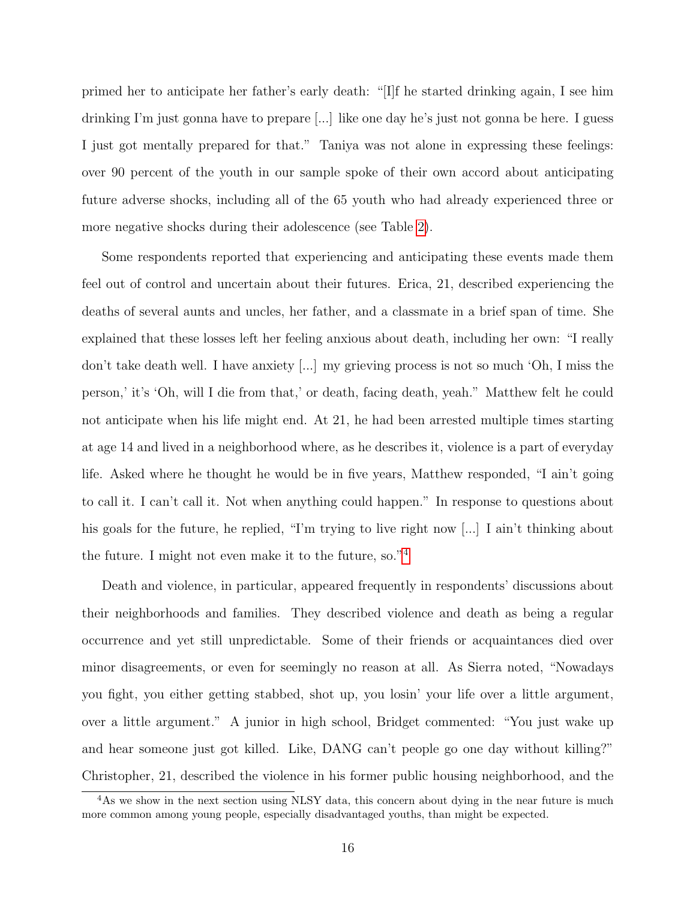primed her to anticipate her father's early death: "[I]f he started drinking again, I see him drinking I'm just gonna have to prepare [...] like one day he's just not gonna be here. I guess I just got mentally prepared for that." Taniya was not alone in expressing these feelings: over 90 percent of the youth in our sample spoke of their own accord about anticipating future adverse shocks, including all of the 65 youth who had already experienced three or more negative shocks during their adolescence (see Table 2).

Some respondents reported that experiencing and anticipating these events made them feel out of control and uncertain about their futures. Erica, 21, described experiencing the deaths of several aunts and uncles, her father, and a classmate in a brief span of time. She explained that these losses left her feeling anxious about death, including her own: "I really don't take death well. I have anxiety [...] my grieving process is not so much 'Oh, I miss the person,' it's 'Oh, will I die from that,' or death, facing death, yeah." Matthew felt he could not anticipate when his life might end. At 21, he had been arrested multiple times starting at age 14 and lived in a neighborhood where, as he describes it, violence is a part of everyday life. Asked where he thought he would be in five years, Matthew responded, "I ain't going to call it. I can't call it. Not when anything could happen." In response to questions about his goals for the future, he replied, "I'm trying to live right now [...] I ain't thinking about the future. I might not even make it to the future, so."[4]

Death and violence, in particular, appeared frequently in respondents' discussions about their neighborhoods and families. They described violence and death as being a regular occurrence and yet still unpredictable. Some of their friends or acquaintances died over minor disagreements, or even for seemingly no reason at all. As Sierra noted, "Nowadays you fight, you either getting stabbed, shot up, you losin' your life over a little argument, over a little argument." A junior in high school, Bridget commented: "You just wake up and hear someone just got killed. Like, DANG can't people go one day without killing?" Christopher, 21, described the violence in his former public housing neighborhood, and the

[4] As we show in the next section using NLSY data, this concern about dying in the near future is much more common among young people, especially disadvantaged youths, than might be expected.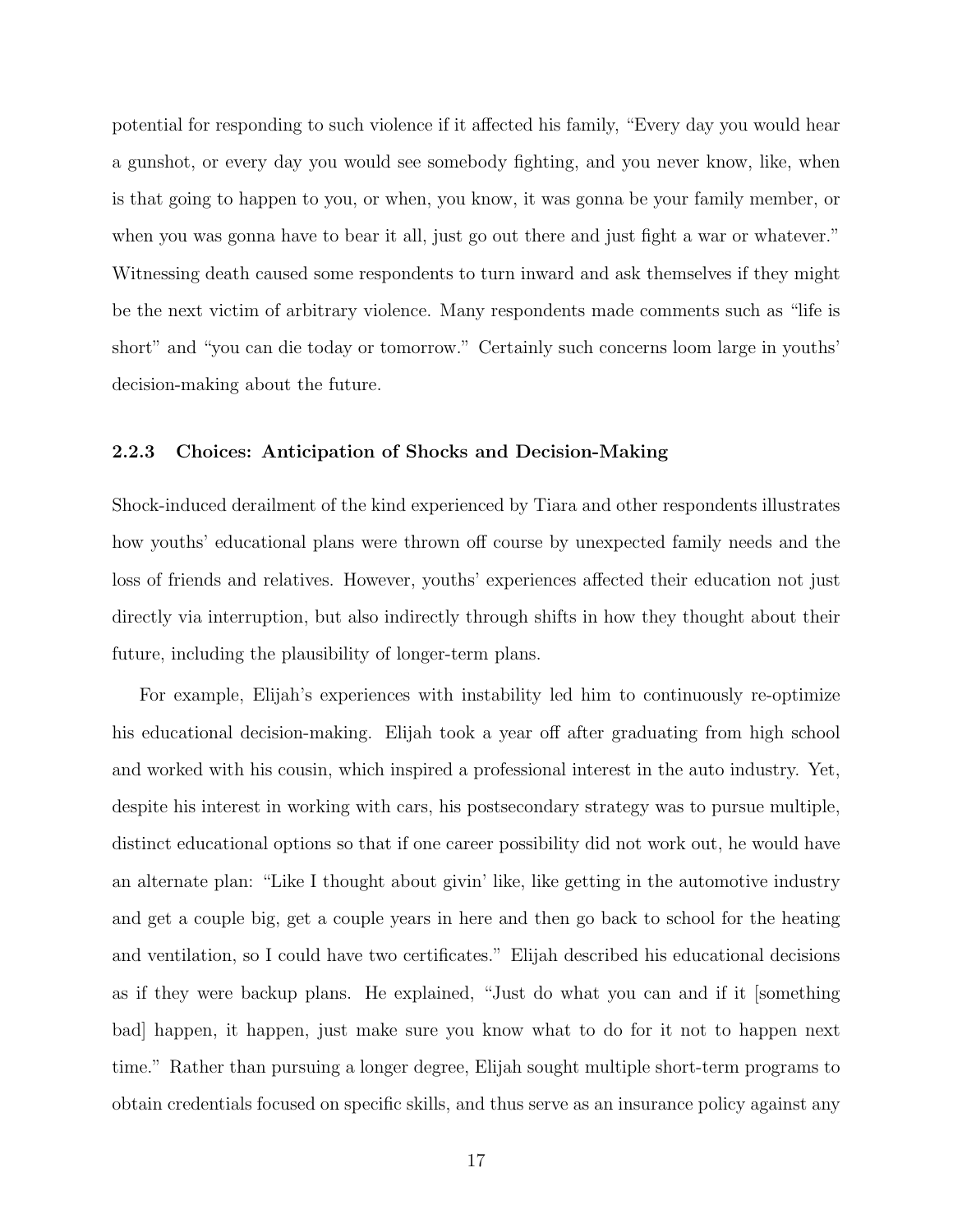potential for responding to such violence if it affected his family, "Every day you would hear a gunshot, or every day you would see somebody fighting, and you never know, like, when is that going to happen to you, or when, you know, it was gonna be your family member, or when you was gonna have to bear it all, just go out there and just fight a war or whatever." Witnessing death caused some respondents to turn inward and ask themselves if they might be the next victim of arbitrary violence. Many respondents made comments such as "life is short" and "you can die today or tomorrow." Certainly such concerns loom large in youths' decision-making about the future.

### 2.2.3 Choices: Anticipation of Shocks and Decision-Making

Shock-induced derailment of the kind experienced by Tiara and other respondents illustrates how youths' educational plans were thrown off course by unexpected family needs and the loss of friends and relatives. However, youths' experiences affected their education not just directly via interruption, but also indirectly through shifts in how they thought about their future, including the plausibility of longer-term plans.

For example, Elijah's experiences with instability led him to continuously re-optimize his educational decision-making. Elijah took a year off after graduating from high school and worked with his cousin, which inspired a professional interest in the auto industry. Yet, despite his interest in working with cars, his postsecondary strategy was to pursue multiple, distinct educational options so that if one career possibility did not work out, he would have an alternate plan: "Like I thought about givin' like, like getting in the automotive industry and get a couple big, get a couple years in here and then go back to school for the heating and ventilation, so I could have two certificates." Elijah described his educational decisions as if they were backup plans. He explained, "Just do what you can and if it [something bad] happen, it happen, just make sure you know what to do for it not to happen next time." Rather than pursuing a longer degree, Elijah sought multiple short-term programs to obtain credentials focused on specific skills, and thus serve as an insurance policy against any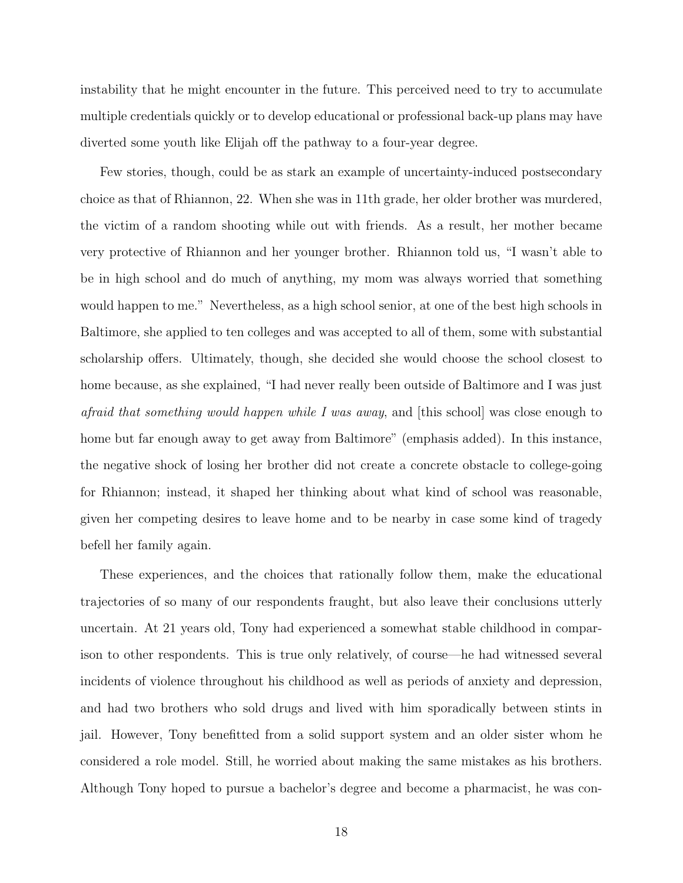instability that he might encounter in the future. This perceived need to try to accumulate multiple credentials quickly or to develop educational or professional back-up plans may have diverted some youth like Elijah off the pathway to a four-year degree.

Few stories, though, could be as stark an example of uncertainty-induced postsecondary choice as that of Rhiannon, 22. When she was in 11th grade, her older brother was murdered, the victim of a random shooting while out with friends. As a result, her mother became very protective of Rhiannon and her younger brother. Rhiannon told us, "I wasn't able to be in high school and do much of anything, my mom was always worried that something would happen to me." Nevertheless, as a high school senior, at one of the best high schools in Baltimore, she applied to ten colleges and was accepted to all of them, some with substantial scholarship offers. Ultimately, though, she decided she would choose the school closest to home because, as she explained, "I had never really been outside of Baltimore and I was just *afraid that something would happen while I was away*, and [this school] was close enough to home but far enough away to get away from Baltimore" (emphasis added). In this instance, the negative shock of losing her brother did not create a concrete obstacle to college-going for Rhiannon; instead, it shaped her thinking about what kind of school was reasonable, given her competing desires to leave home and to be nearby in case some kind of tragedy befell her family again.

These experiences, and the choices that rationally follow them, make the educational trajectories of so many of our respondents fraught, but also leave their conclusions utterly uncertain. At 21 years old, Tony had experienced a somewhat stable childhood in comparison to other respondents. This is true only relatively, of course—he had witnessed several incidents of violence throughout his childhood as well as periods of anxiety and depression, and had two brothers who sold drugs and lived with him sporadically between stints in jail. However, Tony benefitted from a solid support system and an older sister whom he considered a role model. Still, he worried about making the same mistakes as his brothers. Although Tony hoped to pursue a bachelor's degree and become a pharmacist, he was con-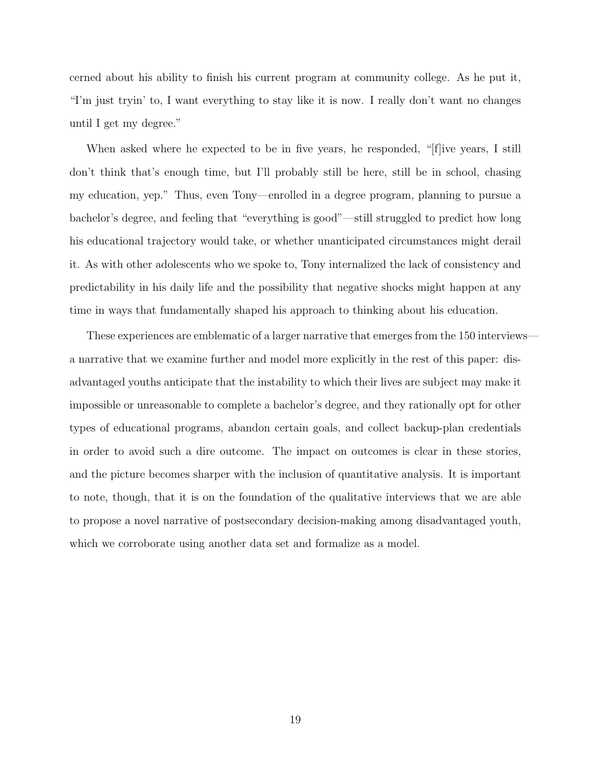cerned about his ability to finish his current program at community college. As he put it, "I'm just tryin' to, I want everything to stay like it is now. I really don't want no changes until I get my degree."

When asked where he expected to be in five years, he responded, "[f]ive years, I still don't think that's enough time, but I'll probably still be here, still be in school, chasing my education, yep." Thus, even Tony—enrolled in a degree program, planning to pursue a bachelor's degree, and feeling that "everything is good"—still struggled to predict how long his educational trajectory would take, or whether unanticipated circumstances might derail it. As with other adolescents who we spoke to, Tony internalized the lack of consistency and predictability in his daily life and the possibility that negative shocks might happen at any time in ways that fundamentally shaped his approach to thinking about his education.

These experiences are emblematic of a larger narrative that emerges from the 150 interviews—a narrative that we examine further and model more explicitly in the rest of this paper: disadvantaged youths anticipate that the instability to which their lives are subject may make it impossible or unreasonable to complete a bachelor's degree, and they rationally opt for other types of educational programs, abandon certain goals, and collect backup-plan credentials in order to avoid such a dire outcome. The impact on outcomes is clear in these stories, and the picture becomes sharper with the inclusion of quantitative analysis. It is important to note, though, that it is on the foundation of the qualitative interviews that we are able to propose a novel narrative of postsecondary decision-making among disadvantaged youth, which we corroborate using another data set and formalize as a model.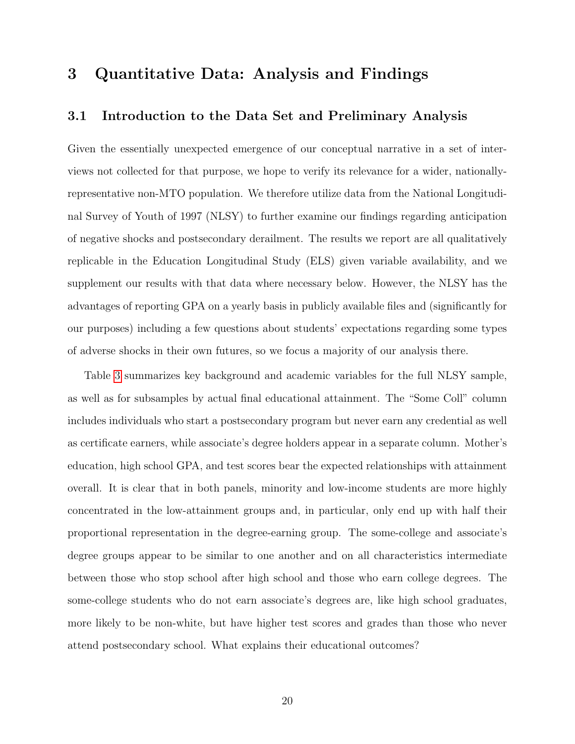# 3 Quantitative Data: Analysis and Findings

## 3.1 Introduction to the Data Set and Preliminary Analysis

Given the essentially unexpected emergence of our conceptual narrative in a set of interviews not collected for that purpose, we hope to verify its relevance for a wider, nationally-representative non-MTO population. We therefore utilize data from the National Longitudinal Survey of Youth of 1997 (NLSY) to further examine our findings regarding anticipation of negative shocks and postsecondary derailment. The results we report are all qualitatively replicable in the Education Longitudinal Study (ELS) given variable availability, and we supplement our results with that data where necessary below. However, the NLSY has the advantages of reporting GPA on a yearly basis in publicly available files and (significantly for our purposes) including a few questions about students' expectations regarding some types of adverse shocks in their own futures, so we focus a majority of our analysis there.

Table 3 summarizes key background and academic variables for the full NLSY sample, as well as for subsamples by actual final educational attainment. The "Some Coll" column includes individuals who start a postsecondary program but never earn any credential as well as certificate earners, while associate's degree holders appear in a separate column. Mother's education, high school GPA, and test scores bear the expected relationships with attainment overall. It is clear that in both panels, minority and low-income students are more highly concentrated in the low-attainment groups and, in particular, only end up with half their proportional representation in the degree-earning group. The some-college and associate's degree groups appear to be similar to one another and on all characteristics intermediate between those who stop school after high school and those who earn college degrees. The some-college students who do not earn associate's degrees are, like high school graduates, more likely to be non-white, but have higher test scores and grades than those who never attend postsecondary school. What explains their educational outcomes?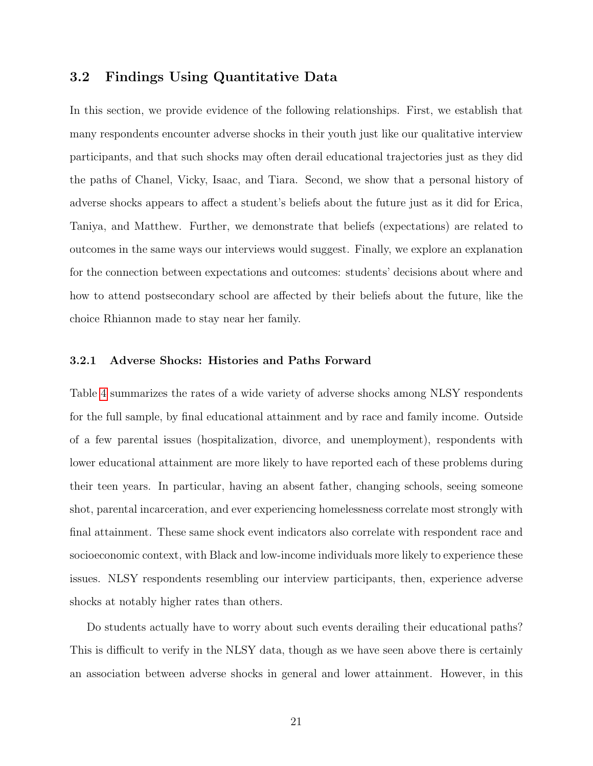### 3.2 Findings Using Quantitative Data

In this section, we provide evidence of the following relationships. First, we establish that many respondents encounter adverse shocks in their youth just like our qualitative interview participants, and that such shocks may often derail educational trajectories just as they did the paths of Chanel, Vicky, Isaac, and Tiara. Second, we show that a personal history of adverse shocks appears to affect a student's beliefs about the future just as it did for Erica, Taniya, and Matthew. Further, we demonstrate that beliefs (expectations) are related to outcomes in the same ways our interviews would suggest. Finally, we explore an explanation for the connection between expectations and outcomes: students' decisions about where and how to attend postsecondary school are affected by their beliefs about the future, like the choice Rhiannon made to stay near her family.

#### 3.2.1 Adverse Shocks: Histories and Paths Forward

Table 4 summarizes the rates of a wide variety of adverse shocks among NLSY respondents for the full sample, by final educational attainment and by race and family income. Outside of a few parental issues (hospitalization, divorce, and unemployment), respondents with lower educational attainment are more likely to have reported each of these problems during their teen years. In particular, having an absent father, changing schools, seeing someone shot, parental incarceration, and ever experiencing homelessness correlate most strongly with final attainment. These same shock event indicators also correlate with respondent race and socioeconomic context, with Black and low-income individuals more likely to experience these issues. NLSY respondents resembling our interview participants, then, experience adverse shocks at notably higher rates than others.

Do students actually have to worry about such events derailing their educational paths? This is difficult to verify in the NLSY data, though as we have seen above there is certainly an association between adverse shocks in general and lower attainment. However, in this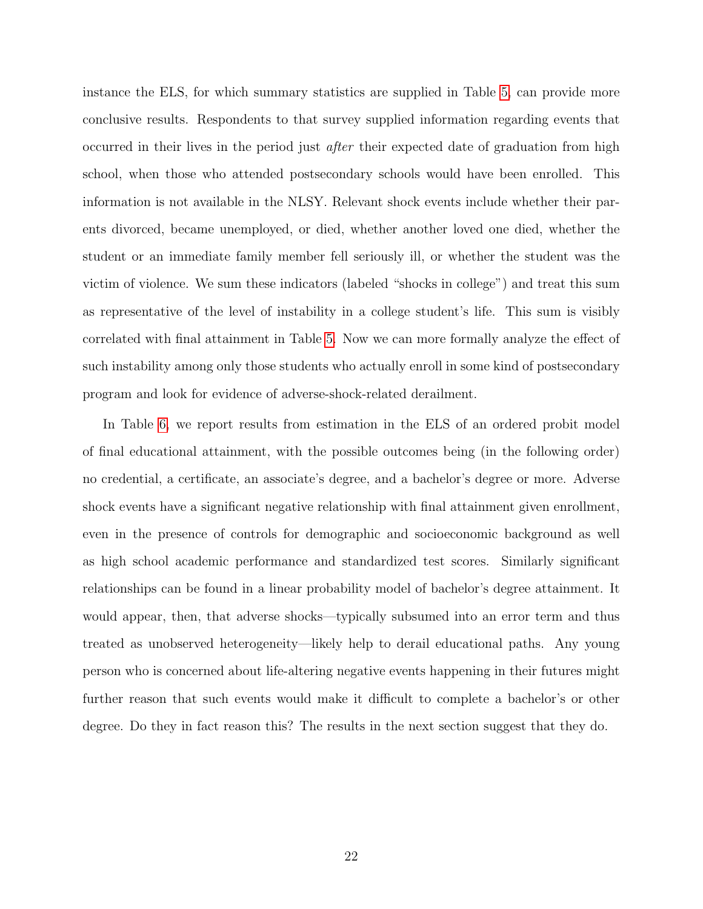instance the ELS, for which summary statistics are supplied in Table 5, can provide more conclusive results. Respondents to that survey supplied information regarding events that occurred in their lives in the period just *after* their expected date of graduation from high school, when those who attended postsecondary schools would have been enrolled. This information is not available in the NLSY. Relevant shock events include whether their parents divorced, became unemployed, or died, whether another loved one died, whether the student or an immediate family member fell seriously ill, or whether the student was the victim of violence. We sum these indicators (labeled "shocks in college") and treat this sum as representative of the level of instability in a college student's life. This sum is visibly correlated with final attainment in Table 5. Now we can more formally analyze the effect of such instability among only those students who actually enroll in some kind of postsecondary program and look for evidence of adverse-shock-related derailment.

In Table 6, we report results from estimation in the ELS of an ordered probit model of final educational attainment, with the possible outcomes being (in the following order) no credential, a certificate, an associate's degree, and a bachelor's degree or more. Adverse shock events have a significant negative relationship with final attainment given enrollment, even in the presence of controls for demographic and socioeconomic background as well as high school academic performance and standardized test scores. Similarly significant relationships can be found in a linear probability model of bachelor's degree attainment. It would appear, then, that adverse shocks—typically subsumed into an error term and thus treated as unobserved heterogeneity—likely help to derail educational paths. Any young person who is concerned about life-altering negative events happening in their futures might further reason that such events would make it difficult to complete a bachelor's or other degree. Do they in fact reason this? The results in the next section suggest that they do.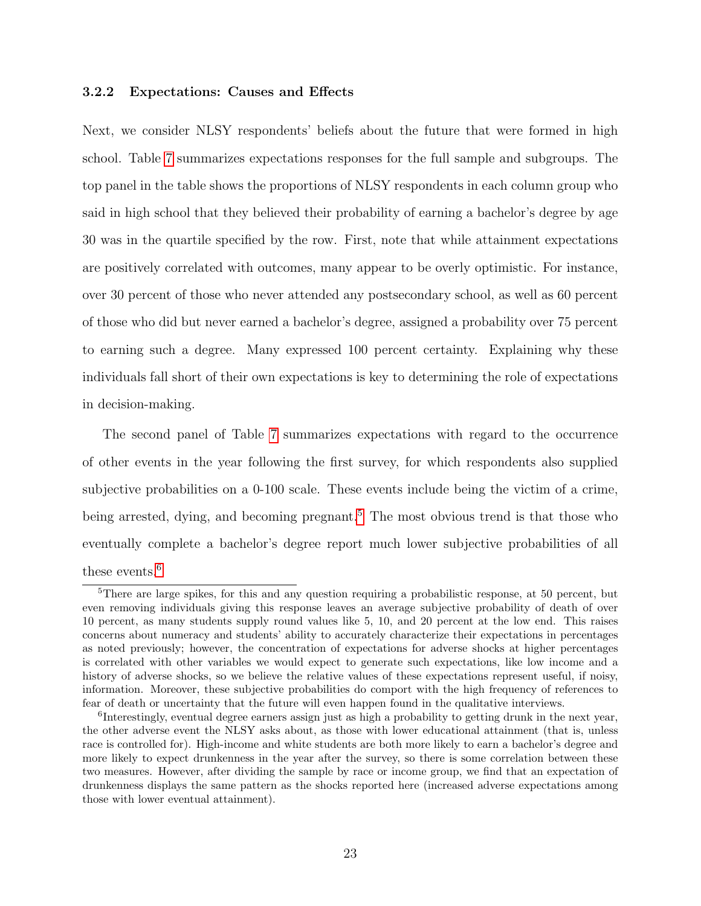### 3.2.2 Expectations: Causes and Effects

Next, we consider NLSY respondents' beliefs about the future that were formed in high school. Table 7 summarizes expectations responses for the full sample and subgroups. The top panel in the table shows the proportions of NLSY respondents in each column group who said in high school that they believed their probability of earning a bachelor's degree by age 30 was in the quartile specified by the row. First, note that while attainment expectations are positively correlated with outcomes, many appear to be overly optimistic. For instance, over 30 percent of those who never attended any postsecondary school, as well as 60 percent of those who did but never earned a bachelor's degree, assigned a probability over 75 percent to earning such a degree. Many expressed 100 percent certainty. Explaining why these individuals fall short of their own expectations is key to determining the role of expectations in decision-making.

The second panel of Table 7 summarizes expectations with regard to the occurrence of other events in the year following the first survey, for which respondents also supplied subjective probabilities on a 0-100 scale. These events include being the victim of a crime, being arrested, dying, and becoming pregnant.[5] The most obvious trend is that those who eventually complete a bachelor's degree report much lower subjective probabilities of all these events.[6]

---

[5]There are large spikes, for this and any question requiring a probabilistic response, at 50 percent, but even removing individuals giving this response leaves an average subjective probability of death of over 10 percent, as many students supply round values like 5, 10, and 20 percent at the low end. This raises concerns about numeracy and students' ability to accurately characterize their expectations in percentages as noted previously; however, the concentration of expectations for adverse shocks at higher percentages is correlated with other variables we would expect to generate such expectations, like low income and a history of adverse shocks, so we believe the relative values of these expectations represent useful, if noisy, information. Moreover, these subjective probabilities do comport with the high frequency of references to fear of death or uncertainty that the future will even happen found in the qualitative interviews.

[6]Interestingly, eventual degree earners assign just as high a probability to getting drunk in the next year, the other adverse event the NLSY asks about, as those with lower educational attainment (that is, unless race is controlled for). High-income and white students are both more likely to earn a bachelor's degree and more likely to expect drunkenness in the year after the survey, so there is some correlation between these two measures. However, after dividing the sample by race or income group, we find that an expectation of drunkenness displays the same pattern as the shocks reported here (increased adverse expectations among those with lower eventual attainment).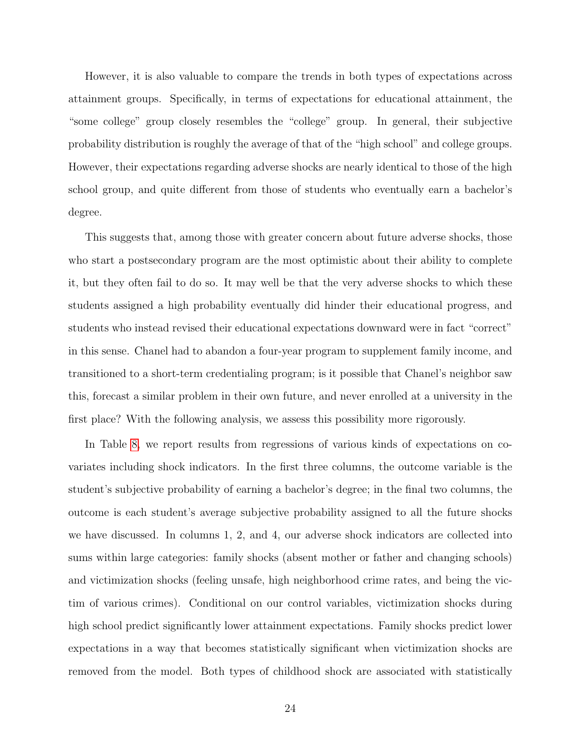However, it is also valuable to compare the trends in both types of expectations across attainment groups. Specifically, in terms of expectations for educational attainment, the "some college" group closely resembles the "college" group. In general, their subjective probability distribution is roughly the average of that of the "high school" and college groups. However, their expectations regarding adverse shocks are nearly identical to those of the high school group, and quite different from those of students who eventually earn a bachelor's degree.

This suggests that, among those with greater concern about future adverse shocks, those who start a postsecondary program are the most optimistic about their ability to complete it, but they often fail to do so. It may well be that the very adverse shocks to which these students assigned a high probability eventually did hinder their educational progress, and students who instead revised their educational expectations downward were in fact "correct" in this sense. Chanel had to abandon a four-year program to supplement family income, and transitioned to a short-term credentialing program; is it possible that Chanel's neighbor saw this, forecast a similar problem in their own future, and never enrolled at a university in the first place? With the following analysis, we assess this possibility more rigorously.

In Table 8, we report results from regressions of various kinds of expectations on covariates including shock indicators. In the first three columns, the outcome variable is the student's subjective probability of earning a bachelor's degree; in the final two columns, the outcome is each student's average subjective probability assigned to all the future shocks we have discussed. In columns 1, 2, and 4, our adverse shock indicators are collected into sums within large categories: family shocks (absent mother or father and changing schools) and victimization shocks (feeling unsafe, high neighborhood crime rates, and being the victim of various crimes). Conditional on our control variables, victimization shocks during high school predict significantly lower attainment expectations. Family shocks predict lower expectations in a way that becomes statistically significant when victimization shocks are removed from the model. Both types of childhood shock are associated with statistically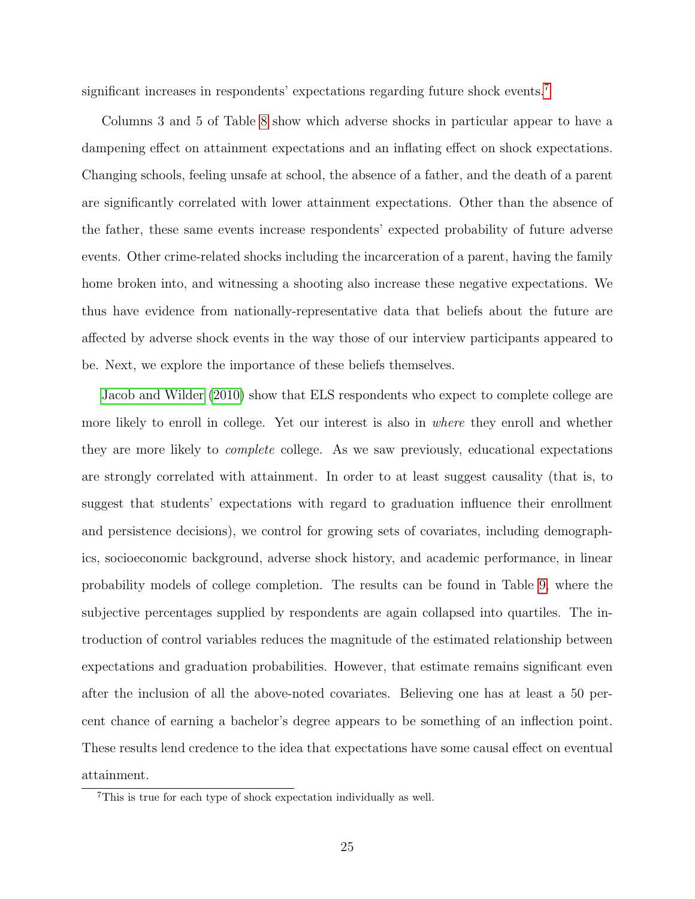significant increases in respondents' expectations regarding future shock events.[7]

Columns 3 and 5 of Table 8 show which adverse shocks in particular appear to have a dampening effect on attainment expectations and an inflating effect on shock expectations. Changing schools, feeling unsafe at school, the absence of a father, and the death of a parent are significantly correlated with lower attainment expectations. Other than the absence of the father, these same events increase respondents' expected probability of future adverse events. Other crime-related shocks including the incarceration of a parent, having the family home broken into, and witnessing a shooting also increase these negative expectations. We thus have evidence from nationally-representative data that beliefs about the future are affected by adverse shock events in the way those of our interview participants appeared to be. Next, we explore the importance of these beliefs themselves.

Jacob and Wilder (2010) show that ELS respondents who expect to complete college are more likely to enroll in college. Yet our interest is also in *where* they enroll and whether they are more likely to *complete* college. As we saw previously, educational expectations are strongly correlated with attainment. In order to at least suggest causality (that is, to suggest that students' expectations with regard to graduation influence their enrollment and persistence decisions), we control for growing sets of covariates, including demographics, socioeconomic background, adverse shock history, and academic performance, in linear probability models of college completion. The results can be found in Table 9, where the subjective percentages supplied by respondents are again collapsed into quartiles. The introduction of control variables reduces the magnitude of the estimated relationship between expectations and graduation probabilities. However, that estimate remains significant even after the inclusion of all the above-noted covariates. Believing one has at least a 50 percent chance of earning a bachelor's degree appears to be something of an inflection point. These results lend credence to the idea that expectations have some causal effect on eventual attainment.

[7] This is true for each type of shock expectation individually as well.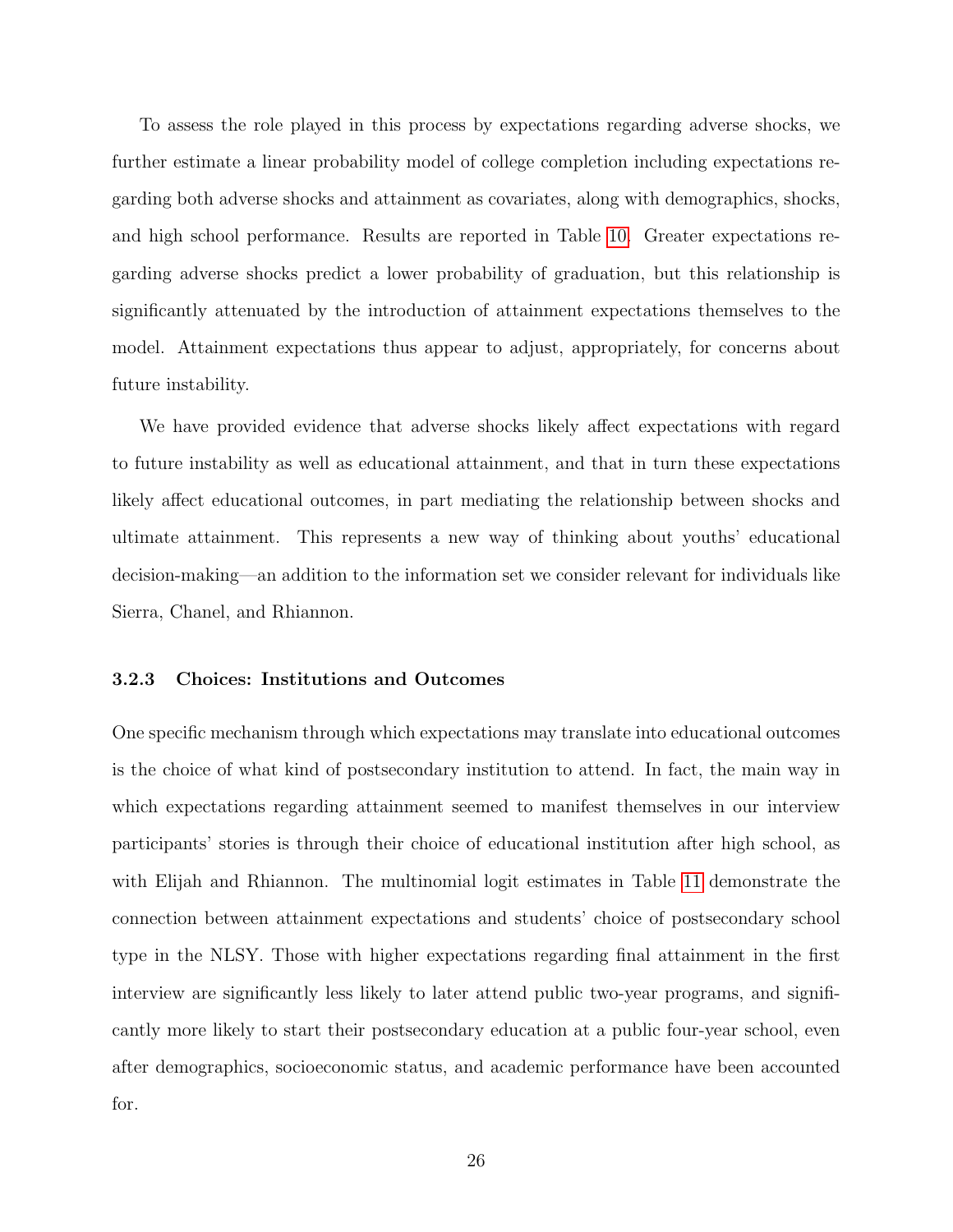To assess the role played in this process by expectations regarding adverse shocks, we further estimate a linear probability model of college completion including expectations regarding both adverse shocks and attainment as covariates, along with demographics, shocks, and high school performance. Results are reported in Table 10. Greater expectations regarding adverse shocks predict a lower probability of graduation, but this relationship is significantly attenuated by the introduction of attainment expectations themselves to the model. Attainment expectations thus appear to adjust, appropriately, for concerns about future instability.

We have provided evidence that adverse shocks likely affect expectations with regard to future instability as well as educational attainment, and that in turn these expectations likely affect educational outcomes, in part mediating the relationship between shocks and ultimate attainment. This represents a new way of thinking about youths' educational decision-making—an addition to the information set we consider relevant for individuals like Sierra, Chanel, and Rhiannon.

### 3.2.3 Choices: Institutions and Outcomes

One specific mechanism through which expectations may translate into educational outcomes is the choice of what kind of postsecondary institution to attend. In fact, the main way in which expectations regarding attainment seemed to manifest themselves in our interview participants' stories is through their choice of educational institution after high school, as with Elijah and Rhiannon. The multinomial logit estimates in Table 11 demonstrate the connection between attainment expectations and students' choice of postsecondary school type in the NLSY. Those with higher expectations regarding final attainment in the first interview are significantly less likely to later attend public two-year programs, and significantly more likely to start their postsecondary education at a public four-year school, even after demographics, socioeconomic status, and academic performance have been accounted for.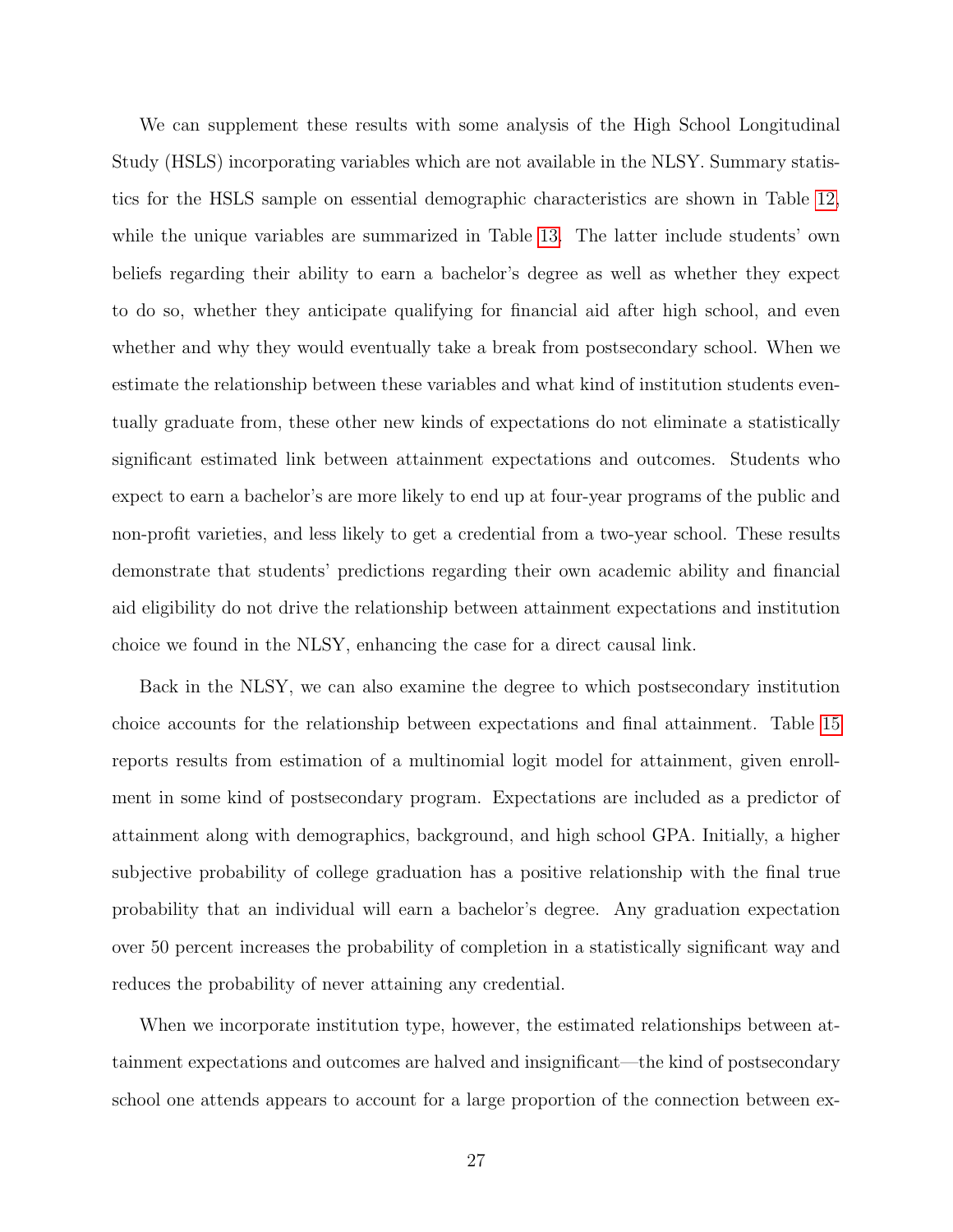We can supplement these results with some analysis of the High School Longitudinal Study (HSLS) incorporating variables which are not available in the NLSY. Summary statistics for the HSLS sample on essential demographic characteristics are shown in Table 12, while the unique variables are summarized in Table 13. The latter include students' own beliefs regarding their ability to earn a bachelor's degree as well as whether they expect to do so, whether they anticipate qualifying for financial aid after high school, and even whether and why they would eventually take a break from postsecondary school. When we estimate the relationship between these variables and what kind of institution students eventually graduate from, these other new kinds of expectations do not eliminate a statistically significant estimated link between attainment expectations and outcomes. Students who expect to earn a bachelor's are more likely to end up at four-year programs of the public and non-profit varieties, and less likely to get a credential from a two-year school. These results demonstrate that students' predictions regarding their own academic ability and financial aid eligibility do not drive the relationship between attainment expectations and institution choice we found in the NLSY, enhancing the case for a direct causal link.

Back in the NLSY, we can also examine the degree to which postsecondary institution choice accounts for the relationship between expectations and final attainment. Table 15 reports results from estimation of a multinomial logit model for attainment, given enrollment in some kind of postsecondary program. Expectations are included as a predictor of attainment along with demographics, background, and high school GPA. Initially, a higher subjective probability of college graduation has a positive relationship with the final true probability that an individual will earn a bachelor's degree. Any graduation expectation over 50 percent increases the probability of completion in a statistically significant way and reduces the probability of never attaining any credential.

When we incorporate institution type, however, the estimated relationships between attainment expectations and outcomes are halved and insignificant—the kind of postsecondary school one attends appears to account for a large proportion of the connection between ex-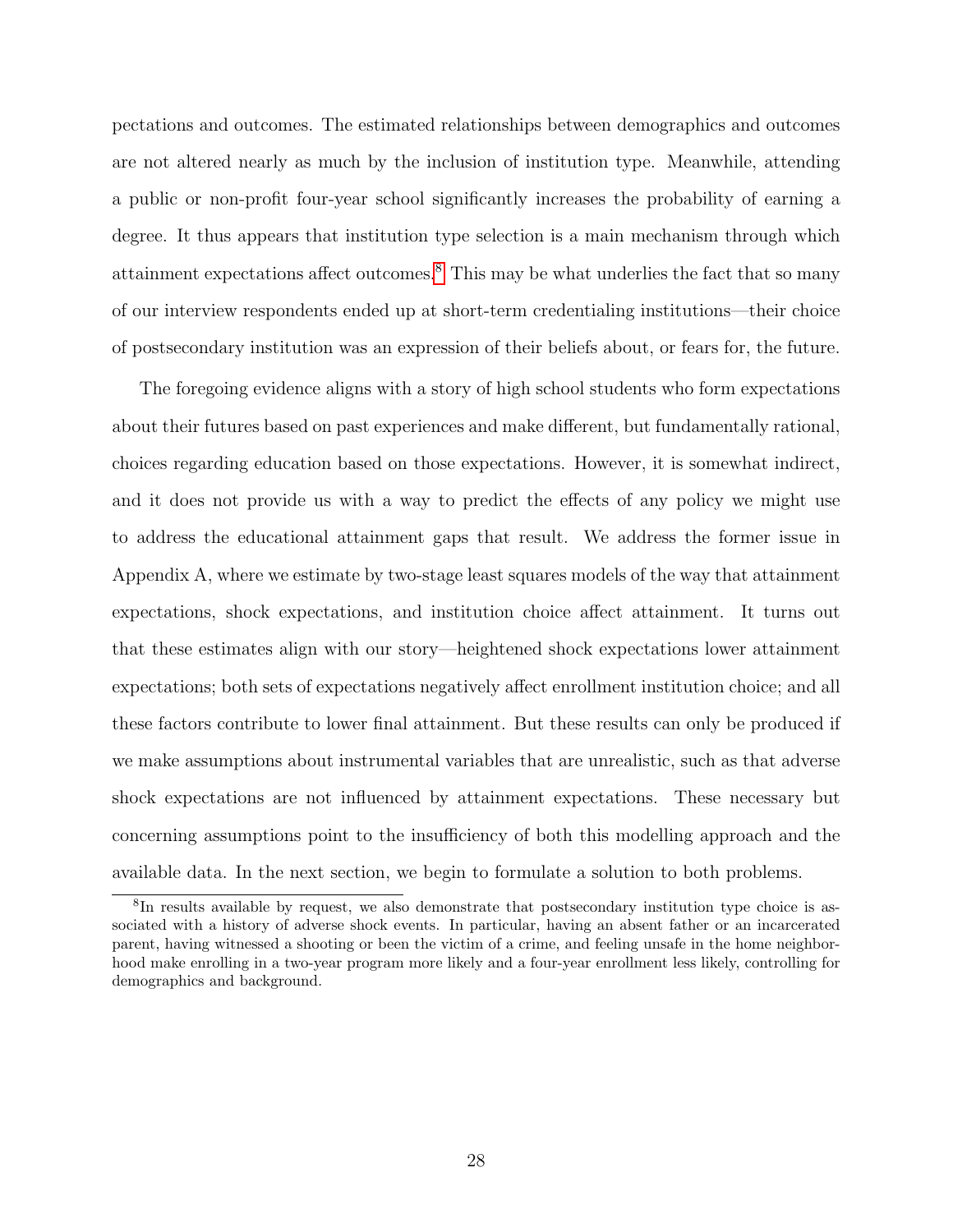pectations and outcomes. The estimated relationships between demographics and outcomes are not altered nearly as much by the inclusion of institution type. Meanwhile, attending a public or non-profit four-year school significantly increases the probability of earning a degree. It thus appears that institution type selection is a main mechanism through which attainment expectations affect outcomes.[8] This may be what underlies the fact that so many of our interview respondents ended up at short-term credentialing institutions—their choice of postsecondary institution was an expression of their beliefs about, or fears for, the future.

The foregoing evidence aligns with a story of high school students who form expectations about their futures based on past experiences and make different, but fundamentally rational, choices regarding education based on those expectations. However, it is somewhat indirect, and it does not provide us with a way to predict the effects of any policy we might use to address the educational attainment gaps that result. We address the former issue in Appendix A, where we estimate by two-stage least squares models of the way that attainment expectations, shock expectations, and institution choice affect attainment. It turns out that these estimates align with our story—heightened shock expectations lower attainment expectations; both sets of expectations negatively affect enrollment institution choice; and all these factors contribute to lower final attainment. But these results can only be produced if we make assumptions about instrumental variables that are unrealistic, such as that adverse shock expectations are not influenced by attainment expectations. These necessary but concerning assumptions point to the insufficiency of both this modelling approach and the available data. In the next section, we begin to formulate a solution to both problems.

[8] In results available by request, we also demonstrate that postsecondary institution type choice is associated with a history of adverse shock events. In particular, having an absent father or an incarcerated parent, having witnessed a shooting or been the victim of a crime, and feeling unsafe in the home neighborhood make enrolling in a two-year program more likely and a four-year enrollment less likely, controlling for demographics and background.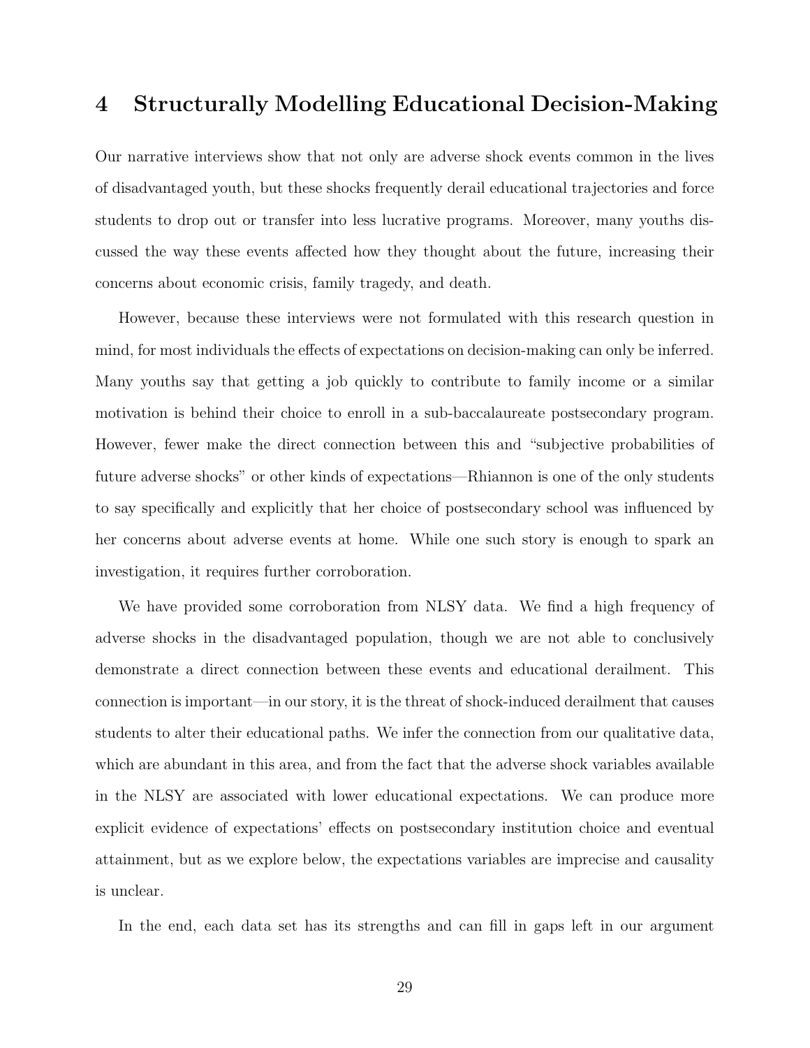# 4 Structurally Modelling Educational Decision-Making

Our narrative interviews show that not only are adverse shock events common in the lives of disadvantaged youth, but these shocks frequently derail educational trajectories and force students to drop out or transfer into less lucrative programs. Moreover, many youths discussed the way these events affected how they thought about the future, increasing their concerns about economic crisis, family tragedy, and death.

However, because these interviews were not formulated with this research question in mind, for most individuals the effects of expectations on decision-making can only be inferred. Many youths say that getting a job quickly to contribute to family income or a similar motivation is behind their choice to enroll in a sub-baccalaureate postsecondary program. However, fewer make the direct connection between this and "subjective probabilities of future adverse shocks" or other kinds of expectations—Rhiannon is one of the only students to say specifically and explicitly that her choice of postsecondary school was influenced by her concerns about adverse events at home. While one such story is enough to spark an investigation, it requires further corroboration.

We have provided some corroboration from NLSY data. We find a high frequency of adverse shocks in the disadvantaged population, though we are not able to conclusively demonstrate a direct connection between these events and educational derailment. This connection is important—in our story, it is the threat of shock-induced derailment that causes students to alter their educational paths. We infer the connection from our qualitative data, which are abundant in this area, and from the fact that the adverse shock variables available in the NLSY are associated with lower educational expectations. We can produce more explicit evidence of expectations' effects on postsecondary institution choice and eventual attainment, but as we explore below, the expectations variables are imprecise and causality is unclear.

In the end, each data set has its strengths and can fill in gaps left in our argument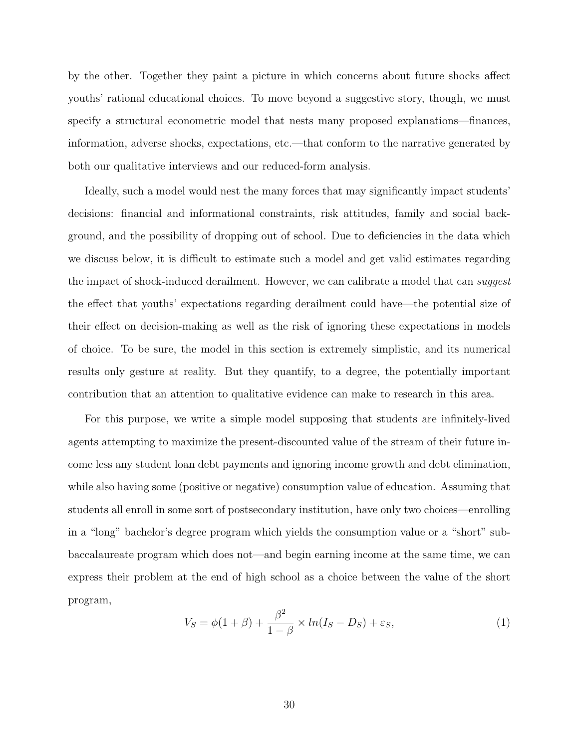by the other. Together they paint a picture in which concerns about future shocks affect youths' rational educational choices. To move beyond a suggestive story, though, we must specify a structural econometric model that nests many proposed explanations—finances, information, adverse shocks, expectations, etc.—that conform to the narrative generated by both our qualitative interviews and our reduced-form analysis.

Ideally, such a model would nest the many forces that may significantly impact students' decisions: financial and informational constraints, risk attitudes, family and social background, and the possibility of dropping out of school. Due to deficiencies in the data which we discuss below, it is difficult to estimate such a model and get valid estimates regarding the impact of shock-induced derailment. However, we can calibrate a model that can *suggest* the effect that youths' expectations regarding derailment could have—the potential size of their effect on decision-making as well as the risk of ignoring these expectations in models of choice. To be sure, the model in this section is extremely simplistic, and its numerical results only gesture at reality. But they quantify, to a degree, the potentially important contribution that an attention to qualitative evidence can make to research in this area.

For this purpose, we write a simple model supposing that students are infinitely-lived agents attempting to maximize the present-discounted value of the stream of their future income less any student loan debt payments and ignoring income growth and debt elimination, while also having some (positive or negative) consumption value of education. Assuming that students all enroll in some sort of postsecondary institution, have only two choices—enrolling in a "long" bachelor's degree program which yields the consumption value or a "short" sub-baccalaureate program which does not—and begin earning income at the same time, we can express their problem at the end of high school as a choice between the value of the short program,

$$V_S = \phi(1+\beta) + \frac{\beta^2}{1-\beta} \times ln(I_S - D_S) + \varepsilon_S, \tag{1}$$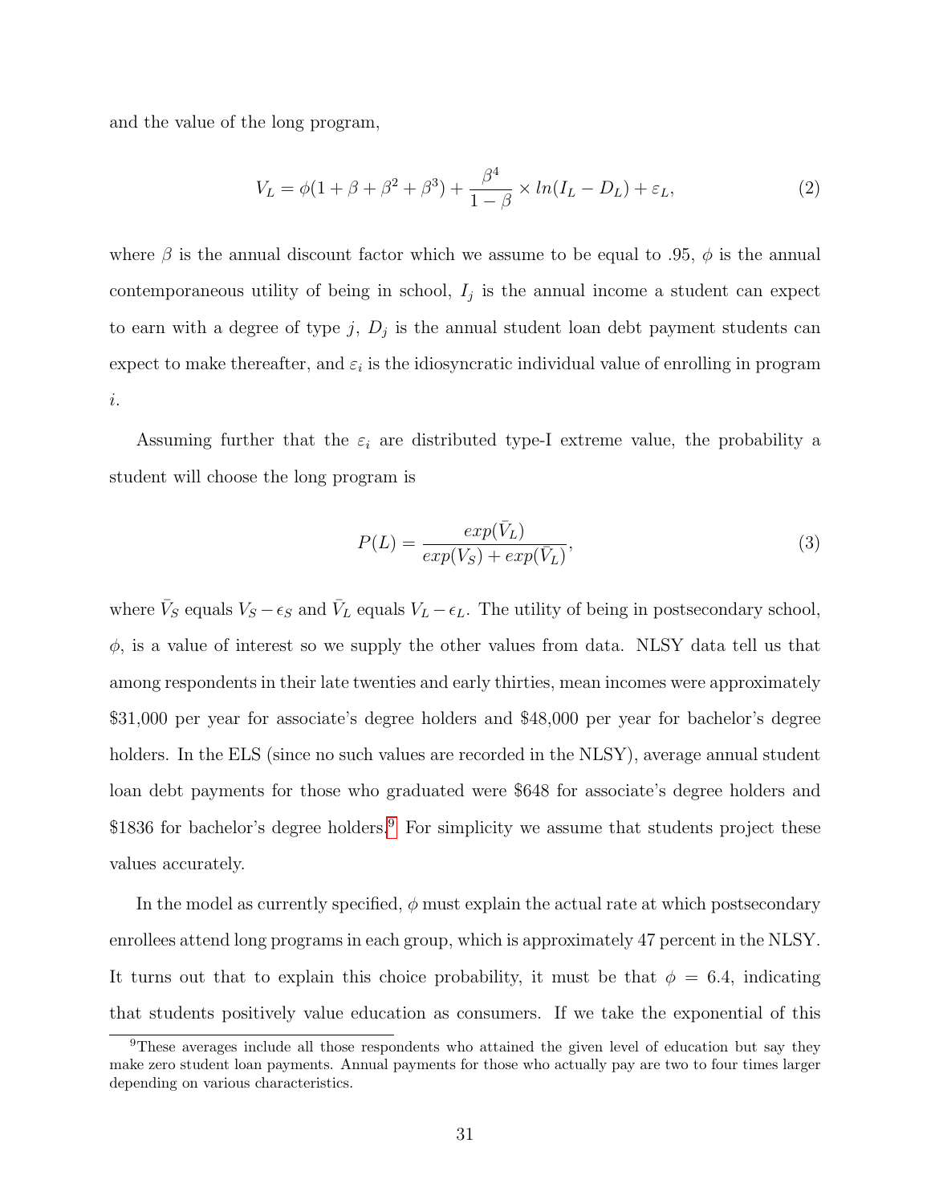and the value of the long program,

$$V_L = \phi(1 + \beta + \beta^2 + \beta^3) + \frac{\beta^4}{1-\beta} \times ln(I_L - D_L) + \varepsilon_L, \tag{2}$$

where $\beta$ is the annual discount factor which we assume to be equal to .95, $\phi$ is the annual contemporaneous utility of being in school, $I_j$ is the annual income a student can expect to earn with a degree of type $j$, $D_j$ is the annual student loan debt payment students can expect to make thereafter, and $\varepsilon_i$ is the idiosyncratic individual value of enrolling in program $i$.

Assuming further that the $\varepsilon_i$ are distributed type-I extreme value, the probability a student will choose the long program is

$$P(L) = \frac{exp(\bar{V}_L)}{exp(V_S) + exp(\bar{V}_L)}, \tag{3}$$

where $\bar{V}_S$ equals $V_S - \epsilon_S$ and $\bar{V}_L$ equals $V_L - \epsilon_L$. The utility of being in postsecondary school, $\phi$, is a value of interest so we supply the other values from data. NLSY data tell us that among respondents in their late twenties and early thirties, mean incomes were approximately \$31,000 per year for associate's degree holders and \$48,000 per year for bachelor's degree holders. In the ELS (since no such values are recorded in the NLSY), average annual student loan debt payments for those who graduated were \$648 for associate's degree holders and \$1836 for bachelor's degree holders.[9] For simplicity we assume that students project these values accurately.

In the model as currently specified, $\phi$ must explain the actual rate at which postsecondary enrollees attend long programs in each group, which is approximately 47 percent in the NLSY. It turns out that to explain this choice probability, it must be that $\phi = 6.4$, indicating that students positively value education as consumers. If we take the exponential of this

[9]These averages include all those respondents who attained the given level of education but say they make zero student loan payments. Annual payments for those who actually pay are two to four times larger depending on various characteristics.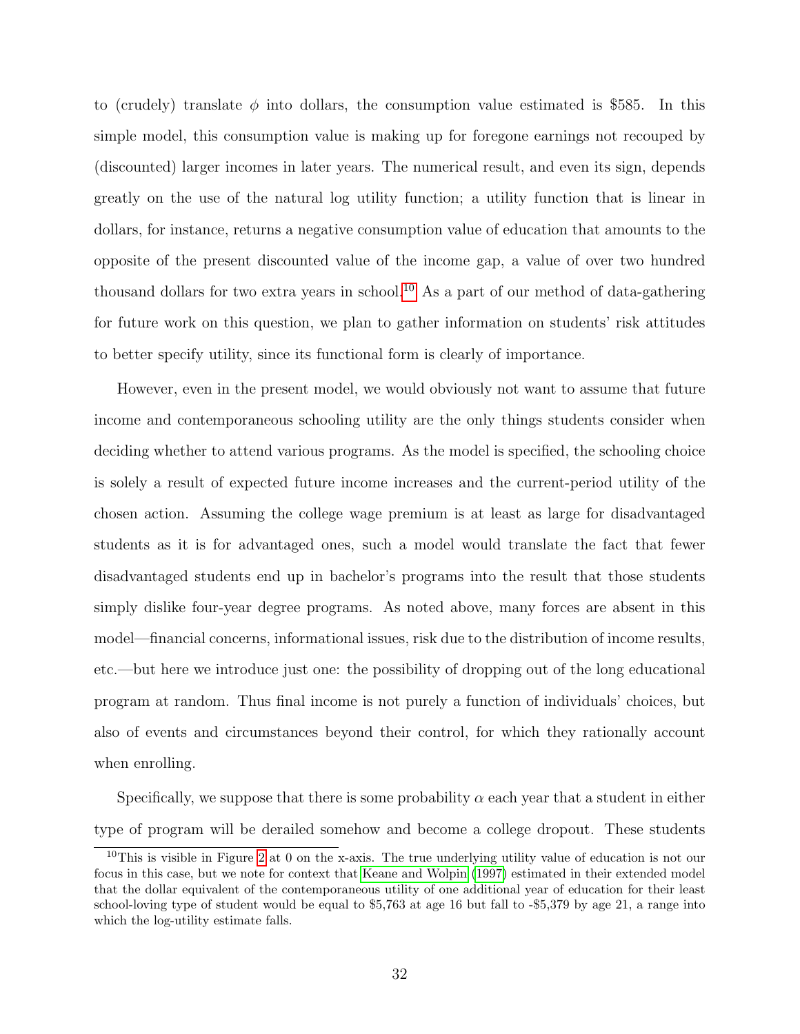to (crudely) translate $\phi$ into dollars, the consumption value estimated is \$585. In this simple model, this consumption value is making up for foregone earnings not recouped by (discounted) larger incomes in later years. The numerical result, and even its sign, depends greatly on the use of the natural log utility function; a utility function that is linear in dollars, for instance, returns a negative consumption value of education that amounts to the opposite of the present discounted value of the income gap, a value of over two hundred thousand dollars for two extra years in school.[10] As a part of our method of data-gathering for future work on this question, we plan to gather information on students' risk attitudes to better specify utility, since its functional form is clearly of importance.

However, even in the present model, we would obviously not want to assume that future income and contemporaneous schooling utility are the only things students consider when deciding whether to attend various programs. As the model is specified, the schooling choice is solely a result of expected future income increases and the current-period utility of the chosen action. Assuming the college wage premium is at least as large for disadvantaged students as it is for advantaged ones, such a model would translate the fact that fewer disadvantaged students end up in bachelor's programs into the result that those students simply dislike four-year degree programs. As noted above, many forces are absent in this model—financial concerns, informational issues, risk due to the distribution of income results, etc.—but here we introduce just one: the possibility of dropping out of the long educational program at random. Thus final income is not purely a function of individuals' choices, but also of events and circumstances beyond their control, for which they rationally account when enrolling.

Specifically, we suppose that there is some probability $\alpha$ each year that a student in either type of program will be derailed somehow and become a college dropout. These students

[10] This is visible in Figure 2 at 0 on the x-axis. The true underlying utility value of education is not our focus in this case, but we note for context that Keane and Wolpin (1997) estimated in their extended model that the dollar equivalent of the contemporaneous utility of one additional year of education for their least school-loving type of student would be equal to \$5,763 at age 16 but fall to -\$5,379 by age 21, a range into which the log-utility estimate falls.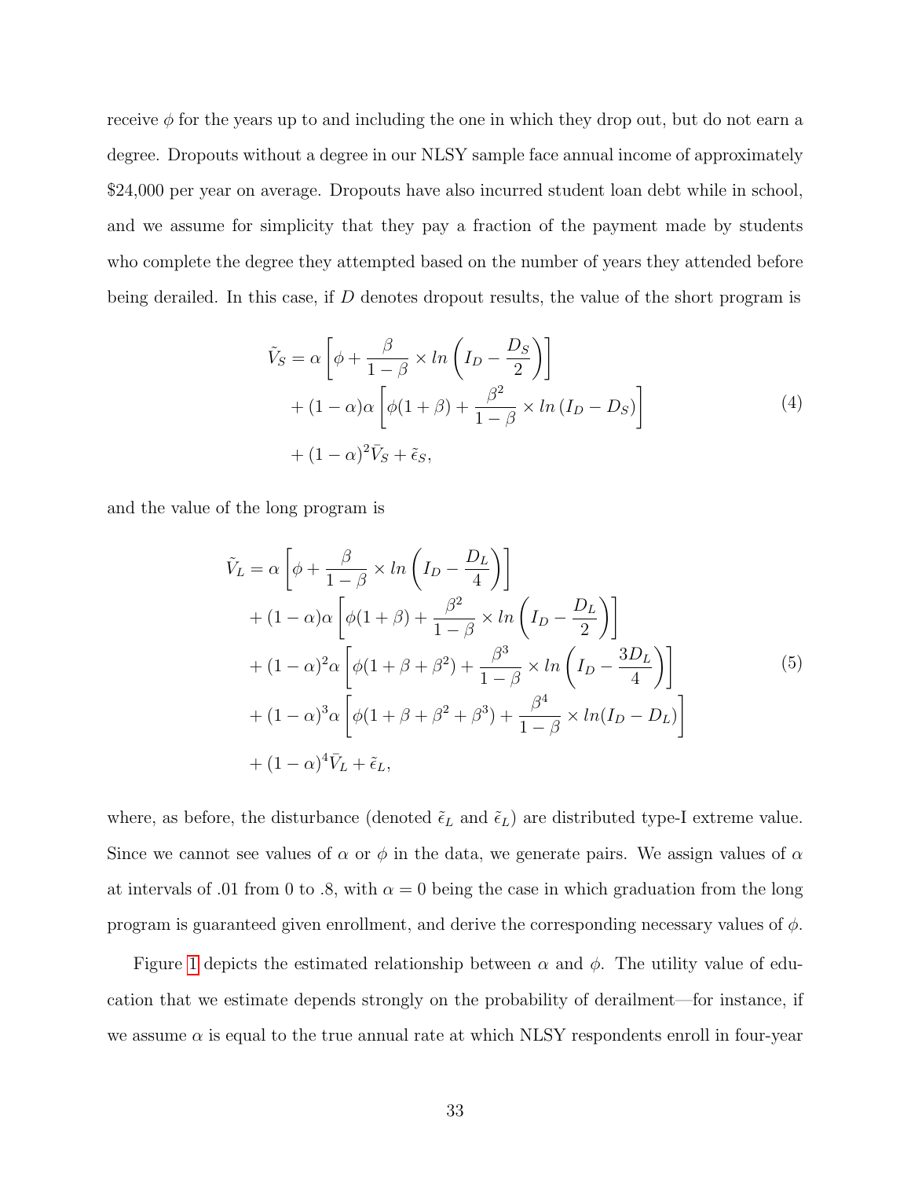receive $\phi$ for the years up to and including the one in which they drop out, but do not earn a degree. Dropouts without a degree in our NLSY sample face annual income of approximately \$24,000 per year on average. Dropouts have also incurred student loan debt while in school, and we assume for simplicity that they pay a fraction of the payment made by students who complete the degree they attempted based on the number of years they attended before being derailed. In this case, if $D$ denotes dropout results, the value of the short program is

$$
\begin{aligned}
\tilde{V}_S = \alpha & \left[\phi + \frac{\beta}{1-\beta} \times ln\left(I_D - \frac{D_S}{2}\right)\right] \\
& + (1-\alpha)\alpha\left[\phi(1+\beta) + \frac{\beta^2}{1-\beta} \times ln\left(I_D - D_S\right)\right] \\
& + (1-\alpha)^2 \bar{V}_S + \tilde{\epsilon}_S,
\end{aligned}
\tag{4}
$$

and the value of the long program is

$$
\begin{aligned}
\tilde{V}_L = \alpha & \left[\phi + \frac{\beta}{1-\beta} \times ln\left(I_D - \frac{D_L}{4}\right)\right] \\
& + (1-\alpha)\alpha\left[\phi(1+\beta) + \frac{\beta^2}{1-\beta} \times ln\left(I_D - \frac{D_L}{2}\right)\right] \\
& + (1-\alpha)^2\alpha\left[\phi(1+\beta+\beta^2) + \frac{\beta^3}{1-\beta} \times ln\left(I_D - \frac{3D_L}{4}\right)\right] \\
& + (1-\alpha)^3\alpha\left[\phi(1+\beta+\beta^2+\beta^3) + \frac{\beta^4}{1-\beta} \times ln(I_D - D_L)\right] \\
& + (1-\alpha)^4 \bar{V}_L + \tilde{\epsilon}_L,
\end{aligned}
\tag{5}
$$

where, as before, the disturbance (denoted $\tilde{\epsilon}_L$ and $\tilde{\epsilon}_L$) are distributed type-I extreme value. Since we cannot see values of $\alpha$ or $\phi$ in the data, we generate pairs. We assign values of $\alpha$ at intervals of .01 from 0 to .8, with $\alpha = 0$ being the case in which graduation from the long program is guaranteed given enrollment, and derive the corresponding necessary values of $\phi$.

Figure 1 depicts the estimated relationship between $\alpha$ and $\phi$. The utility value of education that we estimate depends strongly on the probability of derailment—for instance, if we assume $\alpha$ is equal to the true annual rate at which NLSY respondents enroll in four-year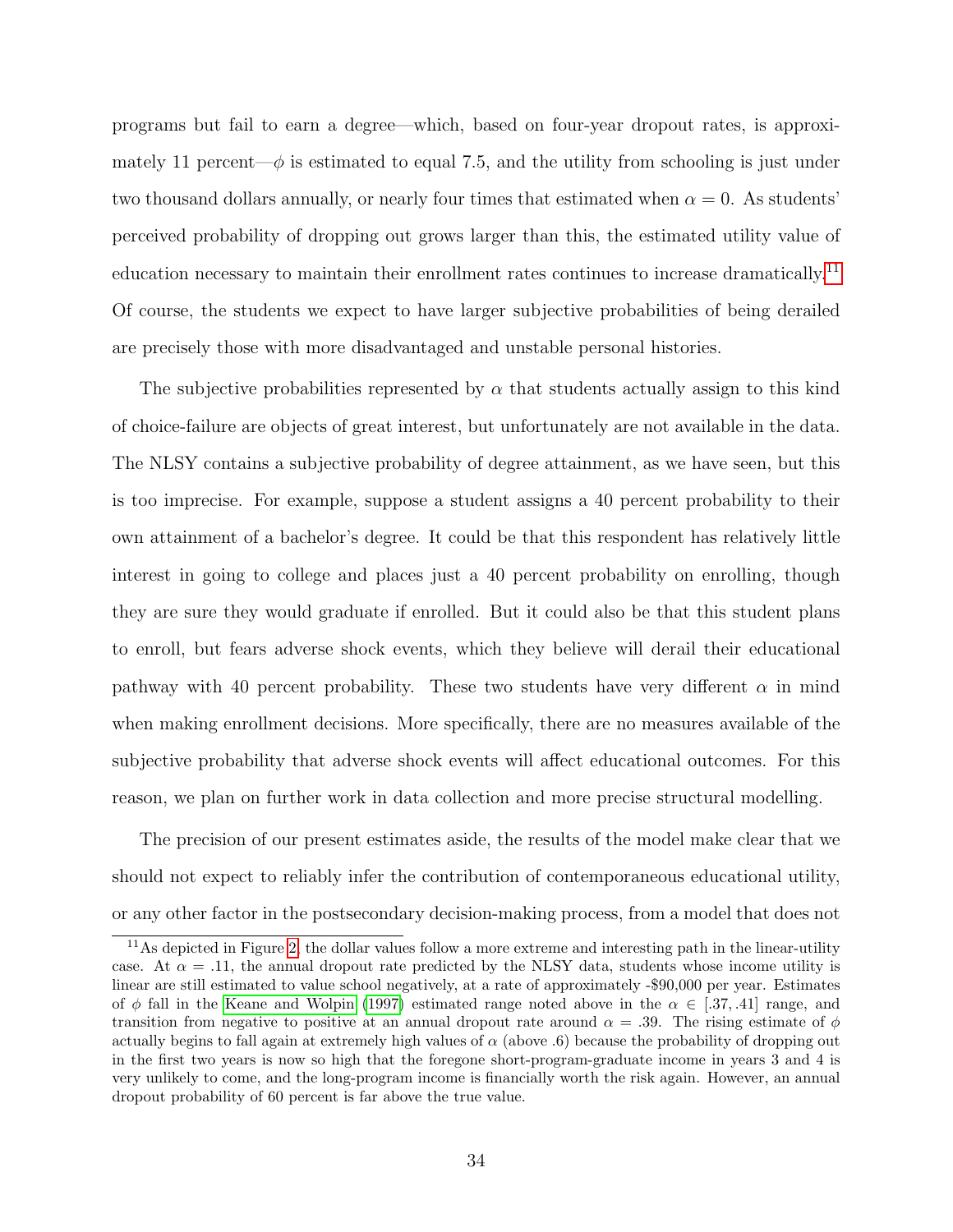programs but fail to earn a degree—which, based on four-year dropout rates, is approximately 11 percent—$\phi$ is estimated to equal 7.5, and the utility from schooling is just under two thousand dollars annually, or nearly four times that estimated when $\alpha = 0$. As students' perceived probability of dropping out grows larger than this, the estimated utility value of education necessary to maintain their enrollment rates continues to increase dramatically.[11] Of course, the students we expect to have larger subjective probabilities of being derailed are precisely those with more disadvantaged and unstable personal histories.

The subjective probabilities represented by $\alpha$ that students actually assign to this kind of choice-failure are objects of great interest, but unfortunately are not available in the data. The NLSY contains a subjective probability of degree attainment, as we have seen, but this is too imprecise. For example, suppose a student assigns a 40 percent probability to their own attainment of a bachelor's degree. It could be that this respondent has relatively little interest in going to college and places just a 40 percent probability on enrolling, though they are sure they would graduate if enrolled. But it could also be that this student plans to enroll, but fears adverse shock events, which they believe will derail their educational pathway with 40 percent probability. These two students have very different $\alpha$ in mind when making enrollment decisions. More specifically, there are no measures available of the subjective probability that adverse shock events will affect educational outcomes. For this reason, we plan on further work in data collection and more precise structural modelling.

The precision of our present estimates aside, the results of the model make clear that we should not expect to reliably infer the contribution of contemporaneous educational utility, or any other factor in the postsecondary decision-making process, from a model that does not

[11] As depicted in Figure 2, the dollar values follow a more extreme and interesting path in the linear-utility case. At $\alpha = .11$, the annual dropout rate predicted by the NLSY data, students whose income utility is linear are still estimated to value school negatively, at a rate of approximately -$90,000 per year. Estimates of $\phi$ fall in the Keane and Wolpin (1997) estimated range noted above in the $\alpha \in [.37, .41]$ range, and transition from negative to positive at an annual dropout rate around $\alpha = .39$. The rising estimate of $\phi$ actually begins to fall again at extremely high values of $\alpha$ (above .6) because the probability of dropping out in the first two years is now so high that the foregone short-program-graduate income in years 3 and 4 is very unlikely to come, and the long-program income is financially worth the risk again. However, an annual dropout probability of 60 percent is far above the true value.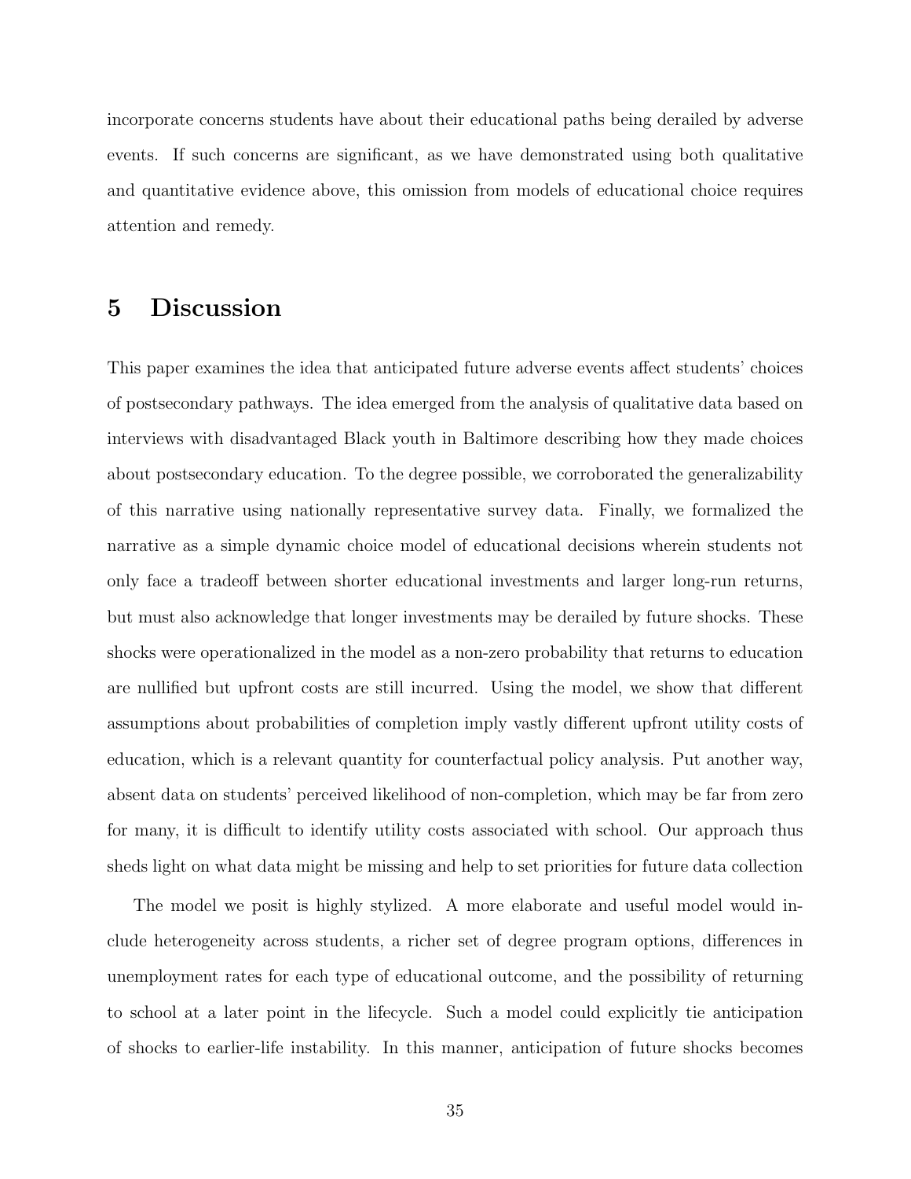incorporate concerns students have about their educational paths being derailed by adverse events. If such concerns are significant, as we have demonstrated using both qualitative and quantitative evidence above, this omission from models of educational choice requires attention and remedy.

# 5 Discussion

This paper examines the idea that anticipated future adverse events affect students' choices of postsecondary pathways. The idea emerged from the analysis of qualitative data based on interviews with disadvantaged Black youth in Baltimore describing how they made choices about postsecondary education. To the degree possible, we corroborated the generalizability of this narrative using nationally representative survey data. Finally, we formalized the narrative as a simple dynamic choice model of educational decisions wherein students not only face a tradeoff between shorter educational investments and larger long-run returns, but must also acknowledge that longer investments may be derailed by future shocks. These shocks were operationalized in the model as a non-zero probability that returns to education are nullified but upfront costs are still incurred. Using the model, we show that different assumptions about probabilities of completion imply vastly different upfront utility costs of education, which is a relevant quantity for counterfactual policy analysis. Put another way, absent data on students' perceived likelihood of non-completion, which may be far from zero for many, it is difficult to identify utility costs associated with school. Our approach thus sheds light on what data might be missing and help to set priorities for future data collection

The model we posit is highly stylized. A more elaborate and useful model would include heterogeneity across students, a richer set of degree program options, differences in unemployment rates for each type of educational outcome, and the possibility of returning to school at a later point in the lifecycle. Such a model could explicitly tie anticipation of shocks to earlier-life instability. In this manner, anticipation of future shocks becomes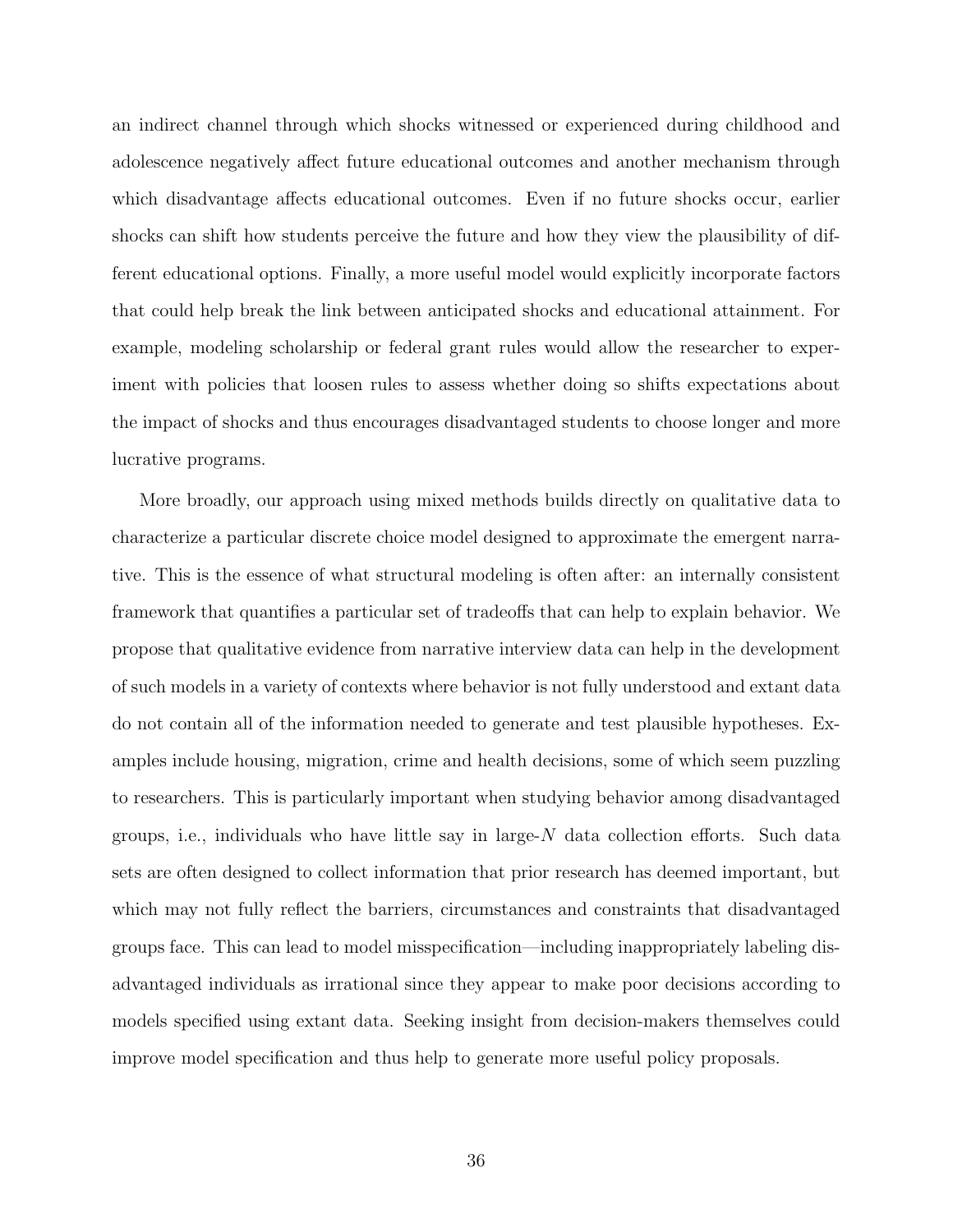an indirect channel through which shocks witnessed or experienced during childhood and adolescence negatively affect future educational outcomes and another mechanism through which disadvantage affects educational outcomes. Even if no future shocks occur, earlier shocks can shift how students perceive the future and how they view the plausibility of different educational options. Finally, a more useful model would explicitly incorporate factors that could help break the link between anticipated shocks and educational attainment. For example, modeling scholarship or federal grant rules would allow the researcher to experiment with policies that loosen rules to assess whether doing so shifts expectations about the impact of shocks and thus encourages disadvantaged students to choose longer and more lucrative programs.

More broadly, our approach using mixed methods builds directly on qualitative data to characterize a particular discrete choice model designed to approximate the emergent narrative. This is the essence of what structural modeling is often after: an internally consistent framework that quantifies a particular set of tradeoffs that can help to explain behavior. We propose that qualitative evidence from narrative interview data can help in the development of such models in a variety of contexts where behavior is not fully understood and extant data do not contain all of the information needed to generate and test plausible hypotheses. Examples include housing, migration, crime and health decisions, some of which seem puzzling to researchers. This is particularly important when studying behavior among disadvantaged groups, i.e., individuals who have little say in large-$N$ data collection efforts. Such data sets are often designed to collect information that prior research has deemed important, but which may not fully reflect the barriers, circumstances and constraints that disadvantaged groups face. This can lead to model misspecification—including inappropriately labeling disadvantaged individuals as irrational since they appear to make poor decisions according to models specified using extant data. Seeking insight from decision-makers themselves could improve model specification and thus help to generate more useful policy proposals.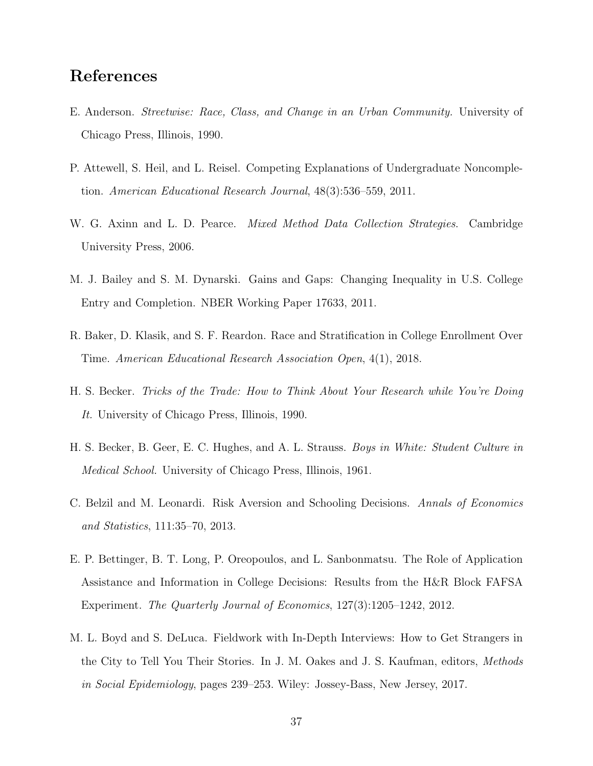# References

E. Anderson. *Streetwise: Race, Class, and Change in an Urban Community.* University of Chicago Press, Illinois, 1990.

P. Attewell, S. Heil, and L. Reisel. Competing Explanations of Undergraduate Noncompletion. *American Educational Research Journal*, 48(3):536–559, 2011.

W. G. Axinn and L. D. Pearce. *Mixed Method Data Collection Strategies*. Cambridge University Press, 2006.

M. J. Bailey and S. M. Dynarski. Gains and Gaps: Changing Inequality in U.S. College Entry and Completion. NBER Working Paper 17633, 2011.

R. Baker, D. Klasik, and S. F. Reardon. Race and Stratification in College Enrollment Over Time. *American Educational Research Association Open*, 4(1), 2018.

H. S. Becker. *Tricks of the Trade: How to Think About Your Research while You're Doing It.* University of Chicago Press, Illinois, 1990.

H. S. Becker, B. Geer, E. C. Hughes, and A. L. Strauss. *Boys in White: Student Culture in Medical School.* University of Chicago Press, Illinois, 1961.

C. Belzil and M. Leonardi. Risk Aversion and Schooling Decisions. *Annals of Economics and Statistics*, 111:35–70, 2013.

E. P. Bettinger, B. T. Long, P. Oreopoulos, and L. Sanbonmatsu. The Role of Application Assistance and Information in College Decisions: Results from the H&R Block FAFSA Experiment. *The Quarterly Journal of Economics*, 127(3):1205–1242, 2012.

M. L. Boyd and S. DeLuca. Fieldwork with In-Depth Interviews: How to Get Strangers in the City to Tell You Their Stories. In J. M. Oakes and J. S. Kaufman, editors, *Methods in Social Epidemiology*, pages 239–253. Wiley: Jossey-Bass, New Jersey, 2017.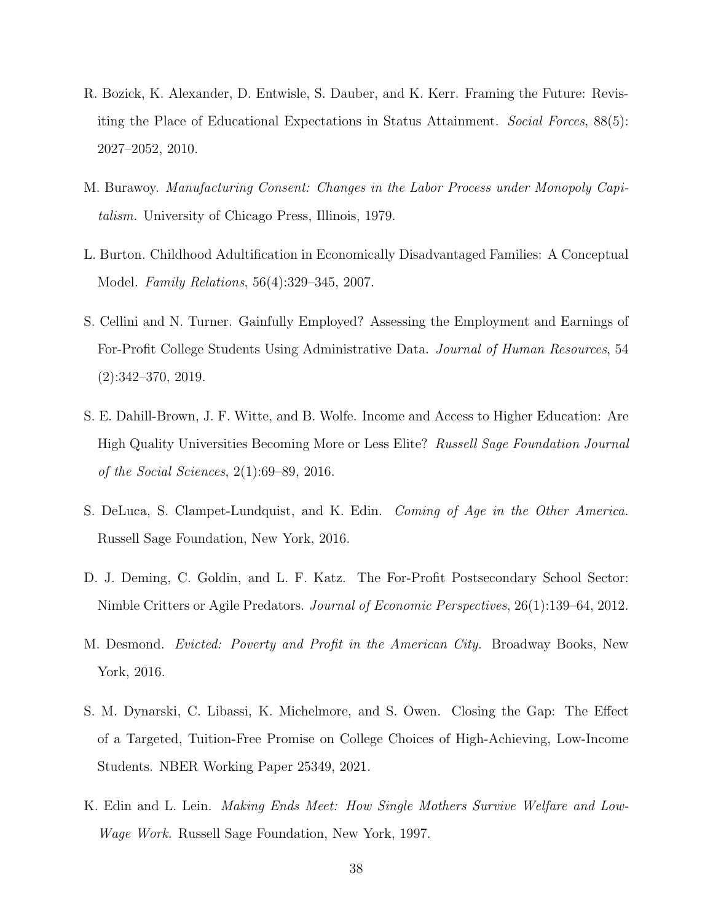R. Bozick, K. Alexander, D. Entwisle, S. Dauber, and K. Kerr. Framing the Future: Revisiting the Place of Educational Expectations in Status Attainment. *Social Forces*, 88(5): 2027–2052, 2010.

M. Burawoy. *Manufacturing Consent: Changes in the Labor Process under Monopoly Capitalism.* University of Chicago Press, Illinois, 1979.

L. Burton. Childhood Adultification in Economically Disadvantaged Families: A Conceptual Model. *Family Relations*, 56(4):329–345, 2007.

S. Cellini and N. Turner. Gainfully Employed? Assessing the Employment and Earnings of For-Profit College Students Using Administrative Data. *Journal of Human Resources*, 54 (2):342–370, 2019.

S. E. Dahill-Brown, J. F. Witte, and B. Wolfe. Income and Access to Higher Education: Are High Quality Universities Becoming More or Less Elite? *Russell Sage Foundation Journal of the Social Sciences*, 2(1):69–89, 2016.

S. DeLuca, S. Clampet-Lundquist, and K. Edin. *Coming of Age in the Other America.* Russell Sage Foundation, New York, 2016.

D. J. Deming, C. Goldin, and L. F. Katz. The For-Profit Postsecondary School Sector: Nimble Critters or Agile Predators. *Journal of Economic Perspectives*, 26(1):139–64, 2012.

M. Desmond. *Evicted: Poverty and Profit in the American City.* Broadway Books, New York, 2016.

S. M. Dynarski, C. Libassi, K. Michelmore, and S. Owen. Closing the Gap: The Effect of a Targeted, Tuition-Free Promise on College Choices of High-Achieving, Low-Income Students. NBER Working Paper 25349, 2021.

K. Edin and L. Lein. *Making Ends Meet: How Single Mothers Survive Welfare and Low-Wage Work.* Russell Sage Foundation, New York, 1997.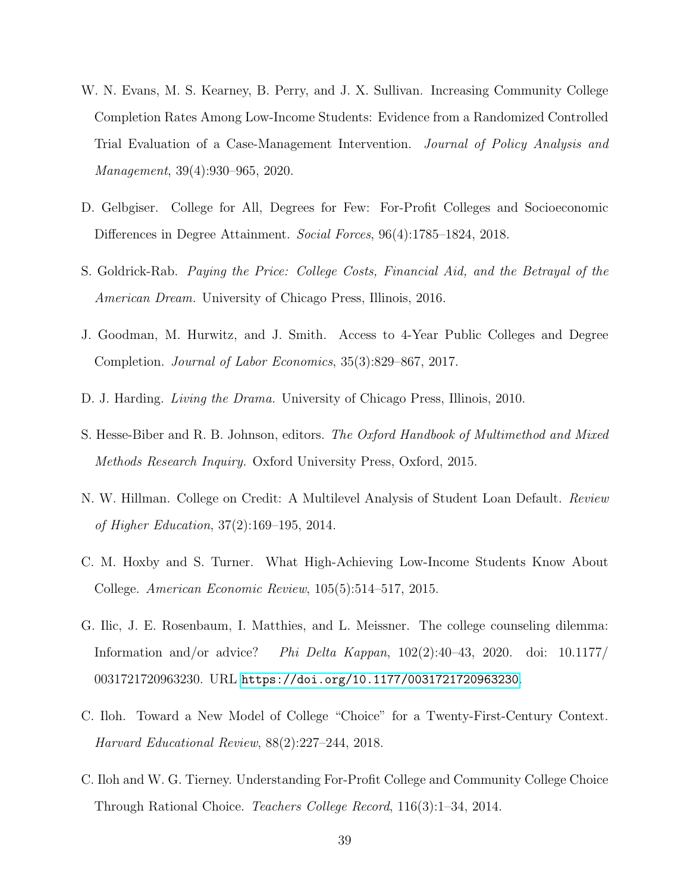W. N. Evans, M. S. Kearney, B. Perry, and J. X. Sullivan. Increasing Community College Completion Rates Among Low-Income Students: Evidence from a Randomized Controlled Trial Evaluation of a Case-Management Intervention. *Journal of Policy Analysis and Management*, 39(4):930–965, 2020.

D. Gelbgiser. College for All, Degrees for Few: For-Profit Colleges and Socioeconomic Differences in Degree Attainment. *Social Forces*, 96(4):1785–1824, 2018.

S. Goldrick-Rab. *Paying the Price: College Costs, Financial Aid, and the Betrayal of the American Dream.* University of Chicago Press, Illinois, 2016.

J. Goodman, M. Hurwitz, and J. Smith. Access to 4-Year Public Colleges and Degree Completion. *Journal of Labor Economics*, 35(3):829–867, 2017.

D. J. Harding. *Living the Drama.* University of Chicago Press, Illinois, 2010.

S. Hesse-Biber and R. B. Johnson, editors. *The Oxford Handbook of Multimethod and Mixed Methods Research Inquiry.* Oxford University Press, Oxford, 2015.

N. W. Hillman. College on Credit: A Multilevel Analysis of Student Loan Default. *Review of Higher Education*, 37(2):169–195, 2014.

C. M. Hoxby and S. Turner. What High-Achieving Low-Income Students Know About College. *American Economic Review*, 105(5):514–517, 2015.

G. Ilic, J. E. Rosenbaum, I. Matthies, and L. Meissner. The college counseling dilemma: Information and/or advice? *Phi Delta Kappan*, 102(2):40–43, 2020. doi: 10.1177/0031721720963230. URL https://doi.org/10.1177/0031721720963230.

C. Iloh. Toward a New Model of College "Choice" for a Twenty-First-Century Context. *Harvard Educational Review*, 88(2):227–244, 2018.

C. Iloh and W. G. Tierney. Understanding For-Profit College and Community College Choice Through Rational Choice. *Teachers College Record*, 116(3):1–34, 2014.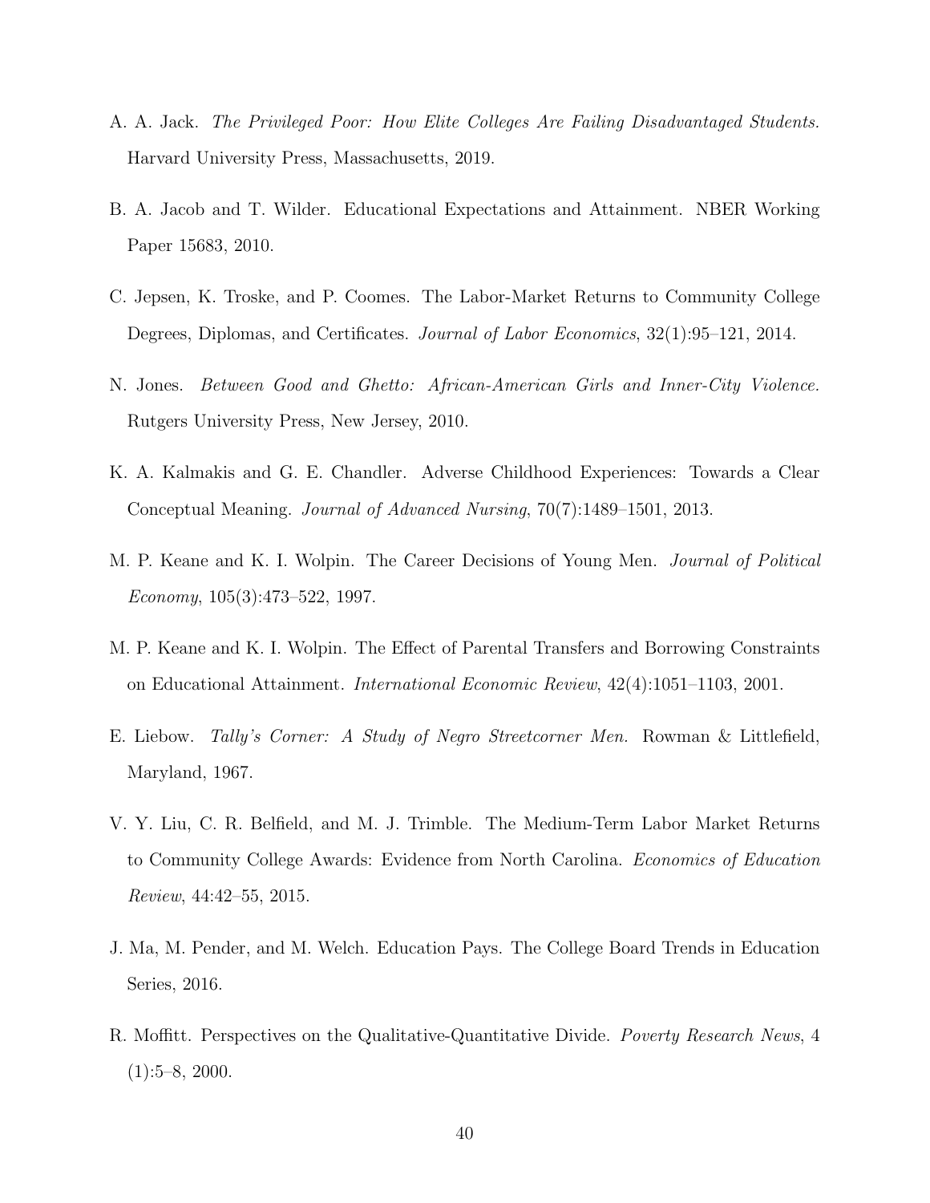A. A. Jack. *The Privileged Poor: How Elite Colleges Are Failing Disadvantaged Students.* Harvard University Press, Massachusetts, 2019.

B. A. Jacob and T. Wilder. Educational Expectations and Attainment. NBER Working Paper 15683, 2010.

C. Jepsen, K. Troske, and P. Coomes. The Labor-Market Returns to Community College Degrees, Diplomas, and Certificates. *Journal of Labor Economics*, 32(1):95–121, 2014.

N. Jones. *Between Good and Ghetto: African-American Girls and Inner-City Violence.* Rutgers University Press, New Jersey, 2010.

K. A. Kalmakis and G. E. Chandler. Adverse Childhood Experiences: Towards a Clear Conceptual Meaning. *Journal of Advanced Nursing*, 70(7):1489–1501, 2013.

M. P. Keane and K. I. Wolpin. The Career Decisions of Young Men. *Journal of Political Economy*, 105(3):473–522, 1997.

M. P. Keane and K. I. Wolpin. The Effect of Parental Transfers and Borrowing Constraints on Educational Attainment. *International Economic Review*, 42(4):1051–1103, 2001.

E. Liebow. *Tally's Corner: A Study of Negro Streetcorner Men.* Rowman & Littlefield, Maryland, 1967.

V. Y. Liu, C. R. Belfield, and M. J. Trimble. The Medium-Term Labor Market Returns to Community College Awards: Evidence from North Carolina. *Economics of Education Review*, 44:42–55, 2015.

J. Ma, M. Pender, and M. Welch. Education Pays. The College Board Trends in Education Series, 2016.

R. Moffitt. Perspectives on the Qualitative-Quantitative Divide. *Poverty Research News*, 4 (1):5–8, 2000.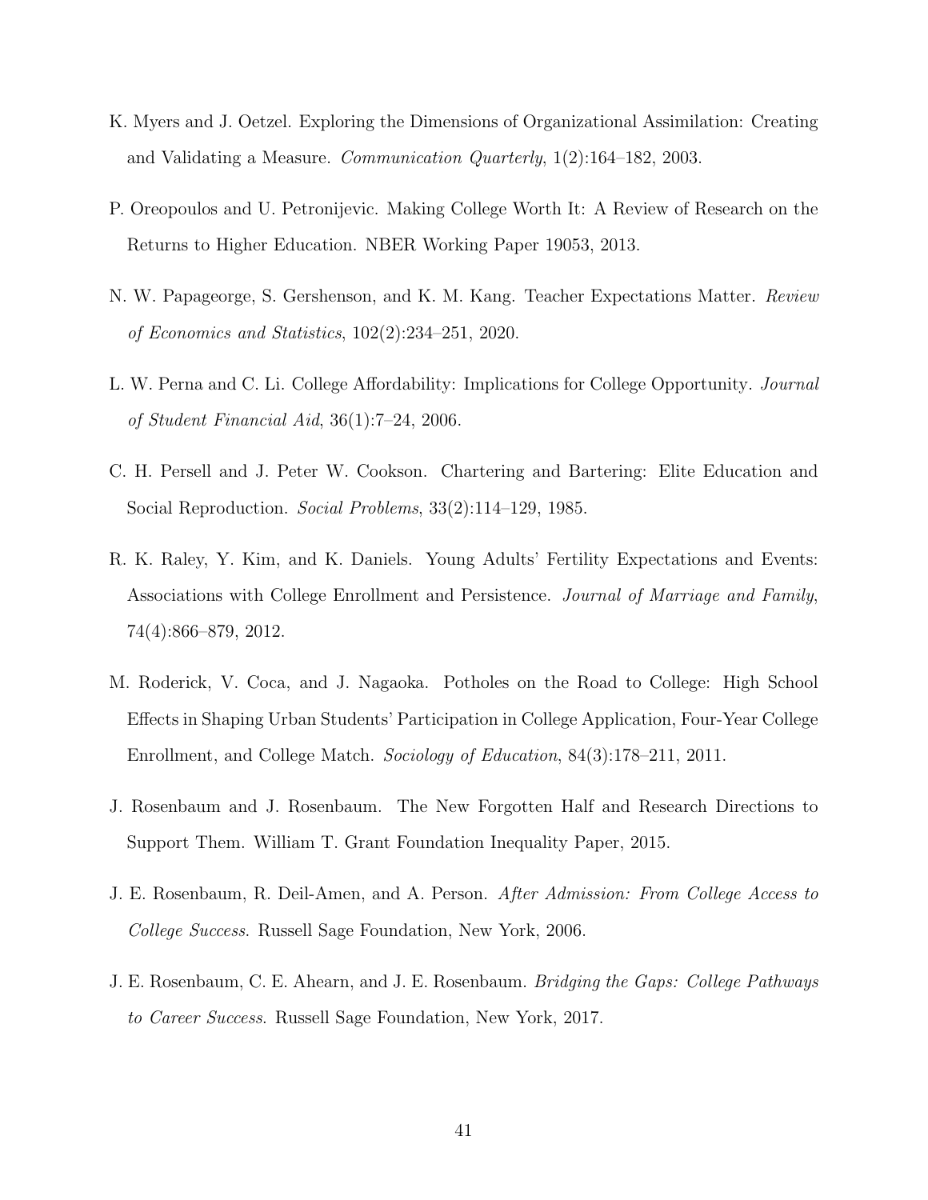K. Myers and J. Oetzel. Exploring the Dimensions of Organizational Assimilation: Creating and Validating a Measure. *Communication Quarterly*, 1(2):164–182, 2003.

P. Oreopoulos and U. Petronijevic. Making College Worth It: A Review of Research on the Returns to Higher Education. NBER Working Paper 19053, 2013.

N. W. Papageorge, S. Gershenson, and K. M. Kang. Teacher Expectations Matter. *Review of Economics and Statistics*, 102(2):234–251, 2020.

L. W. Perna and C. Li. College Affordability: Implications for College Opportunity. *Journal of Student Financial Aid*, 36(1):7–24, 2006.

C. H. Persell and J. Peter W. Cookson. Chartering and Bartering: Elite Education and Social Reproduction. *Social Problems*, 33(2):114–129, 1985.

R. K. Raley, Y. Kim, and K. Daniels. Young Adults' Fertility Expectations and Events: Associations with College Enrollment and Persistence. *Journal of Marriage and Family*, 74(4):866–879, 2012.

M. Roderick, V. Coca, and J. Nagaoka. Potholes on the Road to College: High School Effects in Shaping Urban Students' Participation in College Application, Four-Year College Enrollment, and College Match. *Sociology of Education*, 84(3):178–211, 2011.

J. Rosenbaum and J. Rosenbaum. The New Forgotten Half and Research Directions to Support Them. William T. Grant Foundation Inequality Paper, 2015.

J. E. Rosenbaum, R. Deil-Amen, and A. Person. *After Admission: From College Access to College Success*. Russell Sage Foundation, New York, 2006.

J. E. Rosenbaum, C. E. Ahearn, and J. E. Rosenbaum. *Bridging the Gaps: College Pathways to Career Success*. Russell Sage Foundation, New York, 2017.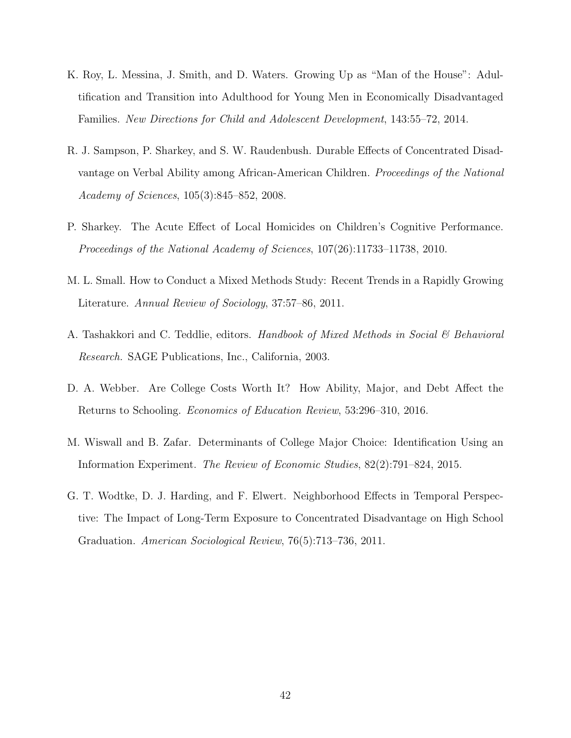K. Roy, L. Messina, J. Smith, and D. Waters. Growing Up as "Man of the House": Adultification and Transition into Adulthood for Young Men in Economically Disadvantaged Families. *New Directions for Child and Adolescent Development*, 143:55–72, 2014.

R. J. Sampson, P. Sharkey, and S. W. Raudenbush. Durable Effects of Concentrated Disadvantage on Verbal Ability among African-American Children. *Proceedings of the National Academy of Sciences*, 105(3):845–852, 2008.

P. Sharkey. The Acute Effect of Local Homicides on Children's Cognitive Performance. *Proceedings of the National Academy of Sciences*, 107(26):11733–11738, 2010.

M. L. Small. How to Conduct a Mixed Methods Study: Recent Trends in a Rapidly Growing Literature. *Annual Review of Sociology*, 37:57–86, 2011.

A. Tashakkori and C. Teddlie, editors. *Handbook of Mixed Methods in Social & Behavioral Research.* SAGE Publications, Inc., California, 2003.

D. A. Webber. Are College Costs Worth It? How Ability, Major, and Debt Affect the Returns to Schooling. *Economics of Education Review*, 53:296–310, 2016.

M. Wiswall and B. Zafar. Determinants of College Major Choice: Identification Using an Information Experiment. *The Review of Economic Studies*, 82(2):791–824, 2015.

G. T. Wodtke, D. J. Harding, and F. Elwert. Neighborhood Effects in Temporal Perspective: The Impact of Long-Term Exposure to Concentrated Disadvantage on High School Graduation. *American Sociological Review*, 76(5):713–736, 2011.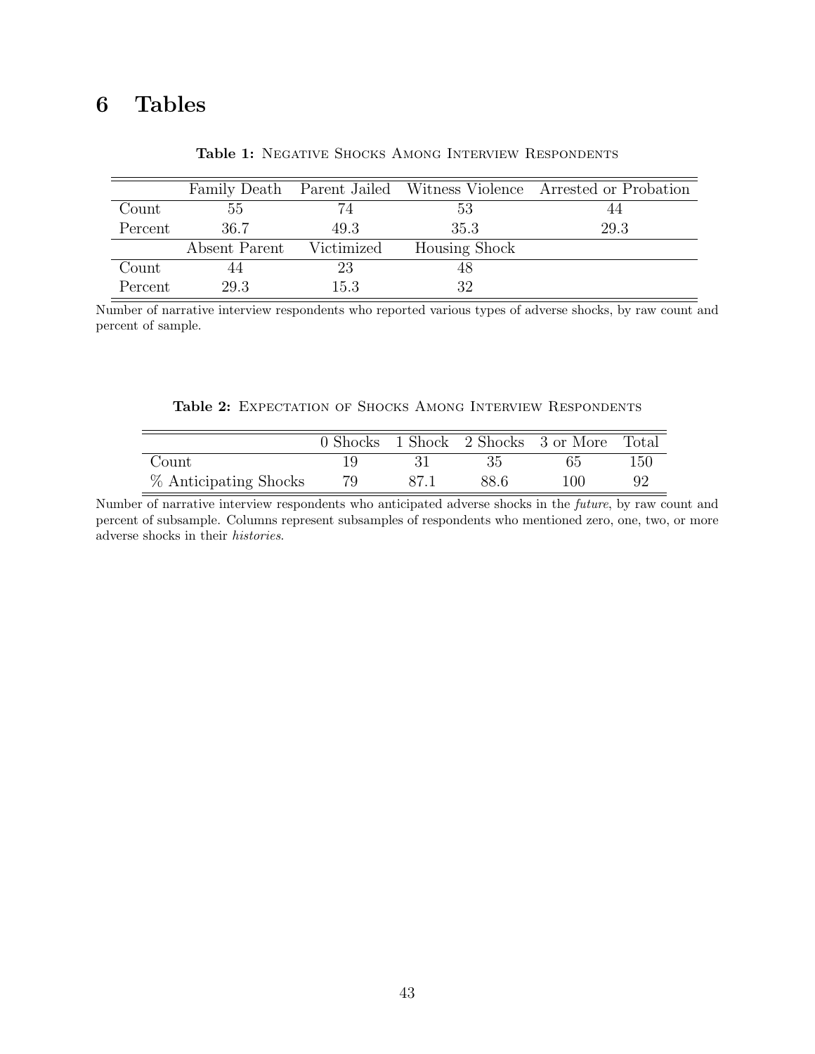# 6 Tables

**Table 1:** Negative Shocks Among Interview Respondents

| | Family Death | Parent Jailed | Witness Violence | Arrested or Probation |
|---|---|---|---|---|
| Count | 55 | 74 | 53 | 44 |
| Percent | 36.7 | 49.3 | 35.3 | 29.3 |
| | Absent Parent | Victimized | Housing Shock | |
| Count | 44 | 23 | 48 | |
| Percent | 29.3 | 15.3 | 32 | |

Number of narrative interview respondents who reported various types of adverse shocks, by raw count and percent of sample.

**Table 2:** Expectation of Shocks Among Interview Respondents

| | 0 Shocks | 1 Shock | 2 Shocks | 3 or More | Total |
|---|---|---|---|---|---|
| Count | 19 | 31 | 35 | 65 | 150 |
| % Anticipating Shocks | 79 | 87.1 | 88.6 | 100 | 92 |

Number of narrative interview respondents who anticipated adverse shocks in the *future*, by raw count and percent of subsample. Columns represent subsamples of respondents who mentioned zero, one, two, or more adverse shocks in their *histories*.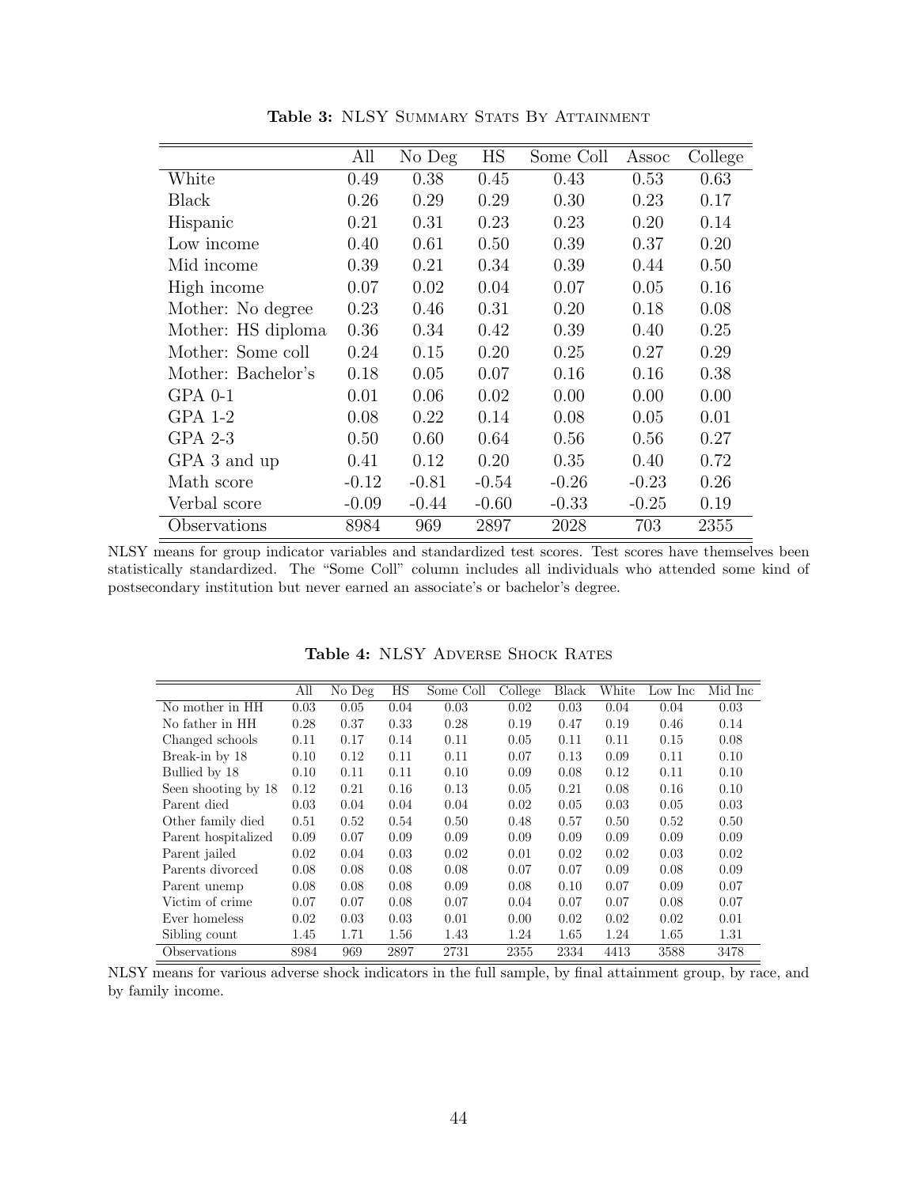**Table 3:** NLSY Summary Stats By Attainment

| | All | No Deg | HS | Some Coll | Assoc | College |
|---|---|---|---|---|---|---|
| White | 0.49 | 0.38 | 0.45 | 0.43 | 0.53 | 0.63 |
| Black | 0.26 | 0.29 | 0.29 | 0.30 | 0.23 | 0.17 |
| Hispanic | 0.21 | 0.31 | 0.23 | 0.23 | 0.20 | 0.14 |
| Low income | 0.40 | 0.61 | 0.50 | 0.39 | 0.37 | 0.20 |
| Mid income | 0.39 | 0.21 | 0.34 | 0.39 | 0.44 | 0.50 |
| High income | 0.07 | 0.02 | 0.04 | 0.07 | 0.05 | 0.16 |
| Mother: No degree | 0.23 | 0.46 | 0.31 | 0.20 | 0.18 | 0.08 |
| Mother: HS diploma | 0.36 | 0.34 | 0.42 | 0.39 | 0.40 | 0.25 |
| Mother: Some coll | 0.24 | 0.15 | 0.20 | 0.25 | 0.27 | 0.29 |
| Mother: Bachelor's | 0.18 | 0.05 | 0.07 | 0.16 | 0.16 | 0.38 |
| GPA 0-1 | 0.01 | 0.06 | 0.02 | 0.00 | 0.00 | 0.00 |
| GPA 1-2 | 0.08 | 0.22 | 0.14 | 0.08 | 0.05 | 0.01 |
| GPA 2-3 | 0.50 | 0.60 | 0.64 | 0.56 | 0.56 | 0.27 |
| GPA 3 and up | 0.41 | 0.12 | 0.20 | 0.35 | 0.40 | 0.72 |
| Math score | -0.12 | -0.81 | -0.54 | -0.26 | -0.23 | 0.26 |
| Verbal score | -0.09 | -0.44 | -0.60 | -0.33 | -0.25 | 0.19 |
| Observations | 8984 | 969 | 2897 | 2028 | 703 | 2355 |

NLSY means for group indicator variables and standardized test scores. Test scores have themselves been statistically standardized. The "Some Coll" column includes all individuals who attended some kind of postsecondary institution but never earned an associate's or bachelor's degree.

**Table 4:** NLSY Adverse Shock Rates

| | All | No Deg | HS | Some Coll | College | Black | White | Low Inc | Mid Inc |
|---|---|---|---|---|---|---|---|---|---|
| No mother in HH | 0.03 | 0.05 | 0.04 | 0.03 | 0.02 | 0.03 | 0.04 | 0.04 | 0.03 |
| No father in HH | 0.28 | 0.37 | 0.33 | 0.28 | 0.19 | 0.47 | 0.19 | 0.46 | 0.14 |
| Changed schools | 0.11 | 0.17 | 0.14 | 0.11 | 0.05 | 0.11 | 0.11 | 0.15 | 0.08 |
| Break-in by 18 | 0.10 | 0.12 | 0.11 | 0.11 | 0.07 | 0.13 | 0.09 | 0.11 | 0.10 |
| Bullied by 18 | 0.10 | 0.11 | 0.11 | 0.10 | 0.09 | 0.08 | 0.12 | 0.11 | 0.10 |
| Seen shooting by 18 | 0.12 | 0.21 | 0.16 | 0.13 | 0.05 | 0.21 | 0.08 | 0.16 | 0.10 |
| Parent died | 0.03 | 0.04 | 0.04 | 0.04 | 0.02 | 0.05 | 0.03 | 0.05 | 0.03 |
| Other family died | 0.51 | 0.52 | 0.54 | 0.50 | 0.48 | 0.57 | 0.50 | 0.52 | 0.50 |
| Parent hospitalized | 0.09 | 0.07 | 0.09 | 0.09 | 0.09 | 0.09 | 0.09 | 0.09 | 0.09 |
| Parent jailed | 0.02 | 0.04 | 0.03 | 0.02 | 0.01 | 0.02 | 0.02 | 0.03 | 0.02 |
| Parents divorced | 0.08 | 0.08 | 0.08 | 0.08 | 0.07 | 0.07 | 0.09 | 0.08 | 0.09 |
| Parent unemp | 0.08 | 0.08 | 0.08 | 0.09 | 0.08 | 0.10 | 0.07 | 0.09 | 0.07 |
| Victim of crime | 0.07 | 0.07 | 0.08 | 0.07 | 0.04 | 0.07 | 0.07 | 0.08 | 0.07 |
| Ever homeless | 0.02 | 0.03 | 0.03 | 0.01 | 0.00 | 0.02 | 0.02 | 0.02 | 0.01 |
| Sibling count | 1.45 | 1.71 | 1.56 | 1.43 | 1.24 | 1.65 | 1.24 | 1.65 | 1.31 |
| Observations | 8984 | 969 | 2897 | 2731 | 2355 | 2334 | 4413 | 3588 | 3478 |

NLSY means for various adverse shock indicators in the full sample, by final attainment group, by race, and by family income.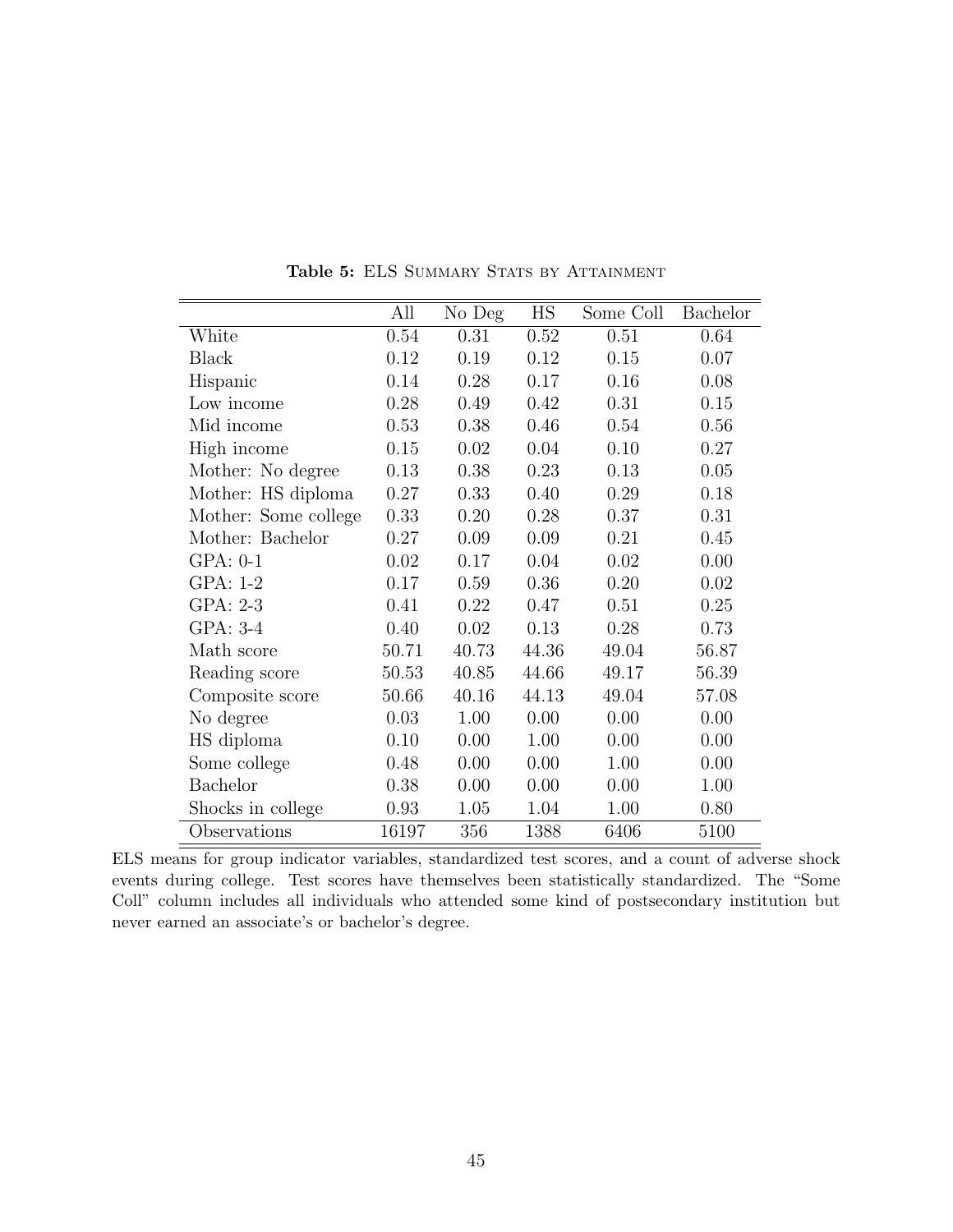**Table 5:** ELS Summary Stats by Attainment

| | All | No Deg | HS | Some Coll | Bachelor |
|---|---|---|---|---|---|
| White | 0.54 | 0.31 | 0.52 | 0.51 | 0.64 |
| Black | 0.12 | 0.19 | 0.12 | 0.15 | 0.07 |
| Hispanic | 0.14 | 0.28 | 0.17 | 0.16 | 0.08 |
| Low income | 0.28 | 0.49 | 0.42 | 0.31 | 0.15 |
| Mid income | 0.53 | 0.38 | 0.46 | 0.54 | 0.56 |
| High income | 0.15 | 0.02 | 0.04 | 0.10 | 0.27 |
| Mother: No degree | 0.13 | 0.38 | 0.23 | 0.13 | 0.05 |
| Mother: HS diploma | 0.27 | 0.33 | 0.40 | 0.29 | 0.18 |
| Mother: Some college | 0.33 | 0.20 | 0.28 | 0.37 | 0.31 |
| Mother: Bachelor | 0.27 | 0.09 | 0.09 | 0.21 | 0.45 |
| GPA: 0-1 | 0.02 | 0.17 | 0.04 | 0.02 | 0.00 |
| GPA: 1-2 | 0.17 | 0.59 | 0.36 | 0.20 | 0.02 |
| GPA: 2-3 | 0.41 | 0.22 | 0.47 | 0.51 | 0.25 |
| GPA: 3-4 | 0.40 | 0.02 | 0.13 | 0.28 | 0.73 |
| Math score | 50.71 | 40.73 | 44.36 | 49.04 | 56.87 |
| Reading score | 50.53 | 40.85 | 44.66 | 49.17 | 56.39 |
| Composite score | 50.66 | 40.16 | 44.13 | 49.04 | 57.08 |
| No degree | 0.03 | 1.00 | 0.00 | 0.00 | 0.00 |
| HS diploma | 0.10 | 0.00 | 1.00 | 0.00 | 0.00 |
| Some college | 0.48 | 0.00 | 0.00 | 1.00 | 0.00 |
| Bachelor | 0.38 | 0.00 | 0.00 | 0.00 | 1.00 |
| Shocks in college | 0.93 | 1.05 | 1.04 | 1.00 | 0.80 |
| Observations | 16197 | 356 | 1388 | 6406 | 5100 |

ELS means for group indicator variables, standardized test scores, and a count of adverse shock events during college. Test scores have themselves been statistically standardized. The "Some Coll" column includes all individuals who attended some kind of postsecondary institution but never earned an associate's or bachelor's degree.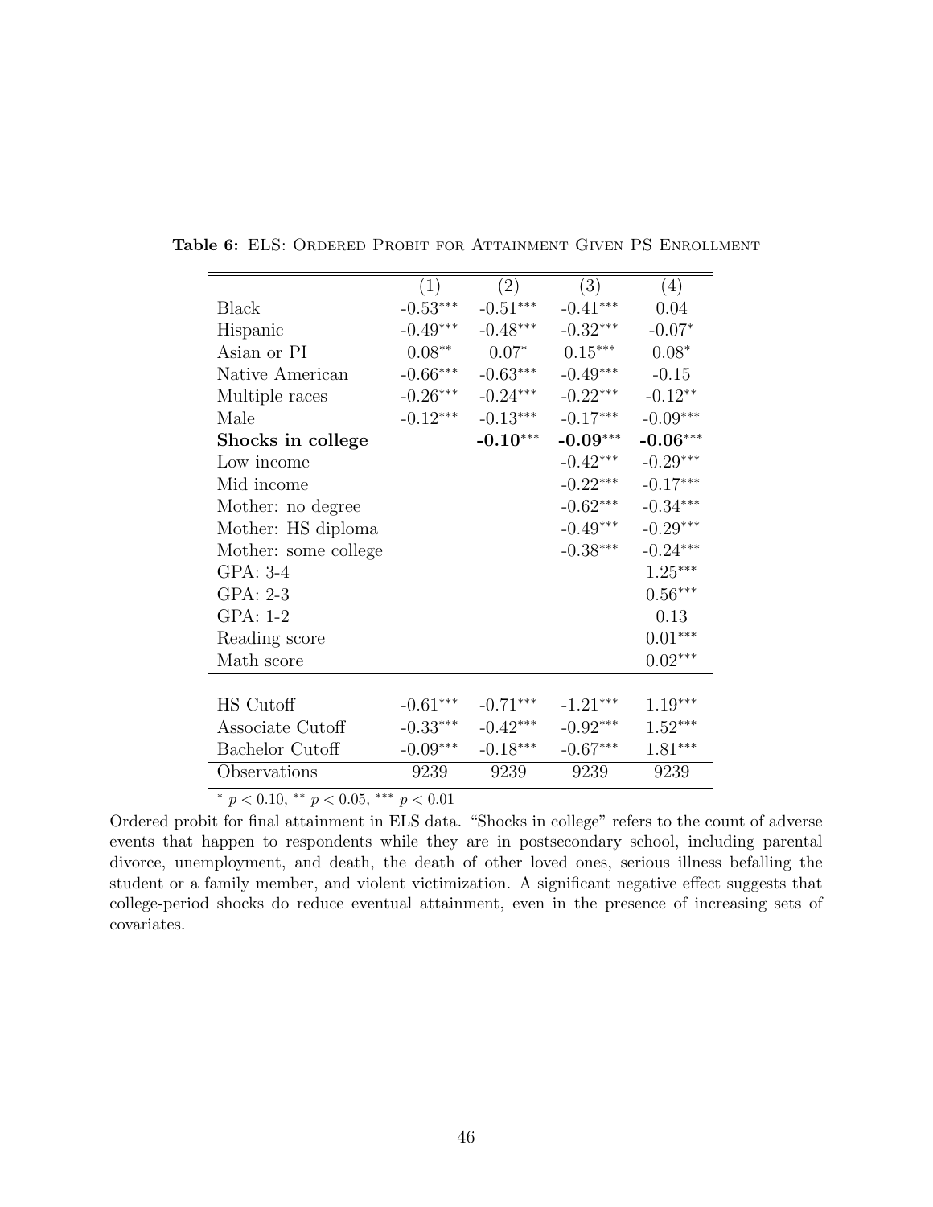**Table 6:** ELS: Ordered Probit for Attainment Given PS Enrollment

| | (1) | (2) | (3) | (4) |
|---|---|---|---|---|
| Black | -0.53*** | -0.51*** | -0.41*** | 0.04 |
| Hispanic | -0.49*** | -0.48*** | -0.32*** | -0.07* |
| Asian or PI | 0.08** | 0.07* | 0.15*** | 0.08* |
| Native American | -0.66*** | -0.63*** | -0.49*** | -0.15 |
| Multiple races | -0.26*** | -0.24*** | -0.22*** | -0.12** |
| Male | -0.12*** | -0.13*** | -0.17*** | -0.09*** |
| **Shocks in college** | | **-0.10*** | **-0.09*** | **-0.06*** |
| Low income | | | -0.42*** | -0.29*** |
| Mid income | | | -0.22*** | -0.17*** |
| Mother: no degree | | | -0.62*** | -0.34*** |
| Mother: HS diploma | | | -0.49*** | -0.29*** |
| Mother: some college | | | -0.38*** | -0.24*** |
| GPA: 3-4 | | | | 1.25*** |
| GPA: 2-3 | | | | 0.56*** |
| GPA: 1-2 | | | | 0.13 |
| Reading score | | | | 0.01*** |
| Math score | | | | 0.02*** |
| | | | | |
| HS Cutoff | -0.61*** | -0.71*** | -1.21*** | 1.19*** |
| Associate Cutoff | -0.33*** | -0.42*** | -0.92*** | 1.52*** |
| Bachelor Cutoff | -0.09*** | -0.18*** | -0.67*** | 1.81*** |
| Observations | 9239 | 9239 | 9239 | 9239 |

\* $p < 0.10$, ** $p < 0.05$, *** $p < 0.01$

Ordered probit for final attainment in ELS data. "Shocks in college" refers to the count of adverse events that happen to respondents while they are in postsecondary school, including parental divorce, unemployment, and death, the death of other loved ones, serious illness befalling the student or a family member, and violent victimization. A significant negative effect suggests that college-period shocks do reduce eventual attainment, even in the presence of increasing sets of covariates.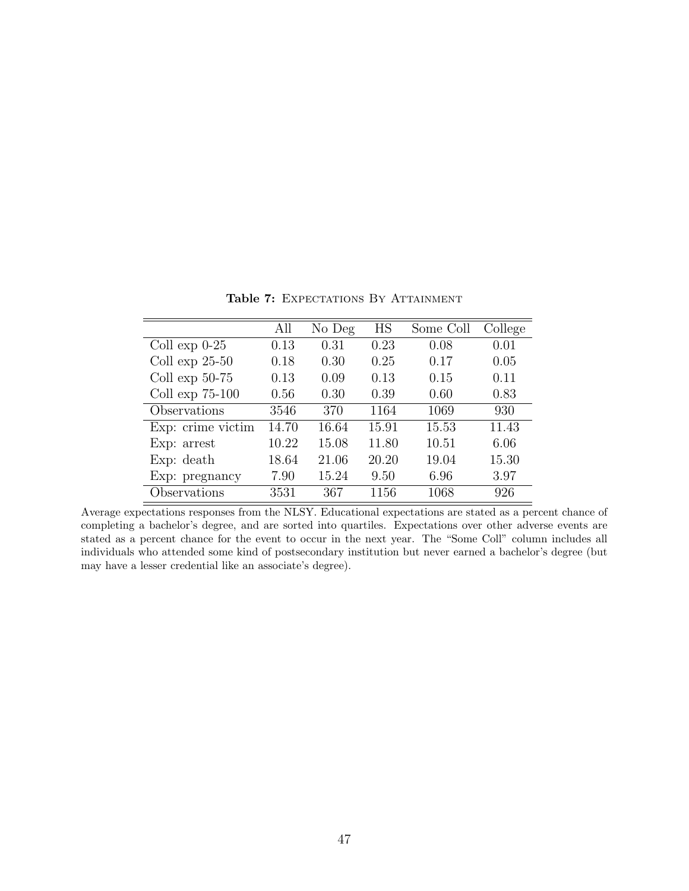**Table 7:** Expectations By Attainment

| | All | No Deg | HS | Some Coll | College |
|---|---|---|---|---|---|
| Coll exp 0-25 | 0.13 | 0.31 | 0.23 | 0.08 | 0.01 |
| Coll exp 25-50 | 0.18 | 0.30 | 0.25 | 0.17 | 0.05 |
| Coll exp 50-75 | 0.13 | 0.09 | 0.13 | 0.15 | 0.11 |
| Coll exp 75-100 | 0.56 | 0.30 | 0.39 | 0.60 | 0.83 |
| Observations | 3546 | 370 | 1164 | 1069 | 930 |
| Exp: crime victim | 14.70 | 16.64 | 15.91 | 15.53 | 11.43 |
| Exp: arrest | 10.22 | 15.08 | 11.80 | 10.51 | 6.06 |
| Exp: death | 18.64 | 21.06 | 20.20 | 19.04 | 15.30 |
| Exp: pregnancy | 7.90 | 15.24 | 9.50 | 6.96 | 3.97 |
| Observations | 3531 | 367 | 1156 | 1068 | 926 |

Average expectations responses from the NLSY. Educational expectations are stated as a percent chance of completing a bachelor's degree, and are sorted into quartiles. Expectations over other adverse events are stated as a percent chance for the event to occur in the next year. The "Some Coll" column includes all individuals who attended some kind of postsecondary institution but never earned a bachelor's degree (but may have a lesser credential like an associate's degree).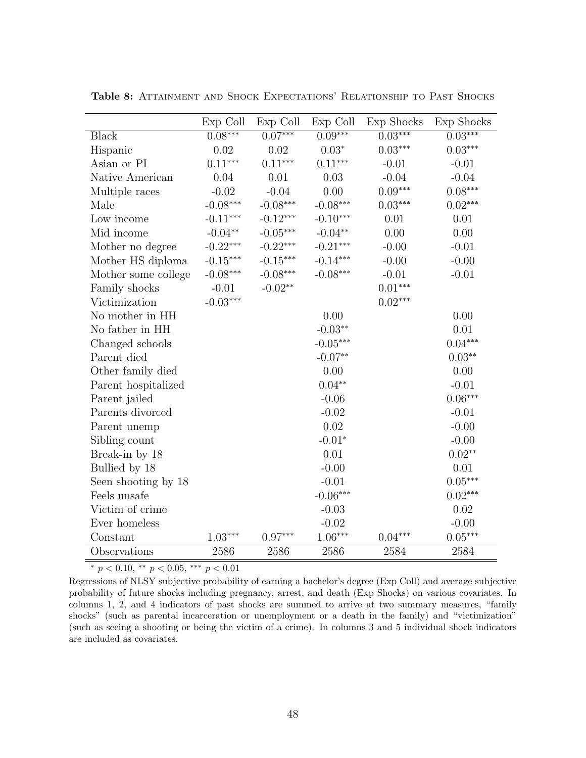**Table 8:** Attainment and Shock Expectations' Relationship to Past Shocks

| | Exp Coll | Exp Coll | Exp Coll | Exp Shocks | Exp Shocks |
|---|---|---|---|---|---|
| Black | $0.08^{***}$ | $0.07^{***}$ | $0.09^{***}$ | $0.03^{***}$ | $0.03^{***}$ |
| Hispanic | 0.02 | 0.02 | $0.03^{*}$ | $0.03^{***}$ | $0.03^{***}$ |
| Asian or PI | $0.11^{***}$ | $0.11^{***}$ | $0.11^{***}$ | -0.01 | -0.01 |
| Native American | 0.04 | 0.01 | 0.03 | -0.04 | -0.04 |
| Multiple races | -0.02 | -0.04 | 0.00 | $0.09^{***}$ | $0.08^{***}$ |
| Male | $-0.08^{***}$ | $-0.08^{***}$ | $-0.08^{***}$ | $0.03^{***}$ | $0.02^{***}$ |
| Low income | $-0.11^{***}$ | $-0.12^{***}$ | $-0.10^{***}$ | 0.01 | 0.01 |
| Mid income | $-0.04^{**}$ | $-0.05^{***}$ | $-0.04^{**}$ | 0.00 | 0.00 |
| Mother no degree | $-0.22^{***}$ | $-0.22^{***}$ | $-0.21^{***}$ | -0.00 | -0.01 |
| Mother HS diploma | $-0.15^{***}$ | $-0.15^{***}$ | $-0.14^{***}$ | -0.00 | -0.00 |
| Mother some college | $-0.08^{***}$ | $-0.08^{***}$ | $-0.08^{***}$ | -0.01 | -0.01 |
| Family shocks | -0.01 | $-0.02^{**}$ | | $0.01^{***}$ | |
| Victimization | $-0.03^{***}$ | | | $0.02^{***}$ | |
| No mother in HH | | | 0.00 | | 0.00 |
| No father in HH | | | $-0.03^{**}$ | | 0.01 |
| Changed schools | | | $-0.05^{***}$ | | $0.04^{***}$ |
| Parent died | | | $-0.07^{**}$ | | $0.03^{**}$ |
| Other family died | | | 0.00 | | 0.00 |
| Parent hospitalized | | | $0.04^{**}$ | | -0.01 |
| Parent jailed | | | -0.06 | | $0.06^{***}$ |
| Parents divorced | | | -0.02 | | -0.01 |
| Parent unemp | | | 0.02 | | -0.00 |
| Sibling count | | | $-0.01^{*}$ | | -0.00 |
| Break-in by 18 | | | 0.01 | | $0.02^{**}$ |
| Bullied by 18 | | | -0.00 | | 0.01 |
| Seen shooting by 18 | | | -0.01 | | $0.05^{***}$ |
| Feels unsafe | | | $-0.06^{***}$ | | $0.02^{***}$ |
| Victim of crime | | | -0.03 | | 0.02 |
| Ever homeless | | | -0.02 | | -0.00 |
| Constant | $1.03^{***}$ | $0.97^{***}$ | $1.06^{***}$ | $0.04^{***}$ | $0.05^{***}$ |
| Observations | 2586 | 2586 | 2586 | 2584 | 2584 |

$^{*}$ $p < 0.10$, $^{**}$ $p < 0.05$, $^{***}$ $p < 0.01$

Regressions of NLSY subjective probability of earning a bachelor's degree (Exp Coll) and average subjective probability of future shocks including pregnancy, arrest, and death (Exp Shocks) on various covariates. In columns 1, 2, and 4 indicators of past shocks are summed to arrive at two summary measures, "family shocks" (such as parental incarceration or unemployment or a death in the family) and "victimization" (such as seeing a shooting or being the victim of a crime). In columns 3 and 5 individual shock indicators are included as covariates.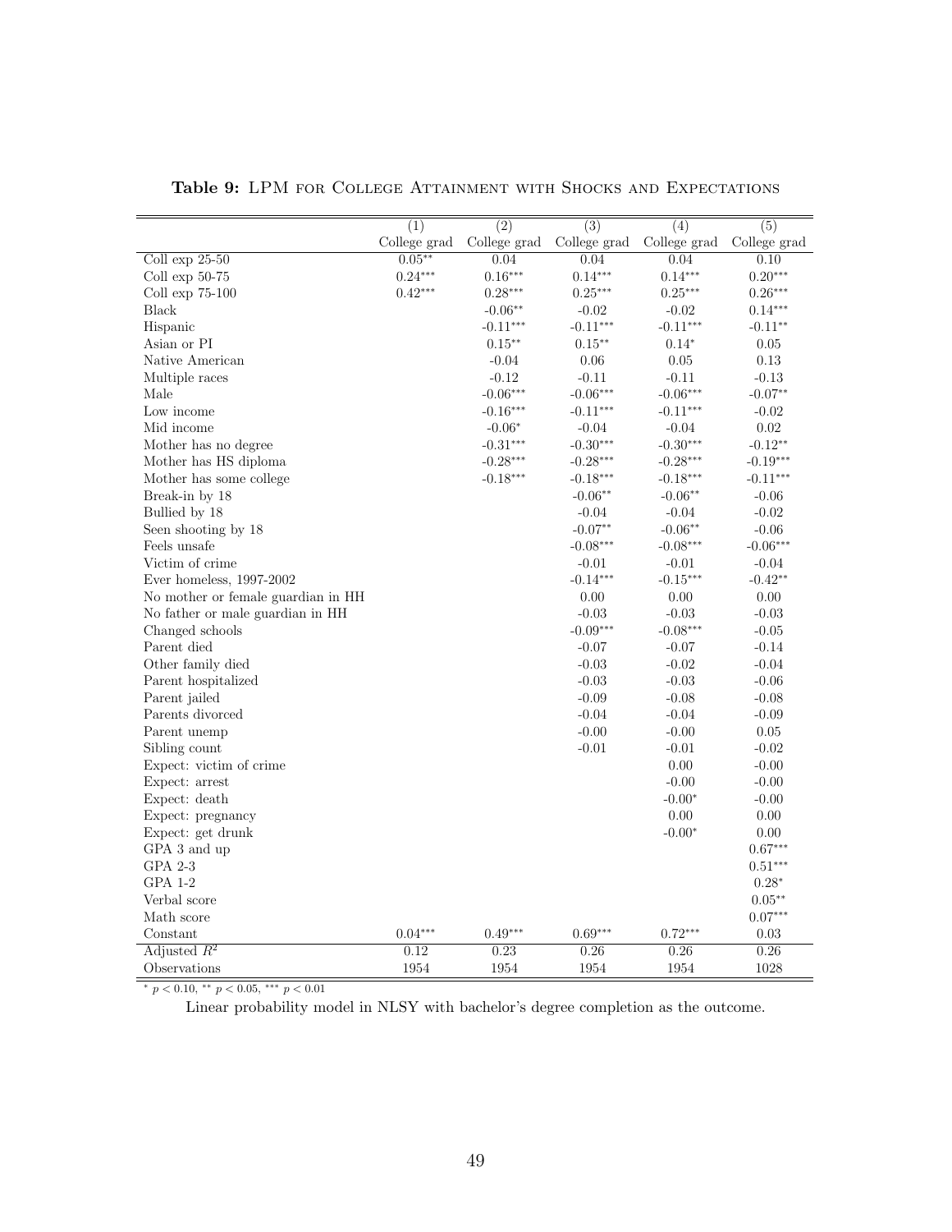**Table 9:** LPM for College Attainment with Shocks and Expectations

| | (1) | (2) | (3) | (4) | (5) |
|---|---|---|---|---|---|
| | College grad | College grad | College grad | College grad | College grad |
| Coll exp 25-50 | $0.05^{**}$ | 0.04 | 0.04 | 0.04 | 0.10 |
| Coll exp 50-75 | $0.24^{***}$ | $0.16^{***}$ | $0.14^{***}$ | $0.14^{***}$ | $0.20^{***}$ |
| Coll exp 75-100 | $0.42^{***}$ | $0.28^{***}$ | $0.25^{***}$ | $0.25^{***}$ | $0.26^{***}$ |
| Black | | $-0.06^{**}$ | -0.02 | -0.02 | $0.14^{***}$ |
| Hispanic | | $-0.11^{***}$ | $-0.11^{***}$ | $-0.11^{***}$ | $-0.11^{**}$ |
| Asian or PI | | $0.15^{**}$ | $0.15^{**}$ | $0.14^{*}$ | 0.05 |
| Native American | | -0.04 | 0.06 | 0.05 | 0.13 |
| Multiple races | | -0.12 | -0.11 | -0.11 | -0.13 |
| Male | | $-0.06^{***}$ | $-0.06^{***}$ | $-0.06^{***}$ | $-0.07^{**}$ |
| Low income | | $-0.16^{***}$ | $-0.11^{***}$ | $-0.11^{***}$ | -0.02 |
| Mid income | | $-0.06^{*}$ | -0.04 | -0.04 | 0.02 |
| Mother has no degree | | $-0.31^{***}$ | $-0.30^{***}$ | $-0.30^{***}$ | $-0.12^{**}$ |
| Mother has HS diploma | | $-0.28^{***}$ | $-0.28^{***}$ | $-0.28^{***}$ | $-0.19^{***}$ |
| Mother has some college | | $-0.18^{***}$ | $-0.18^{***}$ | $-0.18^{***}$ | $-0.11^{***}$ |
| Break-in by 18 | | | $-0.06^{**}$ | $-0.06^{**}$ | -0.06 |
| Bullied by 18 | | | -0.04 | -0.04 | -0.02 |
| Seen shooting by 18 | | | $-0.07^{**}$ | $-0.06^{**}$ | -0.06 |
| Feels unsafe | | | $-0.08^{***}$ | $-0.08^{***}$ | $-0.06^{***}$ |
| Victim of crime | | | -0.01 | -0.01 | -0.04 |
| Ever homeless, 1997-2002 | | | $-0.14^{***}$ | $-0.15^{***}$ | $-0.42^{**}$ |
| No mother or female guardian in HH | | | 0.00 | 0.00 | 0.00 |
| No father or male guardian in HH | | | -0.03 | -0.03 | -0.03 |
| Changed schools | | | $-0.09^{***}$ | $-0.08^{***}$ | -0.05 |
| Parent died | | | -0.07 | -0.07 | -0.14 |
| Other family died | | | -0.03 | -0.02 | -0.04 |
| Parent hospitalized | | | -0.03 | -0.03 | -0.06 |
| Parent jailed | | | -0.09 | -0.08 | -0.08 |
| Parents divorced | | | -0.04 | -0.04 | -0.09 |
| Parent unemp | | | -0.00 | -0.00 | 0.05 |
| Sibling count | | | -0.01 | -0.01 | -0.02 |
| Expect: victim of crime | | | | 0.00 | -0.00 |
| Expect: arrest | | | | -0.00 | -0.00 |
| Expect: death | | | | $-0.00^{*}$ | -0.00 |
| Expect: pregnancy | | | | 0.00 | 0.00 |
| Expect: get drunk | | | | $-0.00^{*}$ | 0.00 |
| GPA 3 and up | | | | | $0.67^{***}$ |
| GPA 2-3 | | | | | $0.51^{***}$ |
| GPA 1-2 | | | | | $0.28^{*}$ |
| Verbal score | | | | | $0.05^{**}$ |
| Math score | | | | | $0.07^{***}$ |
| Constant | $0.04^{***}$ | $0.49^{***}$ | $0.69^{***}$ | $0.72^{***}$ | 0.03 |
| Adjusted $R^2$ | 0.12 | 0.23 | 0.26 | 0.26 | 0.26 |
| Observations | 1954 | 1954 | 1954 | 1954 | 1028 |

$^{*}$ $p < 0.10$, $^{**}$ $p < 0.05$, $^{***}$ $p < 0.01$

Linear probability model in NLSY with bachelor's degree completion as the outcome.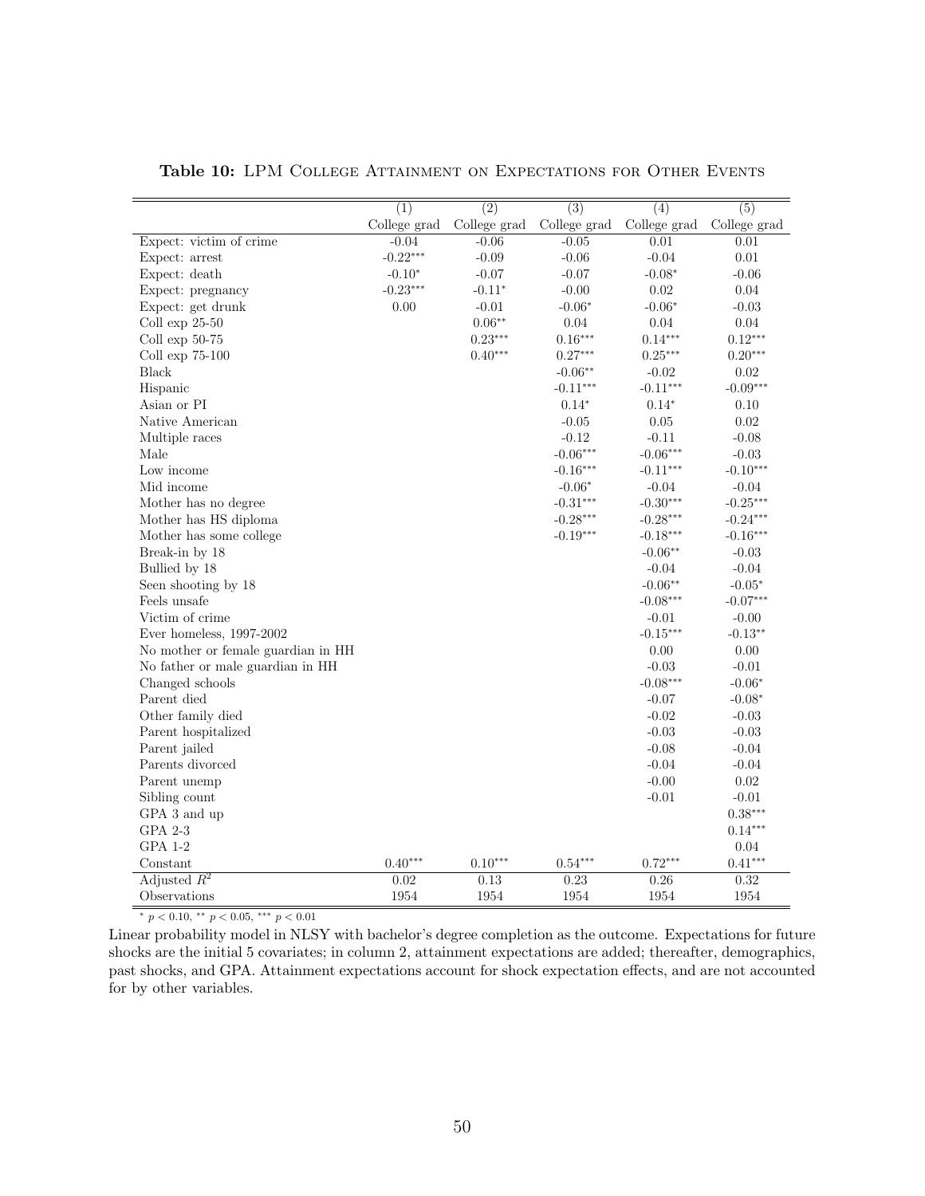**Table 10:** LPM College Attainment on Expectations for Other Events

| | (1) | (2) | (3) | (4) | (5) |
|---|---|---|---|---|---|
| | College grad | College grad | College grad | College grad | College grad |
| Expect: victim of crime | -0.04 | -0.06 | -0.05 | 0.01 | 0.01 |
| Expect: arrest | -0.22*** | -0.09 | -0.06 | -0.04 | 0.01 |
| Expect: death | -0.10* | -0.07 | -0.07 | -0.08* | -0.06 |
| Expect: pregnancy | -0.23*** | -0.11* | -0.00 | 0.02 | 0.04 |
| Expect: get drunk | 0.00 | -0.01 | -0.06* | -0.06* | -0.03 |
| Coll exp 25-50 | | 0.06** | 0.04 | 0.04 | 0.04 |
| Coll exp 50-75 | | 0.23*** | 0.16*** | 0.14*** | 0.12*** |
| Coll exp 75-100 | | 0.40*** | 0.27*** | 0.25*** | 0.20*** |
| Black | | | -0.06** | -0.02 | 0.02 |
| Hispanic | | | -0.11*** | -0.11*** | -0.09*** |
| Asian or PI | | | 0.14* | 0.14* | 0.10 |
| Native American | | | -0.05 | 0.05 | 0.02 |
| Multiple races | | | -0.12 | -0.11 | -0.08 |
| Male | | | -0.06*** | -0.06*** | -0.03 |
| Low income | | | -0.16*** | -0.11*** | -0.10*** |
| Mid income | | | -0.06* | -0.04 | -0.04 |
| Mother has no degree | | | -0.31*** | -0.30*** | -0.25*** |
| Mother has HS diploma | | | -0.28*** | -0.28*** | -0.24*** |
| Mother has some college | | | -0.19*** | -0.18*** | -0.16*** |
| Break-in by 18 | | | | -0.06** | -0.03 |
| Bullied by 18 | | | | -0.04 | -0.04 |
| Seen shooting by 18 | | | | -0.06** | -0.05* |
| Feels unsafe | | | | -0.08*** | -0.07*** |
| Victim of crime | | | | -0.01 | -0.00 |
| Ever homeless, 1997-2002 | | | | -0.15*** | -0.13** |
| No mother or female guardian in HH | | | | 0.00 | 0.00 |
| No father or male guardian in HH | | | | -0.03 | -0.01 |
| Changed schools | | | | -0.08*** | -0.06* |
| Parent died | | | | -0.07 | -0.08* |
| Other family died | | | | -0.02 | -0.03 |
| Parent hospitalized | | | | -0.03 | -0.03 |
| Parent jailed | | | | -0.08 | -0.04 |
| Parents divorced | | | | -0.04 | -0.04 |
| Parent unemp | | | | -0.00 | 0.02 |
| Sibling count | | | | -0.01 | -0.01 |
| GPA 3 and up | | | | | 0.38*** |
| GPA 2-3 | | | | | 0.14*** |
| GPA 1-2 | | | | | 0.04 |
| Constant | 0.40*** | 0.10*** | 0.54*** | 0.72*** | 0.41*** |
| Adjusted $R^2$ | 0.02 | 0.13 | 0.23 | 0.26 | 0.32 |
| Observations | 1954 | 1954 | 1954 | 1954 | 1954 |

* $p < 0.10$, ** $p < 0.05$, *** $p < 0.01$

Linear probability model in NLSY with bachelor's degree completion as the outcome. Expectations for future shocks are the initial 5 covariates; in column 2, attainment expectations are added; thereafter, demographics, past shocks, and GPA. Attainment expectations account for shock expectation effects, and are not accounted for by other variables.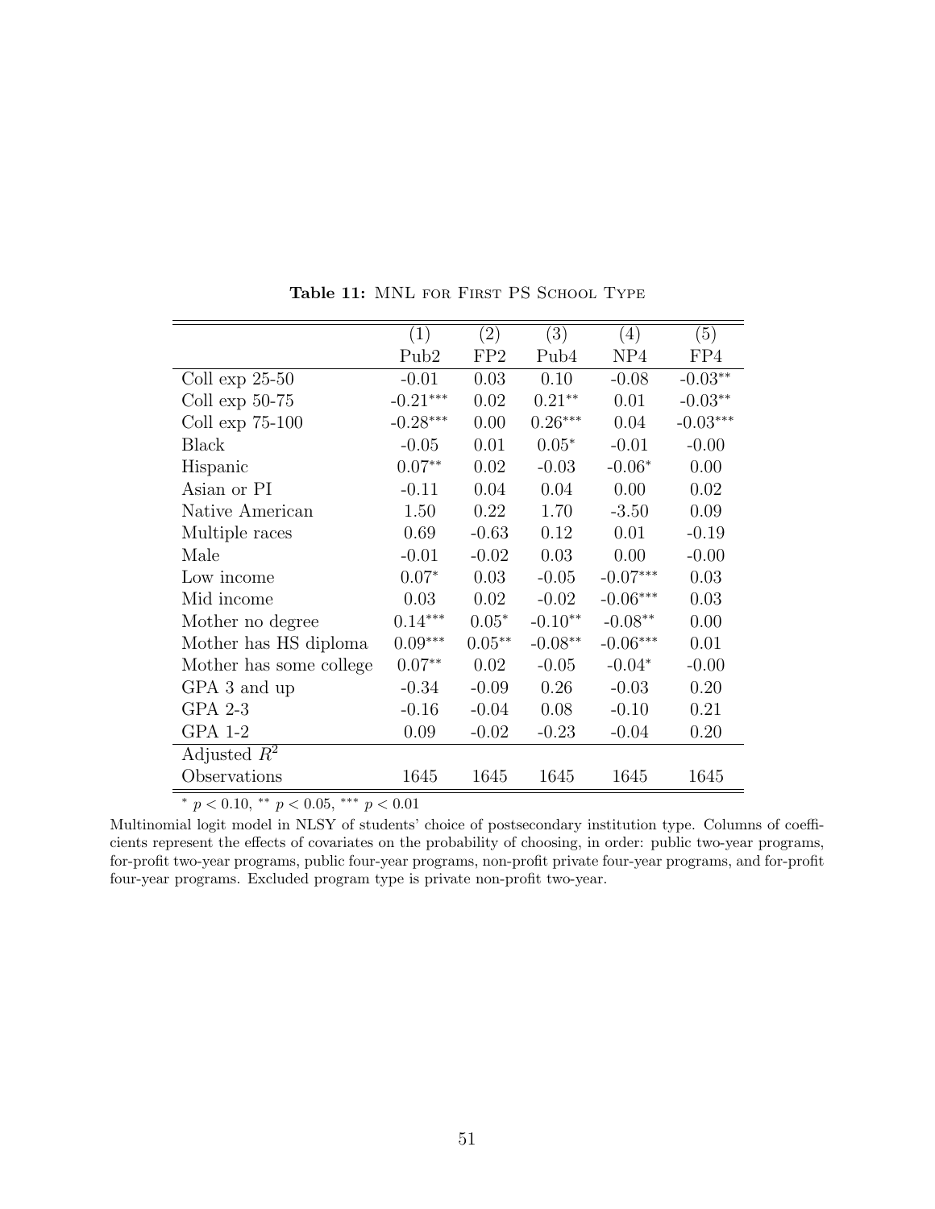**Table 11:** MNL for First PS School Type

| | (1) | (2) | (3) | (4) | (5) |
|---|---|---|---|---|---|
| | Pub2 | FP2 | Pub4 | NP4 | FP4 |
| Coll exp 25-50 | -0.01 | 0.03 | 0.10 | -0.08 | -0.03** |
| Coll exp 50-75 | -0.21*** | 0.02 | 0.21** | 0.01 | -0.03** |
| Coll exp 75-100 | -0.28*** | 0.00 | 0.26*** | 0.04 | -0.03*** |
| Black | -0.05 | 0.01 | 0.05* | -0.01 | -0.00 |
| Hispanic | 0.07** | 0.02 | -0.03 | -0.06* | 0.00 |
| Asian or PI | -0.11 | 0.04 | 0.04 | 0.00 | 0.02 |
| Native American | 1.50 | 0.22 | 1.70 | -3.50 | 0.09 |
| Multiple races | 0.69 | -0.63 | 0.12 | 0.01 | -0.19 |
| Male | -0.01 | -0.02 | 0.03 | 0.00 | -0.00 |
| Low income | 0.07* | 0.03 | -0.05 | -0.07*** | 0.03 |
| Mid income | 0.03 | 0.02 | -0.02 | -0.06*** | 0.03 |
| Mother no degree | 0.14*** | 0.05* | -0.10** | -0.08** | 0.00 |
| Mother has HS diploma | 0.09*** | 0.05** | -0.08** | -0.06*** | 0.01 |
| Mother has some college | 0.07** | 0.02 | -0.05 | -0.04* | -0.00 |
| GPA 3 and up | -0.34 | -0.09 | 0.26 | -0.03 | 0.20 |
| GPA 2-3 | -0.16 | -0.04 | 0.08 | -0.10 | 0.21 |
| GPA 1-2 | 0.09 | -0.02 | -0.23 | -0.04 | 0.20 |
| Adjusted $R^2$ | | | | | |
| Observations | 1645 | 1645 | 1645 | 1645 | 1645 |

* $p < 0.10$, ** $p < 0.05$, *** $p < 0.01$

Multinomial logit model in NLSY of students' choice of postsecondary institution type. Columns of coefficients represent the effects of covariates on the probability of choosing, in order: public two-year programs, for-profit two-year programs, public four-year programs, non-profit private four-year programs, and for-profit four-year programs. Excluded program type is private non-profit two-year.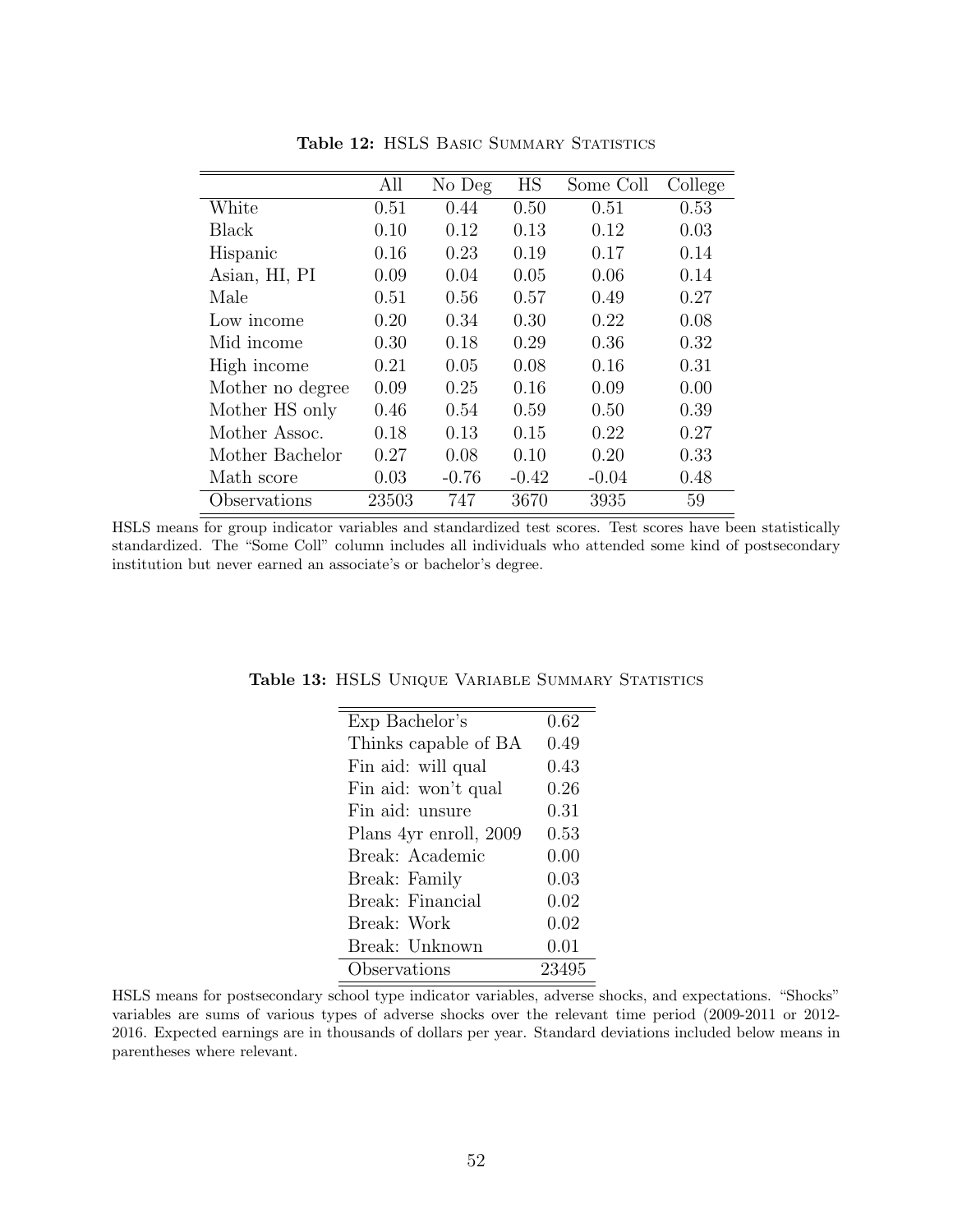**Table 12:** HSLS Basic Summary Statistics

| | All | No Deg | HS | Some Coll | College |
|---|---|---|---|---|---|
| White | 0.51 | 0.44 | 0.50 | 0.51 | 0.53 |
| Black | 0.10 | 0.12 | 0.13 | 0.12 | 0.03 |
| Hispanic | 0.16 | 0.23 | 0.19 | 0.17 | 0.14 |
| Asian, HI, PI | 0.09 | 0.04 | 0.05 | 0.06 | 0.14 |
| Male | 0.51 | 0.56 | 0.57 | 0.49 | 0.27 |
| Low income | 0.20 | 0.34 | 0.30 | 0.22 | 0.08 |
| Mid income | 0.30 | 0.18 | 0.29 | 0.36 | 0.32 |
| High income | 0.21 | 0.05 | 0.08 | 0.16 | 0.31 |
| Mother no degree | 0.09 | 0.25 | 0.16 | 0.09 | 0.00 |
| Mother HS only | 0.46 | 0.54 | 0.59 | 0.50 | 0.39 |
| Mother Assoc. | 0.18 | 0.13 | 0.15 | 0.22 | 0.27 |
| Mother Bachelor | 0.27 | 0.08 | 0.10 | 0.20 | 0.33 |
| Math score | 0.03 | -0.76 | -0.42 | -0.04 | 0.48 |
| Observations | 23503 | 747 | 3670 | 3935 | 59 |

HSLS means for group indicator variables and standardized test scores. Test scores have been statistically standardized. The "Some Coll" column includes all individuals who attended some kind of postsecondary institution but never earned an associate's or bachelor's degree.

**Table 13:** HSLS Unique Variable Summary Statistics

| | |
|---|---|
| Exp Bachelor's | 0.62 |
| Thinks capable of BA | 0.49 |
| Fin aid: will qual | 0.43 |
| Fin aid: won't qual | 0.26 |
| Fin aid: unsure | 0.31 |
| Plans 4yr enroll, 2009 | 0.53 |
| Break: Academic | 0.00 |
| Break: Family | 0.03 |
| Break: Financial | 0.02 |
| Break: Work | 0.02 |
| Break: Unknown | 0.01 |
| Observations | 23495 |

HSLS means for postsecondary school type indicator variables, adverse shocks, and expectations. "Shocks" variables are sums of various types of adverse shocks over the relevant time period (2009-2011 or 2012-2016. Expected earnings are in thousands of dollars per year. Standard deviations included below means in parentheses where relevant.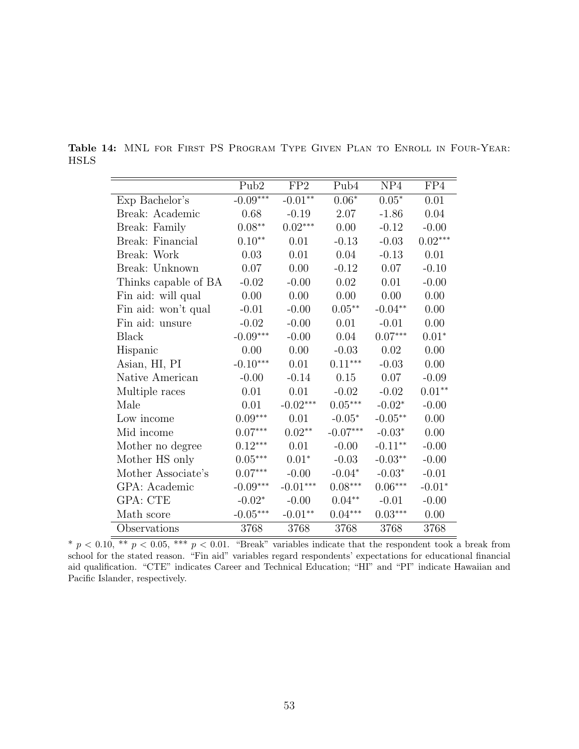**Table 14:** MNL for First PS Program Type Given Plan to Enroll in Four-Year: HSLS

| | Pub2 | FP2 | Pub4 | NP4 | FP4 |
|---|---|---|---|---|---|
| Exp Bachelor's | -0.09*** | -0.01** | 0.06* | 0.05* | 0.01 |
| Break: Academic | 0.68 | -0.19 | 2.07 | -1.86 | 0.04 |
| Break: Family | 0.08** | 0.02*** | 0.00 | -0.12 | -0.00 |
| Break: Financial | 0.10** | 0.01 | -0.13 | -0.03 | 0.02*** |
| Break: Work | 0.03 | 0.01 | 0.04 | -0.13 | 0.01 |
| Break: Unknown | 0.07 | 0.00 | -0.12 | 0.07 | -0.10 |
| Thinks capable of BA | -0.02 | -0.00 | 0.02 | 0.01 | -0.00 |
| Fin aid: will qual | 0.00 | 0.00 | 0.00 | 0.00 | 0.00 |
| Fin aid: won't qual | -0.01 | -0.00 | 0.05** | -0.04** | 0.00 |
| Fin aid: unsure | -0.02 | -0.00 | 0.01 | -0.01 | 0.00 |
| Black | -0.09*** | -0.00 | 0.04 | 0.07*** | 0.01* |
| Hispanic | 0.00 | 0.00 | -0.03 | 0.02 | 0.00 |
| Asian, HI, PI | -0.10*** | 0.01 | 0.11*** | -0.03 | 0.00 |
| Native American | -0.00 | -0.14 | 0.15 | 0.07 | -0.09 |
| Multiple races | 0.01 | 0.01 | -0.02 | -0.02 | 0.01** |
| Male | 0.01 | -0.02*** | 0.05*** | -0.02* | -0.00 |
| Low income | 0.09*** | 0.01 | -0.05* | -0.05** | 0.00 |
| Mid income | 0.07*** | 0.02** | -0.07*** | -0.03* | 0.00 |
| Mother no degree | 0.12*** | 0.01 | -0.00 | -0.11** | -0.00 |
| Mother HS only | 0.05*** | 0.01* | -0.03 | -0.03** | -0.00 |
| Mother Associate's | 0.07*** | -0.00 | -0.04* | -0.03* | -0.01 |
| GPA: Academic | -0.09*** | -0.01*** | 0.08*** | 0.06*** | -0.01* |
| GPA: CTE | -0.02* | -0.00 | 0.04** | -0.01 | -0.00 |
| Math score | -0.05*** | -0.01** | 0.04*** | 0.03*** | 0.00 |
| Observations | 3768 | 3768 | 3768 | 3768 | 3768 |

* $p < 0.10$, ** $p < 0.05$, *** $p < 0.01$. "Break" variables indicate that the respondent took a break from school for the stated reason. "Fin aid" variables regard respondents' expectations for educational financial aid qualification. "CTE" indicates Career and Technical Education; "HI" and "PI" indicate Hawaiian and Pacific Islander, respectively.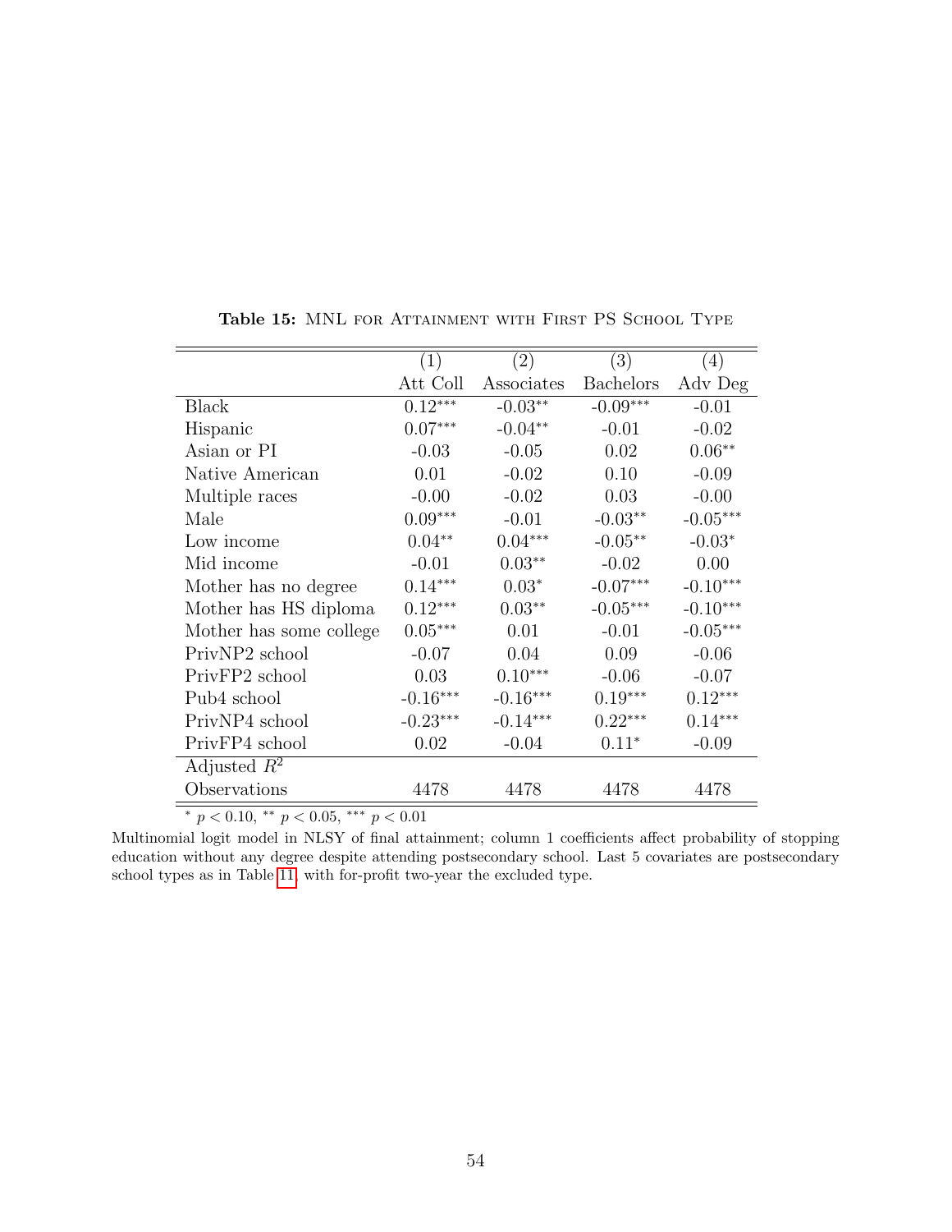**Table 15:** MNL for Attainment with First PS School Type

| | (1) | (2) | (3) | (4) |
|---|---|---|---|---|
| | Att Coll | Associates | Bachelors | Adv Deg |
| Black | $0.12^{***}$ | $-0.03^{**}$ | $-0.09^{***}$ | -0.01 |
| Hispanic | $0.07^{***}$ | $-0.04^{**}$ | -0.01 | -0.02 |
| Asian or PI | -0.03 | -0.05 | 0.02 | $0.06^{**}$ |
| Native American | 0.01 | -0.02 | 0.10 | -0.09 |
| Multiple races | -0.00 | -0.02 | 0.03 | -0.00 |
| Male | $0.09^{***}$ | -0.01 | $-0.03^{**}$ | $-0.05^{***}$ |
| Low income | $0.04^{**}$ | $0.04^{***}$ | $-0.05^{**}$ | $-0.03^{*}$ |
| Mid income | -0.01 | $0.03^{**}$ | -0.02 | 0.00 |
| Mother has no degree | $0.14^{***}$ | $0.03^{*}$ | $-0.07^{***}$ | $-0.10^{***}$ |
| Mother has HS diploma | $0.12^{***}$ | $0.03^{**}$ | $-0.05^{***}$ | $-0.10^{***}$ |
| Mother has some college | $0.05^{***}$ | 0.01 | -0.01 | $-0.05^{***}$ |
| PrivNP2 school | -0.07 | 0.04 | 0.09 | -0.06 |
| PrivFP2 school | 0.03 | $0.10^{***}$ | -0.06 | -0.07 |
| Pub4 school | $-0.16^{***}$ | $-0.16^{***}$ | $0.19^{***}$ | $0.12^{***}$ |
| PrivNP4 school | $-0.23^{***}$ | $-0.14^{***}$ | $0.22^{***}$ | $0.14^{***}$ |
| PrivFP4 school | 0.02 | -0.04 | $0.11^{*}$ | -0.09 |
| Adjusted $R^2$ | | | | |
| Observations | 4478 | 4478 | 4478 | 4478 |

$^{*}$ $p < 0.10$, $^{**}$ $p < 0.05$, $^{***}$ $p < 0.01$

Multinomial logit model in NLSY of final attainment; column 1 coefficients affect probability of stopping education without any degree despite attending postsecondary school. Last 5 covariates are postsecondary school types as in Table 11, with for-profit two-year the excluded type.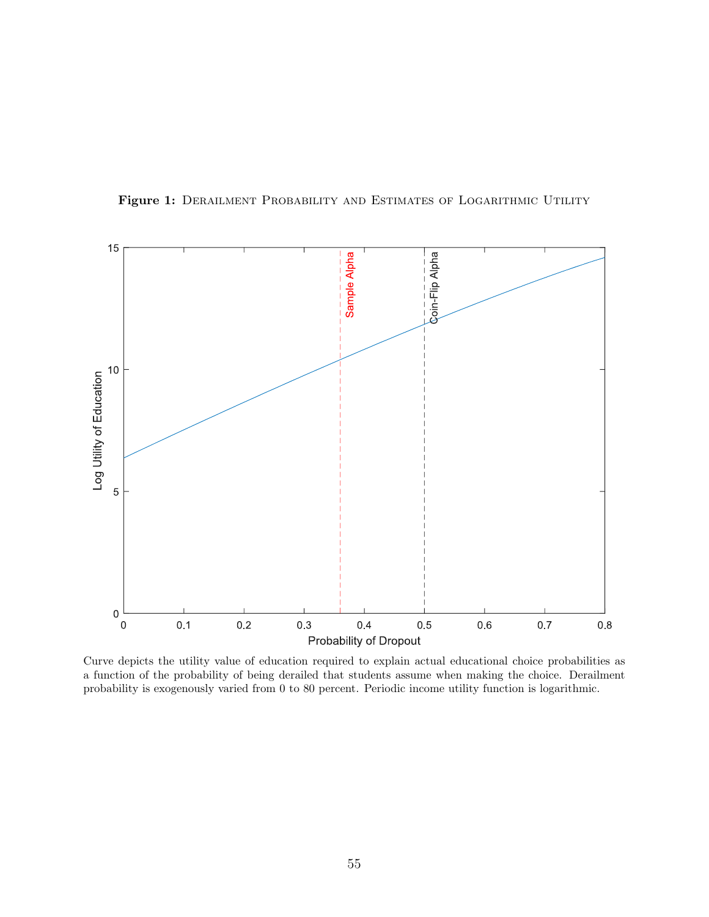**Figure 1:** Derailment Probability and Estimates of Logarithmic Utility

Curve depicts the utility value of education required to explain actual educational choice probabilities as a function of the probability of being derailed that students assume when making the choice. Derailment probability is exogenously varied from 0 to 80 percent. Periodic income utility function is logarithmic.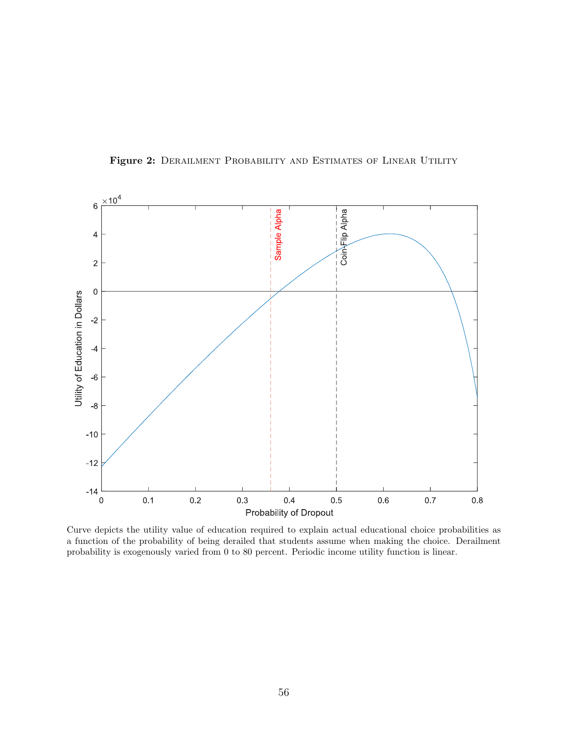**Figure 2:** Derailment Probability and Estimates of Linear Utility

Curve depicts the utility value of education required to explain actual educational choice probabilities as a function of the probability of being derailed that students assume when making the choice. Derailment probability is exogenously varied from 0 to 80 percent. Periodic income utility function is linear.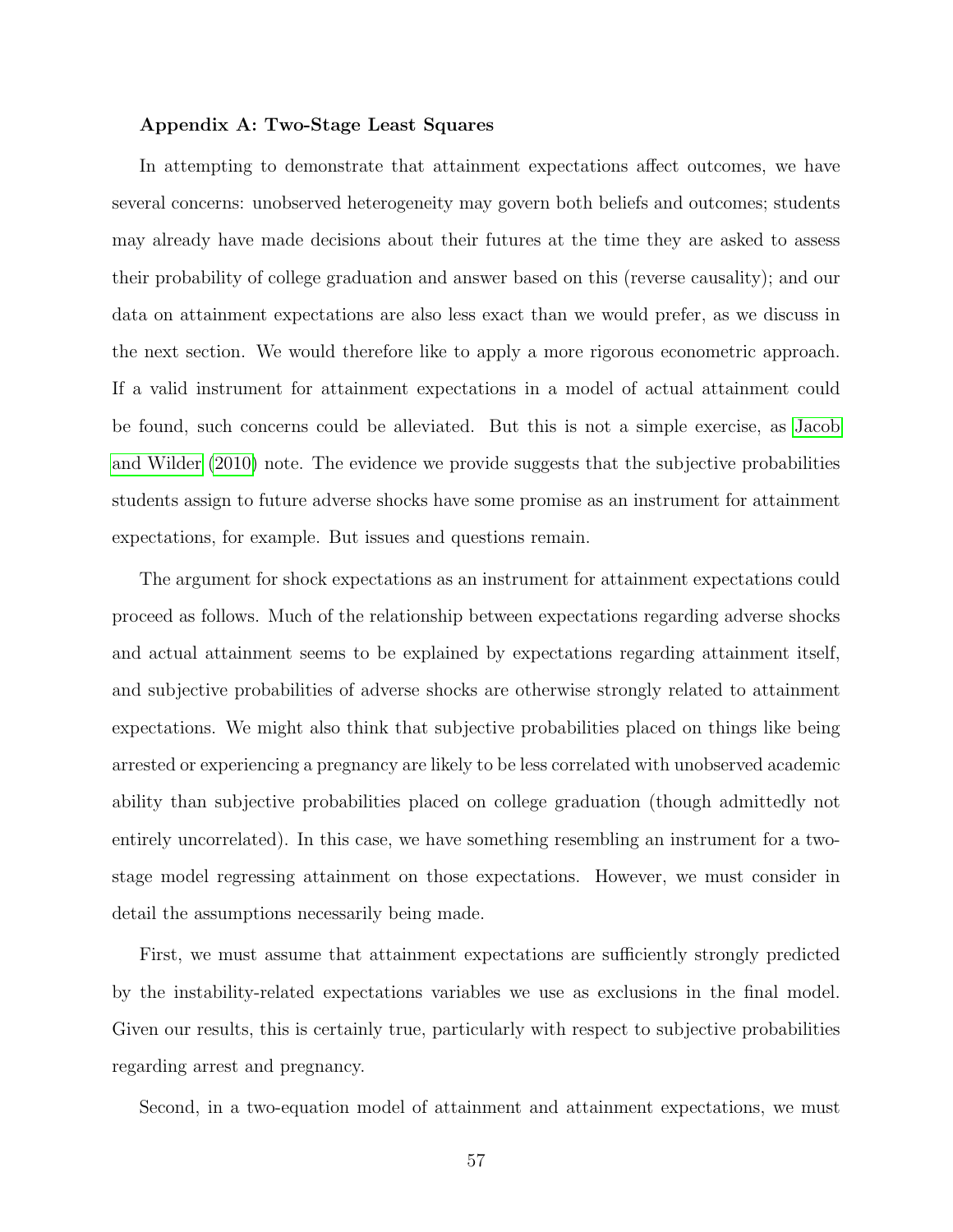**Appendix A: Two-Stage Least Squares**

In attempting to demonstrate that attainment expectations affect outcomes, we have several concerns: unobserved heterogeneity may govern both beliefs and outcomes; students may already have made decisions about their futures at the time they are asked to assess their probability of college graduation and answer based on this (reverse causality); and our data on attainment expectations are also less exact than we would prefer, as we discuss in the next section. We would therefore like to apply a more rigorous econometric approach. If a valid instrument for attainment expectations in a model of actual attainment could be found, such concerns could be alleviated. But this is not a simple exercise, as Jacob and Wilder (2010) note. The evidence we provide suggests that the subjective probabilities students assign to future adverse shocks have some promise as an instrument for attainment expectations, for example. But issues and questions remain.

The argument for shock expectations as an instrument for attainment expectations could proceed as follows. Much of the relationship between expectations regarding adverse shocks and actual attainment seems to be explained by expectations regarding attainment itself, and subjective probabilities of adverse shocks are otherwise strongly related to attainment expectations. We might also think that subjective probabilities placed on things like being arrested or experiencing a pregnancy are likely to be less correlated with unobserved academic ability than subjective probabilities placed on college graduation (though admittedly not entirely uncorrelated). In this case, we have something resembling an instrument for a two-stage model regressing attainment on those expectations. However, we must consider in detail the assumptions necessarily being made.

First, we must assume that attainment expectations are sufficiently strongly predicted by the instability-related expectations variables we use as exclusions in the final model. Given our results, this is certainly true, particularly with respect to subjective probabilities regarding arrest and pregnancy.

Second, in a two-equation model of attainment and attainment expectations, we must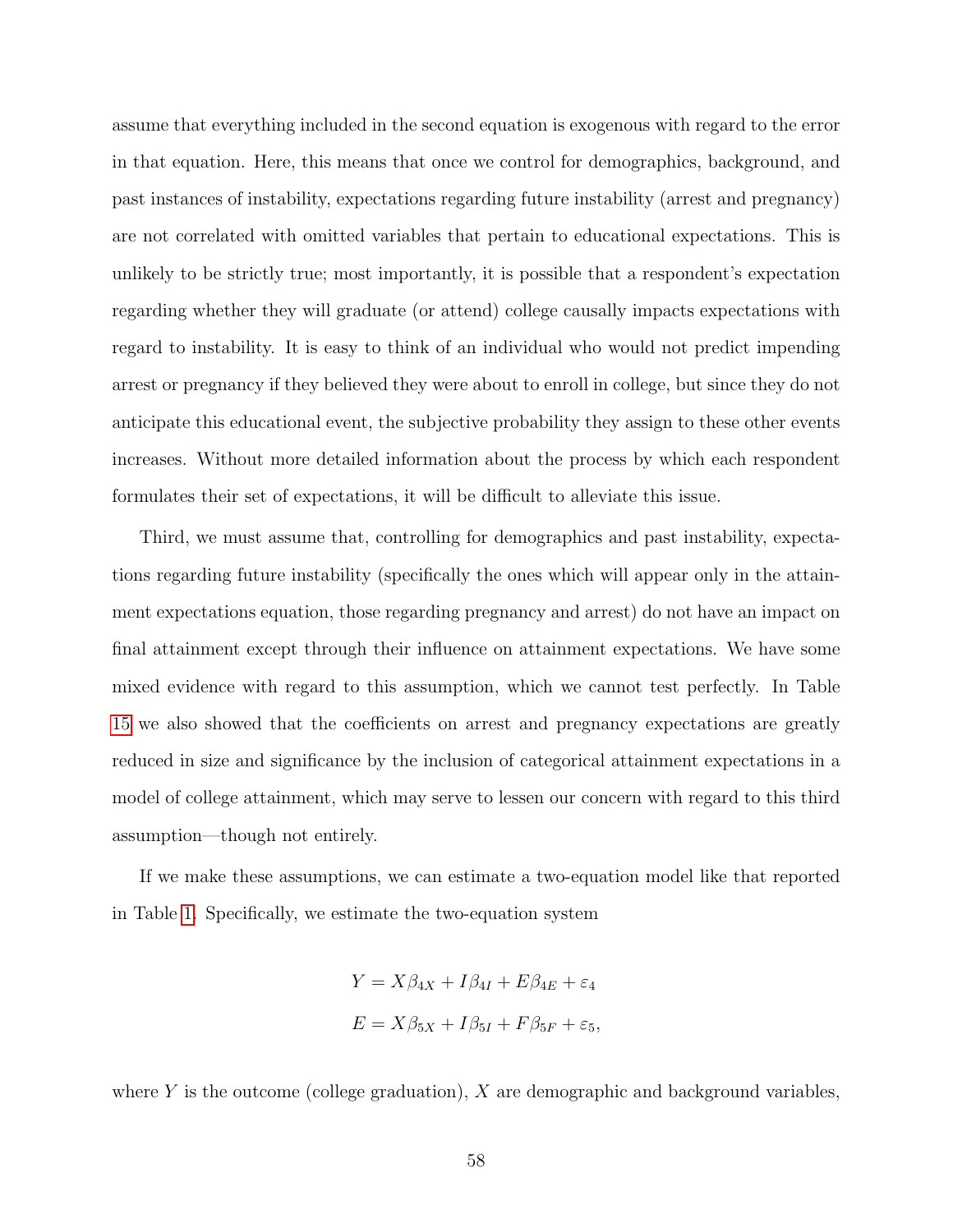assume that everything included in the second equation is exogenous with regard to the error in that equation. Here, this means that once we control for demographics, background, and past instances of instability, expectations regarding future instability (arrest and pregnancy) are not correlated with omitted variables that pertain to educational expectations. This is unlikely to be strictly true; most importantly, it is possible that a respondent's expectation regarding whether they will graduate (or attend) college causally impacts expectations with regard to instability. It is easy to think of an individual who would not predict impending arrest or pregnancy if they believed they were about to enroll in college, but since they do not anticipate this educational event, the subjective probability they assign to these other events increases. Without more detailed information about the process by which each respondent formulates their set of expectations, it will be difficult to alleviate this issue.

Third, we must assume that, controlling for demographics and past instability, expectations regarding future instability (specifically the ones which will appear only in the attainment expectations equation, those regarding pregnancy and arrest) do not have an impact on final attainment except through their influence on attainment expectations. We have some mixed evidence with regard to this assumption, which we cannot test perfectly. In Table 15 we also showed that the coefficients on arrest and pregnancy expectations are greatly reduced in size and significance by the inclusion of categorical attainment expectations in a model of college attainment, which may serve to lessen our concern with regard to this third assumption—though not entirely.

If we make these assumptions, we can estimate a two-equation model like that reported in Table 1. Specifically, we estimate the two-equation system

$$Y = X\beta_{4X} + I\beta_{4I} + E\beta_{4E} + \varepsilon_4$$

$$E = X\beta_{5X} + I\beta_{5I} + F\beta_{5F} + \varepsilon_5,$$

where $Y$ is the outcome (college graduation), $X$ are demographic and background variables,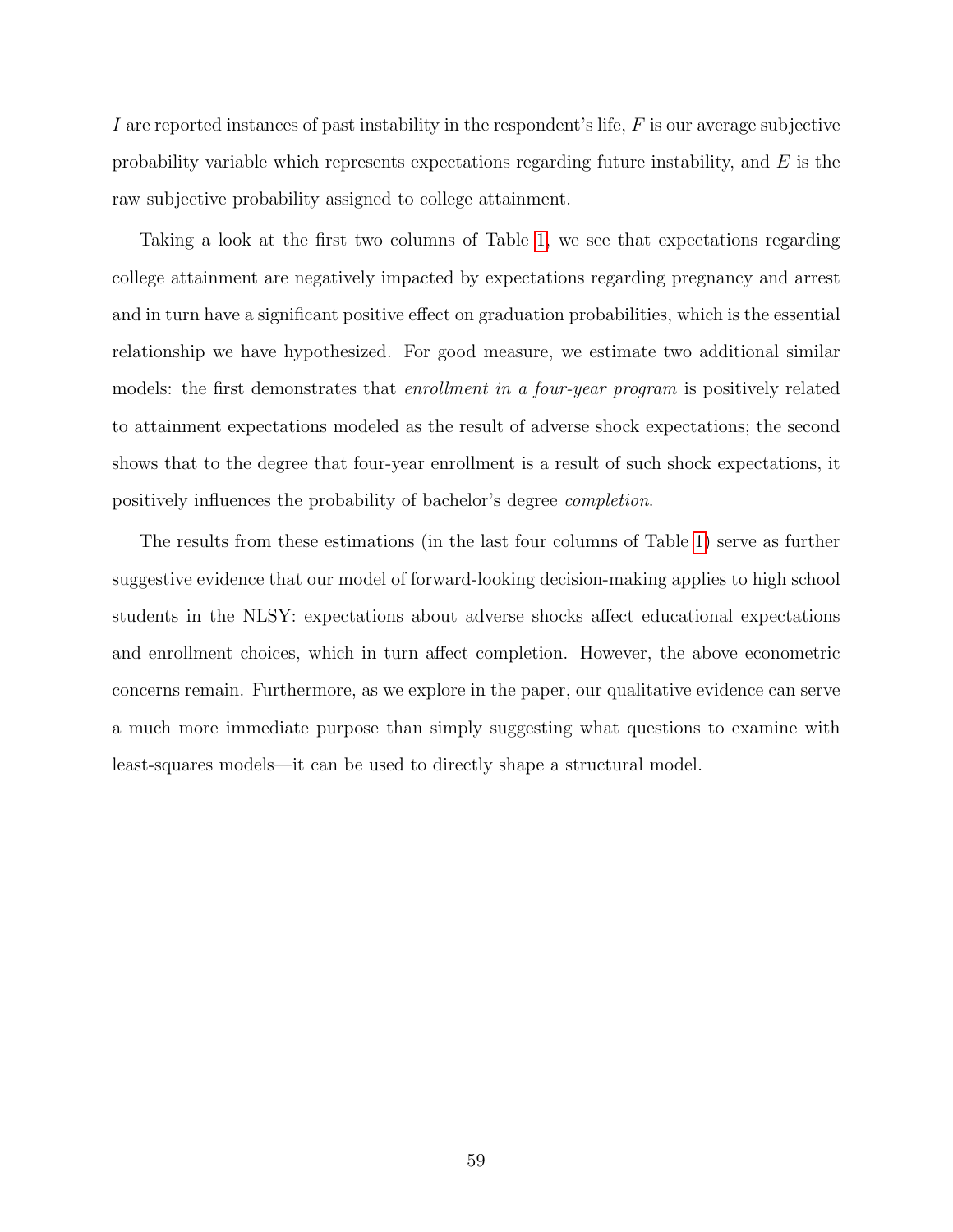$I$ are reported instances of past instability in the respondent's life, $F$ is our average subjective probability variable which represents expectations regarding future instability, and $E$ is the raw subjective probability assigned to college attainment.

Taking a look at the first two columns of Table 1, we see that expectations regarding college attainment are negatively impacted by expectations regarding pregnancy and arrest and in turn have a significant positive effect on graduation probabilities, which is the essential relationship we have hypothesized. For good measure, we estimate two additional similar models: the first demonstrates that *enrollment in a four-year program* is positively related to attainment expectations modeled as the result of adverse shock expectations; the second shows that to the degree that four-year enrollment is a result of such shock expectations, it positively influences the probability of bachelor's degree *completion*.

The results from these estimations (in the last four columns of Table 1) serve as further suggestive evidence that our model of forward-looking decision-making applies to high school students in the NLSY: expectations about adverse shocks affect educational expectations and enrollment choices, which in turn affect completion. However, the above econometric concerns remain. Furthermore, as we explore in the paper, our qualitative evidence can serve a much more immediate purpose than simply suggesting what questions to examine with least-squares models—it can be used to directly shape a structural model.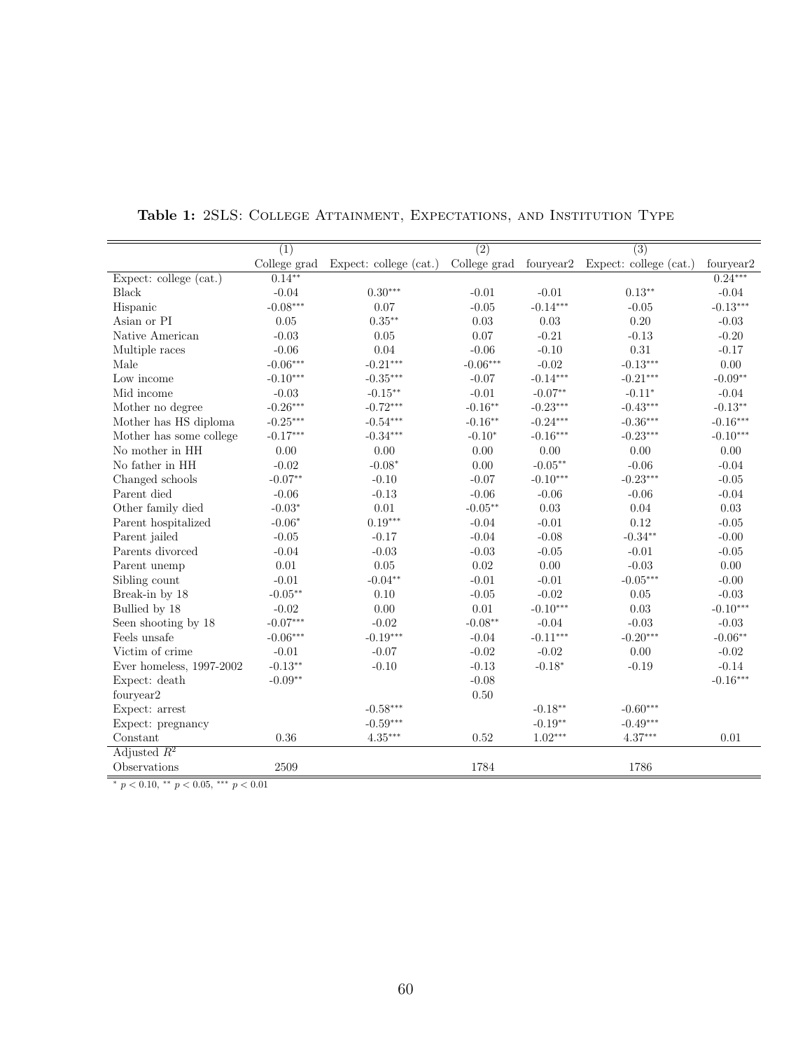**Table 1:** 2SLS: College Attainment, Expectations, and Institution Type

| | (1) | | (2) | | (3) | |
|---|---|---|---|---|---|---|
| | College grad | Expect: college (cat.) | College grad | fouryear2 | Expect: college (cat.) | fouryear2 |
| Expect: college (cat.) | 0.14** | | | | | 0.24*** |
| Black | -0.04 | 0.30*** | -0.01 | -0.01 | 0.13** | -0.04 |
| Hispanic | -0.08*** | 0.07 | -0.05 | -0.14*** | -0.05 | -0.13*** |
| Asian or PI | 0.05 | 0.35** | 0.03 | 0.03 | 0.20 | -0.03 |
| Native American | -0.03 | 0.05 | 0.07 | -0.21 | -0.13 | -0.20 |
| Multiple races | -0.06 | 0.04 | -0.06 | -0.10 | 0.31 | -0.17 |
| Male | -0.06*** | -0.21*** | -0.06*** | -0.02 | -0.13*** | 0.00 |
| Low income | -0.10*** | -0.35*** | -0.07 | -0.14*** | -0.21*** | -0.09** |
| Mid income | -0.03 | -0.15** | -0.01 | -0.07** | -0.11* | -0.04 |
| Mother no degree | -0.26*** | -0.72*** | -0.16** | -0.23*** | -0.43*** | -0.13** |
| Mother has HS diploma | -0.25*** | -0.54*** | -0.16** | -0.24*** | -0.36*** | -0.16*** |
| Mother has some college | -0.17*** | -0.34*** | -0.10* | -0.16*** | -0.23*** | -0.10*** |
| No mother in HH | 0.00 | 0.00 | 0.00 | 0.00 | 0.00 | 0.00 |
| No father in HH | -0.02 | -0.08* | 0.00 | -0.05** | -0.06 | -0.04 |
| Changed schools | -0.07** | -0.10 | -0.07 | -0.10*** | -0.23*** | -0.05 |
| Parent died | -0.06 | -0.13 | -0.06 | -0.06 | -0.06 | -0.04 |
| Other family died | -0.03* | 0.01 | -0.05** | 0.03 | 0.04 | 0.03 |
| Parent hospitalized | -0.06* | 0.19*** | -0.04 | -0.01 | 0.12 | -0.05 |
| Parent jailed | -0.05 | -0.17 | -0.04 | -0.08 | -0.34** | -0.00 |
| Parents divorced | -0.04 | -0.03 | -0.03 | -0.05 | -0.01 | -0.05 |
| Parent unemp | 0.01 | 0.05 | 0.02 | 0.00 | -0.03 | 0.00 |
| Sibling count | -0.01 | -0.04** | -0.01 | -0.01 | -0.05*** | -0.00 |
| Break-in by 18 | -0.05** | 0.10 | -0.05 | -0.02 | 0.05 | -0.03 |
| Bullied by 18 | -0.02 | 0.00 | 0.01 | -0.10*** | 0.03 | -0.10*** |
| Seen shooting by 18 | -0.07*** | -0.02 | -0.08** | -0.04 | -0.03 | -0.03 |
| Feels unsafe | -0.06*** | -0.19*** | -0.04 | -0.11*** | -0.20*** | -0.06** |
| Victim of crime | -0.01 | -0.07 | -0.02 | -0.02 | 0.00 | -0.02 |
| Ever homeless, 1997-2002 | -0.13** | -0.10 | -0.13 | -0.18* | -0.19 | -0.14 |
| Expect: death | -0.09** | | -0.08 | | | -0.16*** |
| fouryear2 | | | 0.50 | | | |
| Expect: arrest | | -0.58*** | | -0.18** | -0.60*** | |
| Expect: pregnancy | | -0.59*** | | -0.19** | -0.49*** | |
| Constant | 0.36 | 4.35*** | 0.52 | 1.02*** | 4.37*** | 0.01 |
| Adjusted $R^2$ | | | | | | |
| Observations | 2509 | | 1784 | | 1786 | |

$^{*}$ $p < 0.10$, $^{**}$ $p < 0.05$, $^{***}$ $p < 0.01$